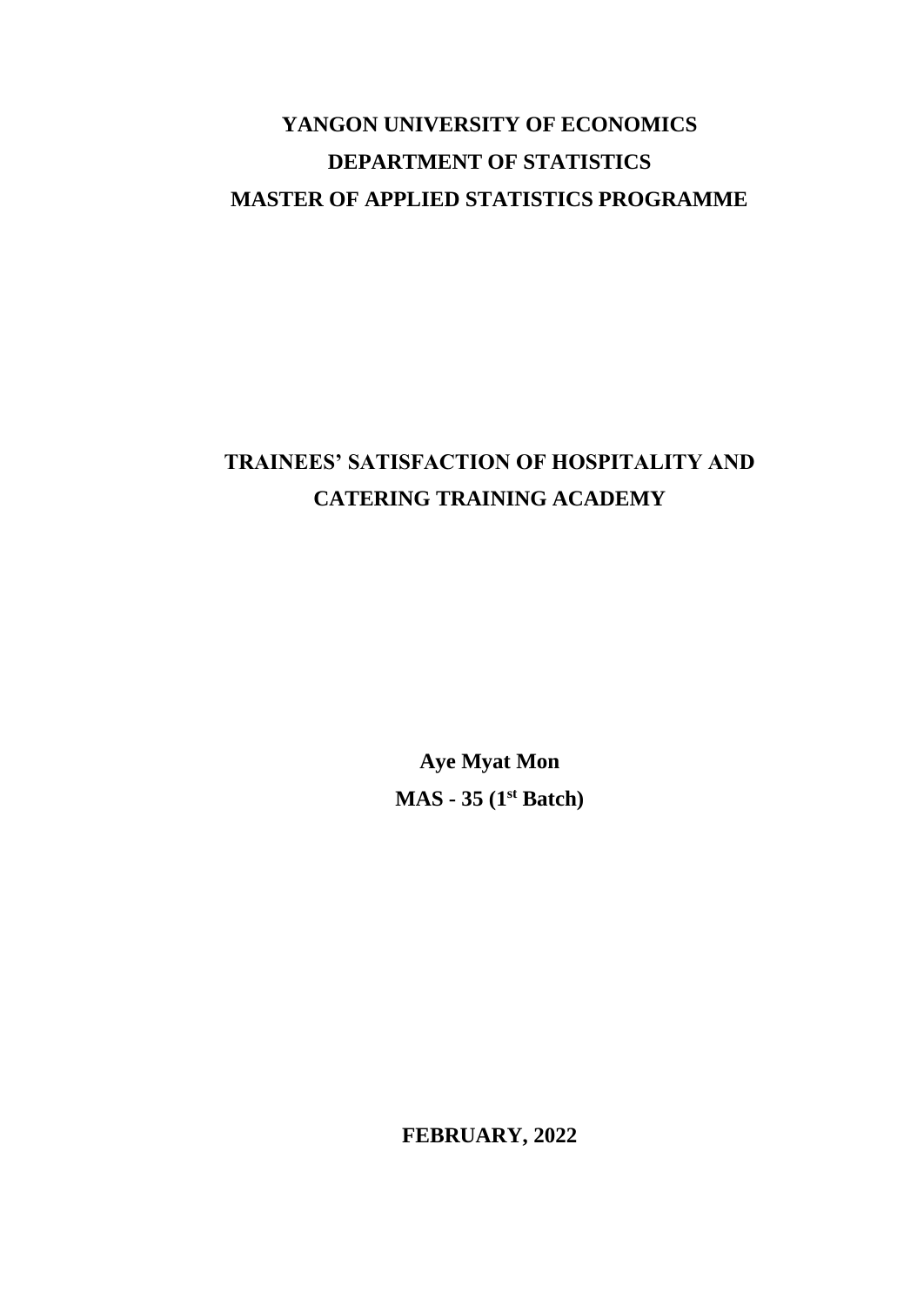**YANGON UNIVERSITY OF ECONOMICS**

**DEPARTMENT OF STATISTICS**

**MASTER OF APPLIED STATISTICS PROGRAMME**

# TRAINEES' SATISFACTION OF HOSPITALITY AND CATERING TRAINING ACADEMY

**Aye Myat Mon**

**MAS - 35 (1st Batch)**

**FEBRUARY, 2022**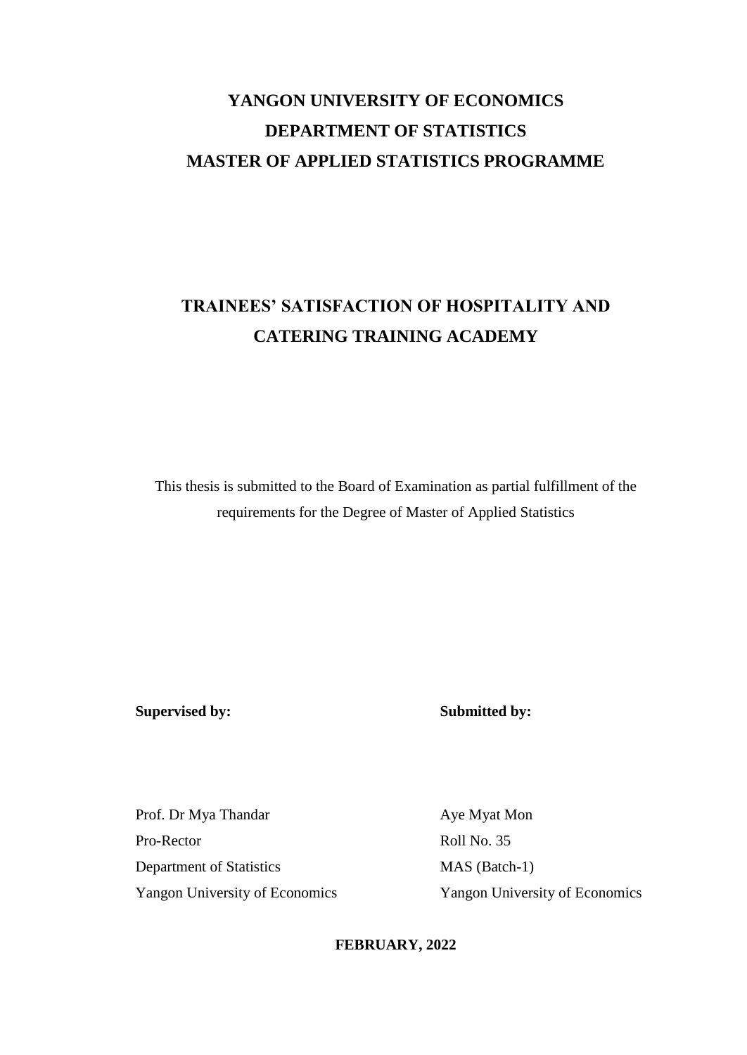**YANGON UNIVERSITY OF ECONOMICS**

**DEPARTMENT OF STATISTICS**

**MASTER OF APPLIED STATISTICS PROGRAMME**

# TRAINEES' SATISFACTION OF HOSPITALITY AND CATERING TRAINING ACADEMY

This thesis is submitted to the Board of Examination as partial fulfillment of the requirements for the Degree of Master of Applied Statistics

**Supervised by:**

Prof. Dr Mya Thandar
Pro-Rector
Department of Statistics
Yangon University of Economics

**Submitted by:**

Aye Myat Mon
Roll No. 35
MAS (Batch-1)
Yangon University of Economics

**FEBRUARY, 2022**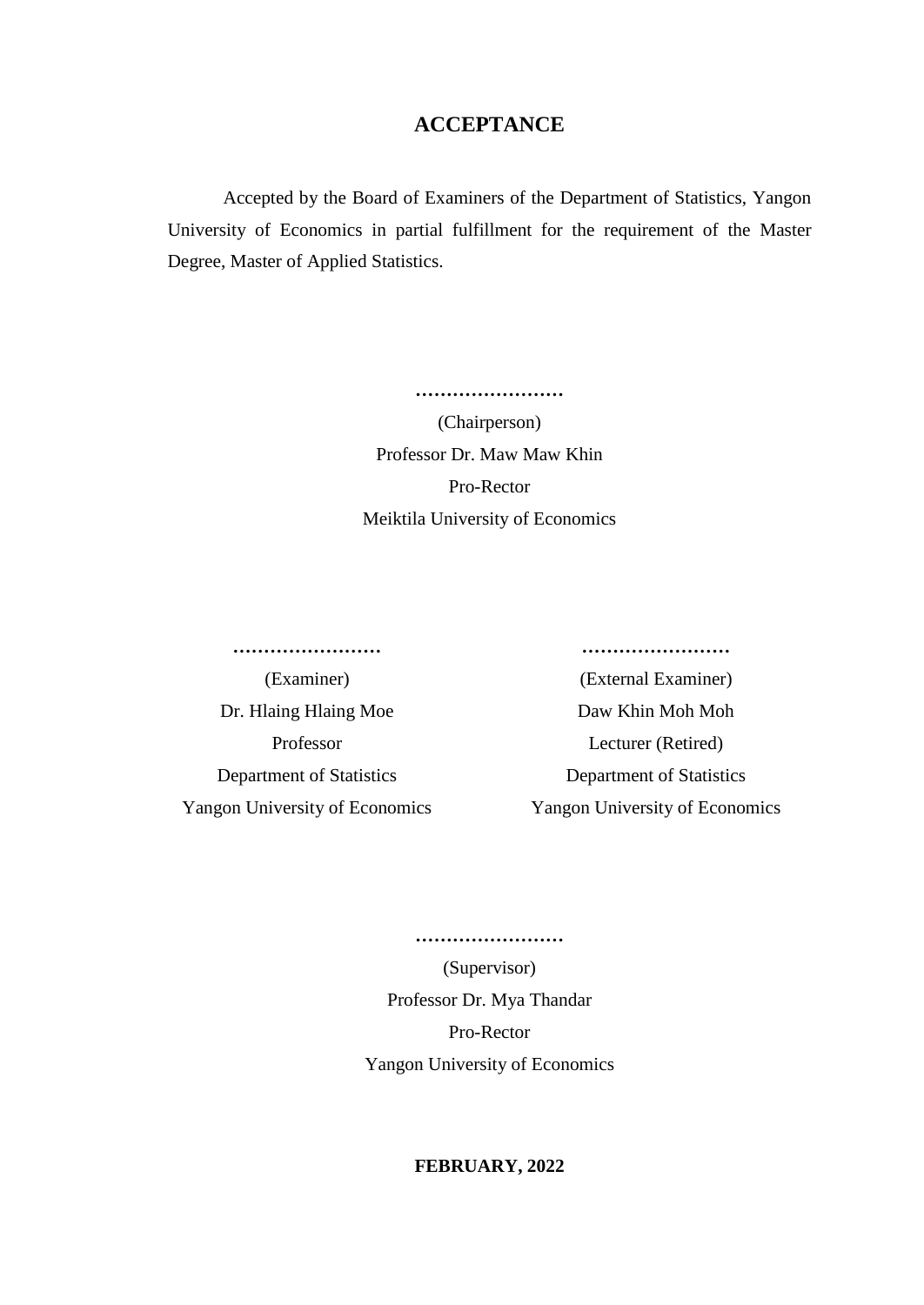# ACCEPTANCE

Accepted by the Board of Examiners of the Department of Statistics, Yangon University of Economics in partial fulfillment for the requirement of the Master Degree, Master of Applied Statistics.

……………………

(Chairperson)

Professor Dr. Maw Maw Khin

Pro-Rector

Meiktila University of Economics

……………………

(Examiner)

Dr. Hlaing Hlaing Moe

Professor

Department of Statistics

Yangon University of Economics

……………………

(External Examiner)

Daw Khin Moh Moh

Lecturer (Retired)

Department of Statistics

Yangon University of Economics

……………………

(Supervisor)

Professor Dr. Mya Thandar

Pro-Rector

Yangon University of Economics

**FEBRUARY, 2022**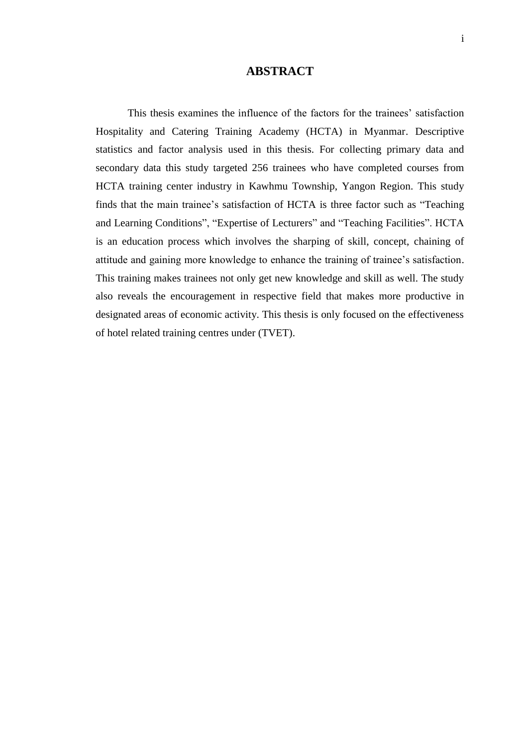# ABSTRACT

This thesis examines the influence of the factors for the trainees' satisfaction Hospitality and Catering Training Academy (HCTA) in Myanmar. Descriptive statistics and factor analysis used in this thesis. For collecting primary data and secondary data this study targeted 256 trainees who have completed courses from HCTA training center industry in Kawhmu Township, Yangon Region. This study finds that the main trainee's satisfaction of HCTA is three factor such as "Teaching and Learning Conditions", "Expertise of Lecturers" and "Teaching Facilities". HCTA is an education process which involves the sharping of skill, concept, chaining of attitude and gaining more knowledge to enhance the training of trainee's satisfaction. This training makes trainees not only get new knowledge and skill as well. The study also reveals the encouragement in respective field that makes more productive in designated areas of economic activity. This thesis is only focused on the effectiveness of hotel related training centres under (TVET).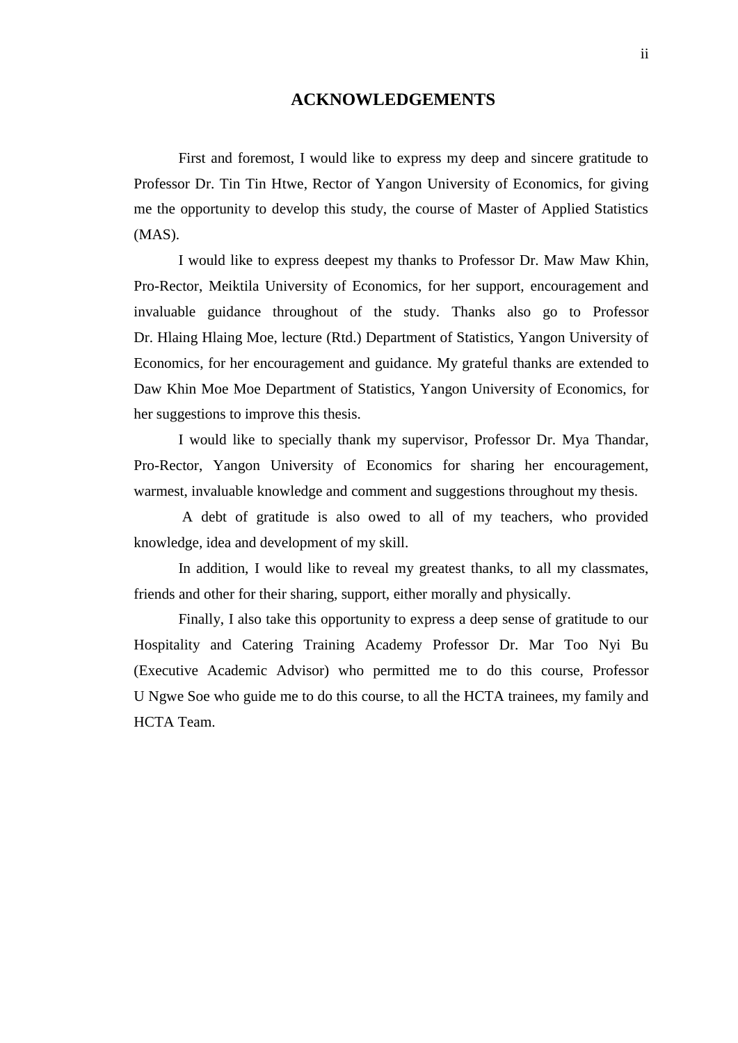# ACKNOWLEDGEMENTS

First and foremost, I would like to express my deep and sincere gratitude to Professor Dr. Tin Tin Htwe, Rector of Yangon University of Economics, for giving me the opportunity to develop this study, the course of Master of Applied Statistics (MAS).

I would like to express deepest my thanks to Professor Dr. Maw Maw Khin, Pro-Rector, Meiktila University of Economics, for her support, encouragement and invaluable guidance throughout of the study. Thanks also go to Professor Dr. Hlaing Hlaing Moe, lecture (Rtd.) Department of Statistics, Yangon University of Economics, for her encouragement and guidance. My grateful thanks are extended to Daw Khin Moe Moe Department of Statistics, Yangon University of Economics, for her suggestions to improve this thesis.

I would like to specially thank my supervisor, Professor Dr. Mya Thandar, Pro-Rector, Yangon University of Economics for sharing her encouragement, warmest, invaluable knowledge and comment and suggestions throughout my thesis.

A debt of gratitude is also owed to all of my teachers, who provided knowledge, idea and development of my skill.

In addition, I would like to reveal my greatest thanks, to all my classmates, friends and other for their sharing, support, either morally and physically.

Finally, I also take this opportunity to express a deep sense of gratitude to our Hospitality and Catering Training Academy Professor Dr. Mar Too Nyi Bu (Executive Academic Advisor) who permitted me to do this course, Professor U Ngwe Soe who guide me to do this course, to all the HCTA trainees, my family and HCTA Team.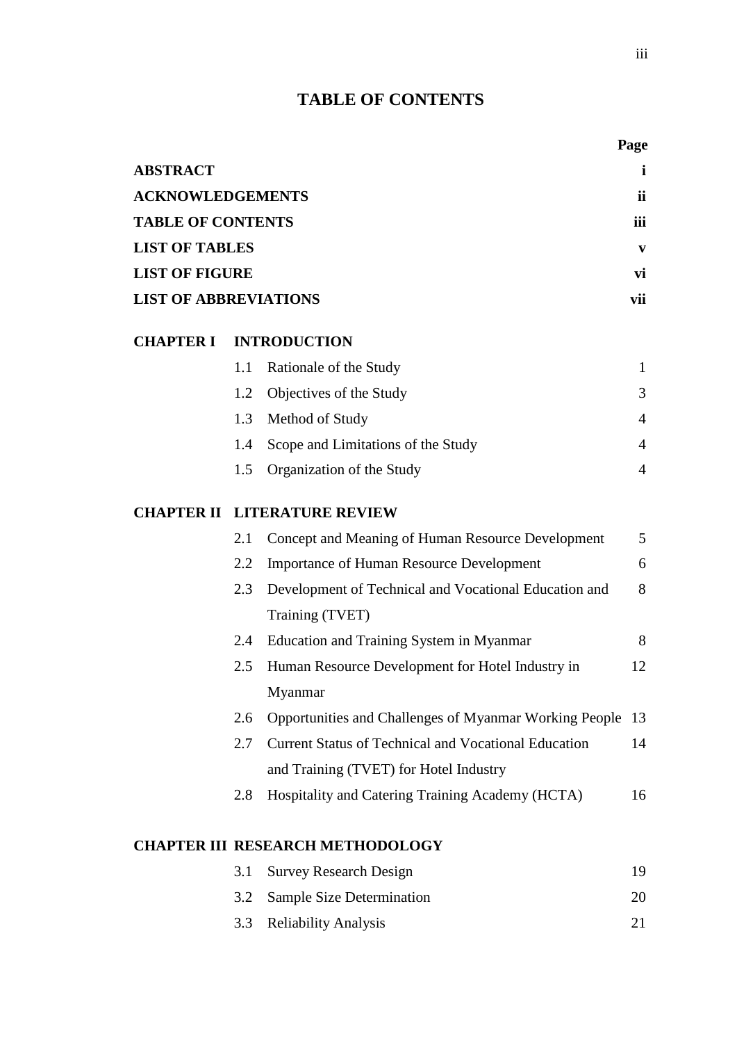# TABLE OF CONTENTS

| | | Page |
|---|---|---|
| **ABSTRACT** | | **i** |
| **ACKNOWLEDGEMENTS** | | **ii** |
| **TABLE OF CONTENTS** | | **iii** |
| **LIST OF TABLES** | | **v** |
| **LIST OF FIGURE** | | **vi** |
| **LIST OF ABBREVIATIONS** | | **vii** |
| **CHAPTER I** | **INTRODUCTION** | |
| | 1.1 Rationale of the Study | 1 |
| | 1.2 Objectives of the Study | 3 |
| | 1.3 Method of Study | 4 |
| | 1.4 Scope and Limitations of the Study | 4 |
| | 1.5 Organization of the Study | 4 |
| **CHAPTER II** | **LITERATURE REVIEW** | |
| | 2.1 Concept and Meaning of Human Resource Development | 5 |
| | 2.2 Importance of Human Resource Development | 6 |
| | 2.3 Development of Technical and Vocational Education and Training (TVET) | 8 |
| | 2.4 Education and Training System in Myanmar | 8 |
| | 2.5 Human Resource Development for Hotel Industry in Myanmar | 12 |
| | 2.6 Opportunities and Challenges of Myanmar Working People | 13 |
| | 2.7 Current Status of Technical and Vocational Education and Training (TVET) for Hotel Industry | 14 |
| | 2.8 Hospitality and Catering Training Academy (HCTA) | 16 |
| **CHAPTER III** | **RESEARCH METHODOLOGY** | |
| | 3.1 Survey Research Design | 19 |
| | 3.2 Sample Size Determination | 20 |
| | 3.3 Reliability Analysis | 21 |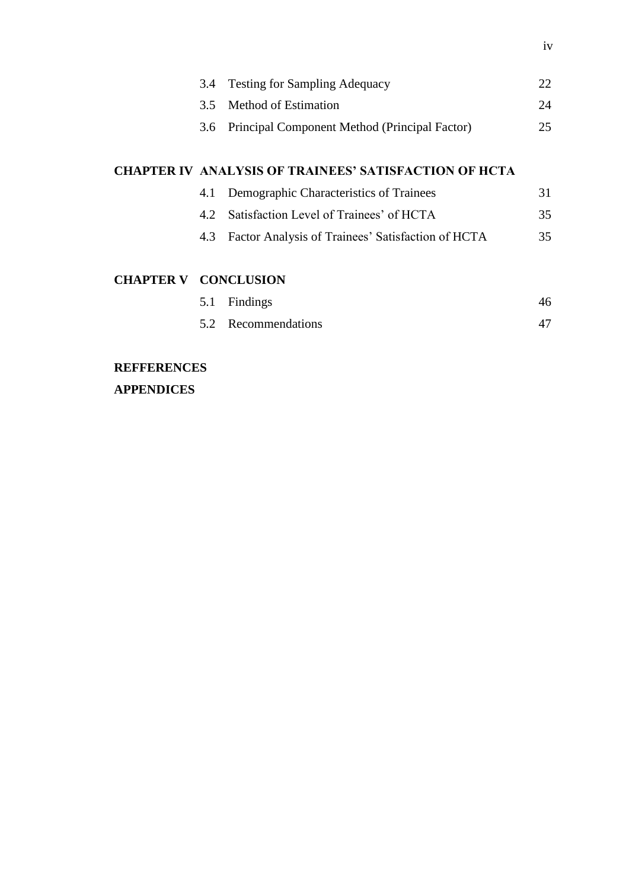| | | |
|---|---|---|
| 3.4 | Testing for Sampling Adequacy | 22 |
| 3.5 | Method of Estimation | 24 |
| 3.6 | Principal Component Method (Principal Factor) | 25 |

**CHAPTER IV ANALYSIS OF TRAINEES' SATISFACTION OF HCTA**

| | | |
|---|---|---|
| 4.1 | Demographic Characteristics of Trainees | 31 |
| 4.2 | Satisfaction Level of Trainees' of HCTA | 35 |
| 4.3 | Factor Analysis of Trainees' Satisfaction of HCTA | 35 |

**CHAPTER V CONCLUSION**

| | | |
|---|---|---|
| 5.1 | Findings | 46 |
| 5.2 | Recommendations | 47 |

**REFFERENCES**

**APPENDICES**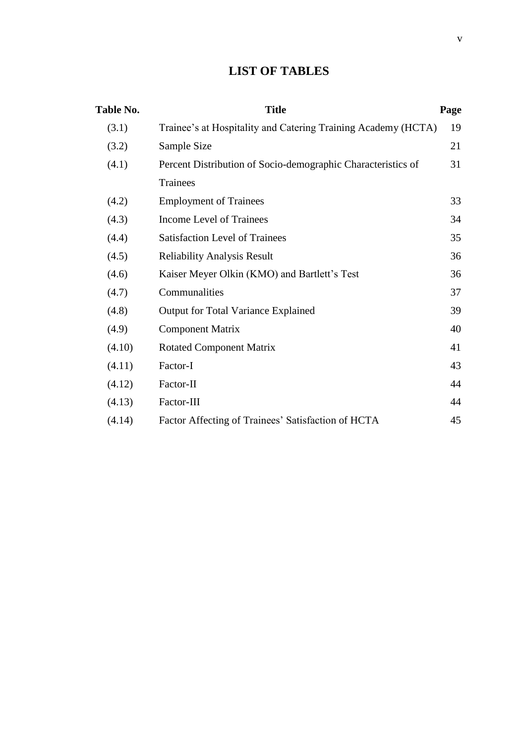# LIST OF TABLES

| Table No. | Title | Page |
|---|---|---|
| (3.1) | Trainee's at Hospitality and Catering Training Academy (HCTA) | 19 |
| (3.2) | Sample Size | 21 |
| (4.1) | Percent Distribution of Socio-demographic Characteristics of Trainees | 31 |
| (4.2) | Employment of Trainees | 33 |
| (4.3) | Income Level of Trainees | 34 |
| (4.4) | Satisfaction Level of Trainees | 35 |
| (4.5) | Reliability Analysis Result | 36 |
| (4.6) | Kaiser Meyer Olkin (KMO) and Bartlett's Test | 36 |
| (4.7) | Communalities | 37 |
| (4.8) | Output for Total Variance Explained | 39 |
| (4.9) | Component Matrix | 40 |
| (4.10) | Rotated Component Matrix | 41 |
| (4.11) | Factor-I | 43 |
| (4.12) | Factor-II | 44 |
| (4.13) | Factor-III | 44 |
| (4.14) | Factor Affecting of Trainees' Satisfaction of HCTA | 45 |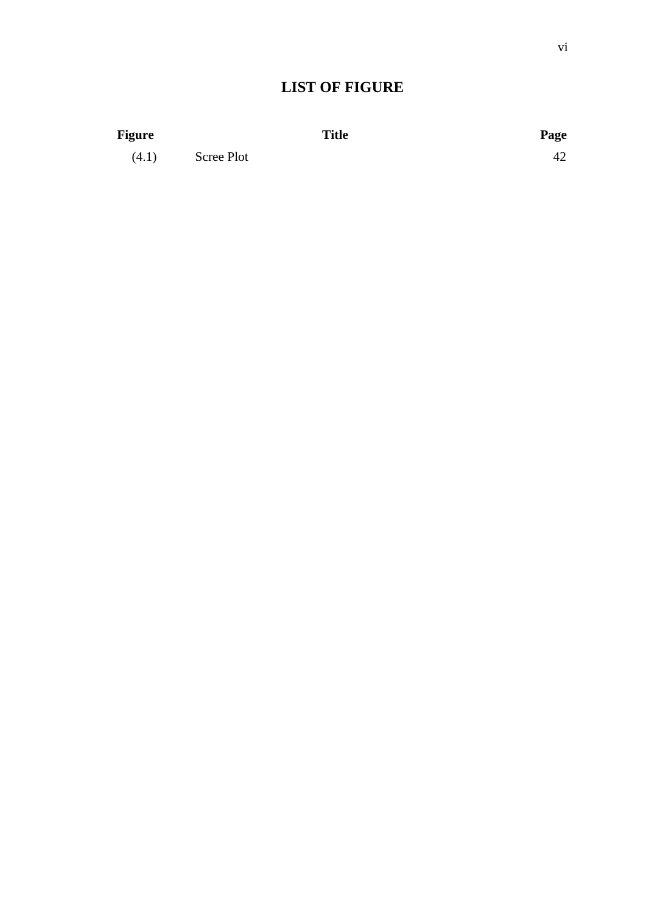# LIST OF FIGURE

| Figure | Title | Page |
| --- | --- | --- |
| (4.1) | Scree Plot | 42 |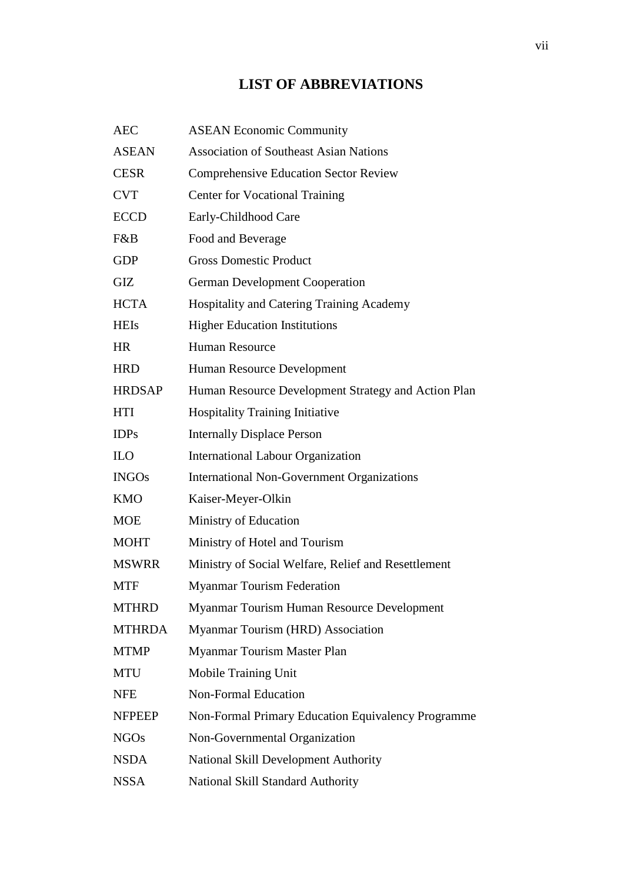# LIST OF ABBREVIATIONS

| | |
|---|---|
| AEC | ASEAN Economic Community |
| ASEAN | Association of Southeast Asian Nations |
| CESR | Comprehensive Education Sector Review |
| CVT | Center for Vocational Training |
| ECCD | Early-Childhood Care |
| F&B | Food and Beverage |
| GDP | Gross Domestic Product |
| GIZ | German Development Cooperation |
| HCTA | Hospitality and Catering Training Academy |
| HEIs | Higher Education Institutions |
| HR | Human Resource |
| HRD | Human Resource Development |
| HRDSAP | Human Resource Development Strategy and Action Plan |
| HTI | Hospitality Training Initiative |
| IDPs | Internally Displace Person |
| ILO | International Labour Organization |
| INGOs | International Non-Government Organizations |
| KMO | Kaiser-Meyer-Olkin |
| MOE | Ministry of Education |
| MOHT | Ministry of Hotel and Tourism |
| MSWRR | Ministry of Social Welfare, Relief and Resettlement |
| MTF | Myanmar Tourism Federation |
| MTHRD | Myanmar Tourism Human Resource Development |
| MTHRDA | Myanmar Tourism (HRD) Association |
| MTMP | Myanmar Tourism Master Plan |
| MTU | Mobile Training Unit |
| NFE | Non-Formal Education |
| NFPEEP | Non-Formal Primary Education Equivalency Programme |
| NGOs | Non-Governmental Organization |
| NSDA | National Skill Development Authority |
| NSSA | National Skill Standard Authority |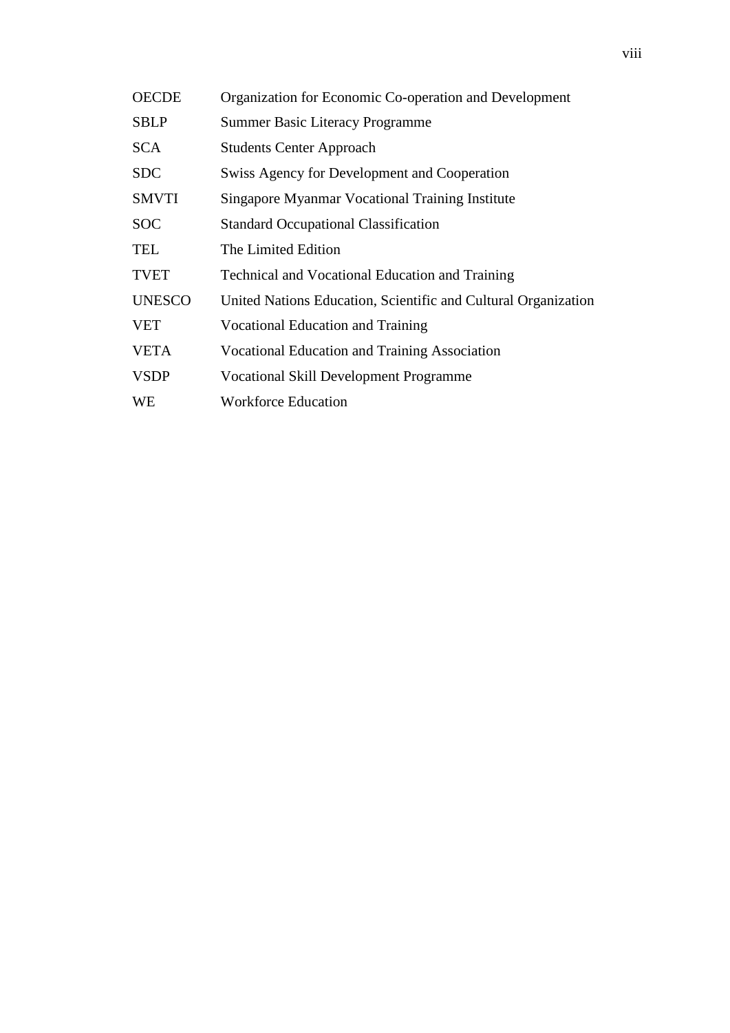| | |
|---|---|
| OECDE | Organization for Economic Co-operation and Development |
| SBLP | Summer Basic Literacy Programme |
| SCA | Students Center Approach |
| SDC | Swiss Agency for Development and Cooperation |
| SMVTI | Singapore Myanmar Vocational Training Institute |
| SOC | Standard Occupational Classification |
| TEL | The Limited Edition |
| TVET | Technical and Vocational Education and Training |
| UNESCO | United Nations Education, Scientific and Cultural Organization |
| VET | Vocational Education and Training |
| VETA | Vocational Education and Training Association |
| VSDP | Vocational Skill Development Programme |
| WE | Workforce Education |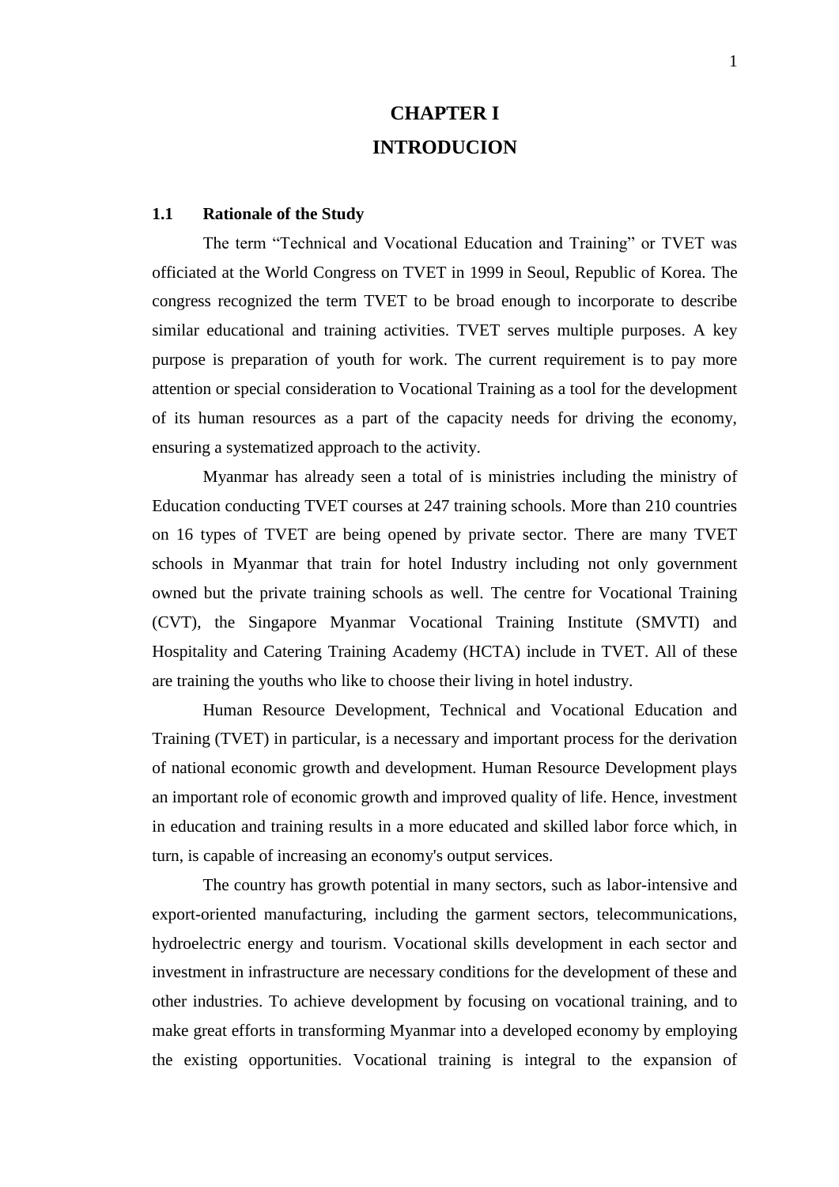# CHAPTER I

# INTRODUCION

## 1.1 Rationale of the Study

The term "Technical and Vocational Education and Training" or TVET was officiated at the World Congress on TVET in 1999 in Seoul, Republic of Korea. The congress recognized the term TVET to be broad enough to incorporate to describe similar educational and training activities. TVET serves multiple purposes. A key purpose is preparation of youth for work. The current requirement is to pay more attention or special consideration to Vocational Training as a tool for the development of its human resources as a part of the capacity needs for driving the economy, ensuring a systematized approach to the activity.

Myanmar has already seen a total of is ministries including the ministry of Education conducting TVET courses at 247 training schools. More than 210 countries on 16 types of TVET are being opened by private sector. There are many TVET schools in Myanmar that train for hotel Industry including not only government owned but the private training schools as well. The centre for Vocational Training (CVT), the Singapore Myanmar Vocational Training Institute (SMVTI) and Hospitality and Catering Training Academy (HCTA) include in TVET. All of these are training the youths who like to choose their living in hotel industry.

Human Resource Development, Technical and Vocational Education and Training (TVET) in particular, is a necessary and important process for the derivation of national economic growth and development. Human Resource Development plays an important role of economic growth and improved quality of life. Hence, investment in education and training results in a more educated and skilled labor force which, in turn, is capable of increasing an economy's output services.

The country has growth potential in many sectors, such as labor-intensive and export-oriented manufacturing, including the garment sectors, telecommunications, hydroelectric energy and tourism. Vocational skills development in each sector and investment in infrastructure are necessary conditions for the development of these and other industries. To achieve development by focusing on vocational training, and to make great efforts in transforming Myanmar into a developed economy by employing the existing opportunities. Vocational training is integral to the expansion of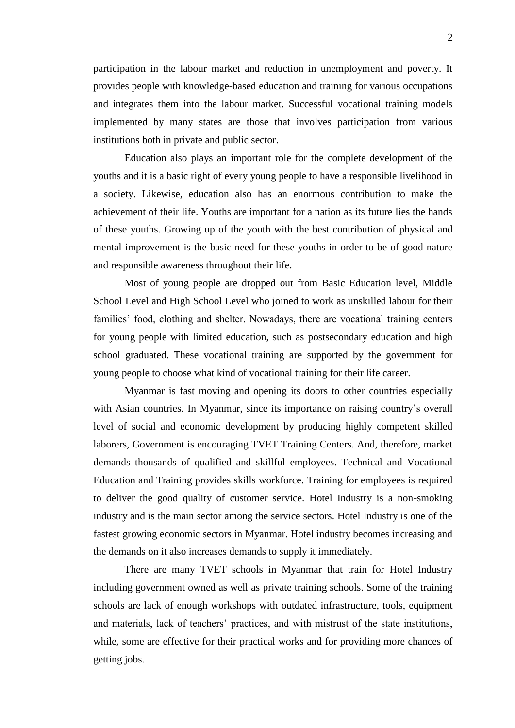participation in the labour market and reduction in unemployment and poverty. It provides people with knowledge-based education and training for various occupations and integrates them into the labour market. Successful vocational training models implemented by many states are those that involves participation from various institutions both in private and public sector.

Education also plays an important role for the complete development of the youths and it is a basic right of every young people to have a responsible livelihood in a society. Likewise, education also has an enormous contribution to make the achievement of their life. Youths are important for a nation as its future lies the hands of these youths. Growing up of the youth with the best contribution of physical and mental improvement is the basic need for these youths in order to be of good nature and responsible awareness throughout their life.

Most of young people are dropped out from Basic Education level, Middle School Level and High School Level who joined to work as unskilled labour for their families' food, clothing and shelter. Nowadays, there are vocational training centers for young people with limited education, such as postsecondary education and high school graduated. These vocational training are supported by the government for young people to choose what kind of vocational training for their life career.

Myanmar is fast moving and opening its doors to other countries especially with Asian countries. In Myanmar, since its importance on raising country's overall level of social and economic development by producing highly competent skilled laborers, Government is encouraging TVET Training Centers. And, therefore, market demands thousands of qualified and skillful employees. Technical and Vocational Education and Training provides skills workforce. Training for employees is required to deliver the good quality of customer service. Hotel Industry is a non-smoking industry and is the main sector among the service sectors. Hotel Industry is one of the fastest growing economic sectors in Myanmar. Hotel industry becomes increasing and the demands on it also increases demands to supply it immediately.

There are many TVET schools in Myanmar that train for Hotel Industry including government owned as well as private training schools. Some of the training schools are lack of enough workshops with outdated infrastructure, tools, equipment and materials, lack of teachers' practices, and with mistrust of the state institutions, while, some are effective for their practical works and for providing more chances of getting jobs.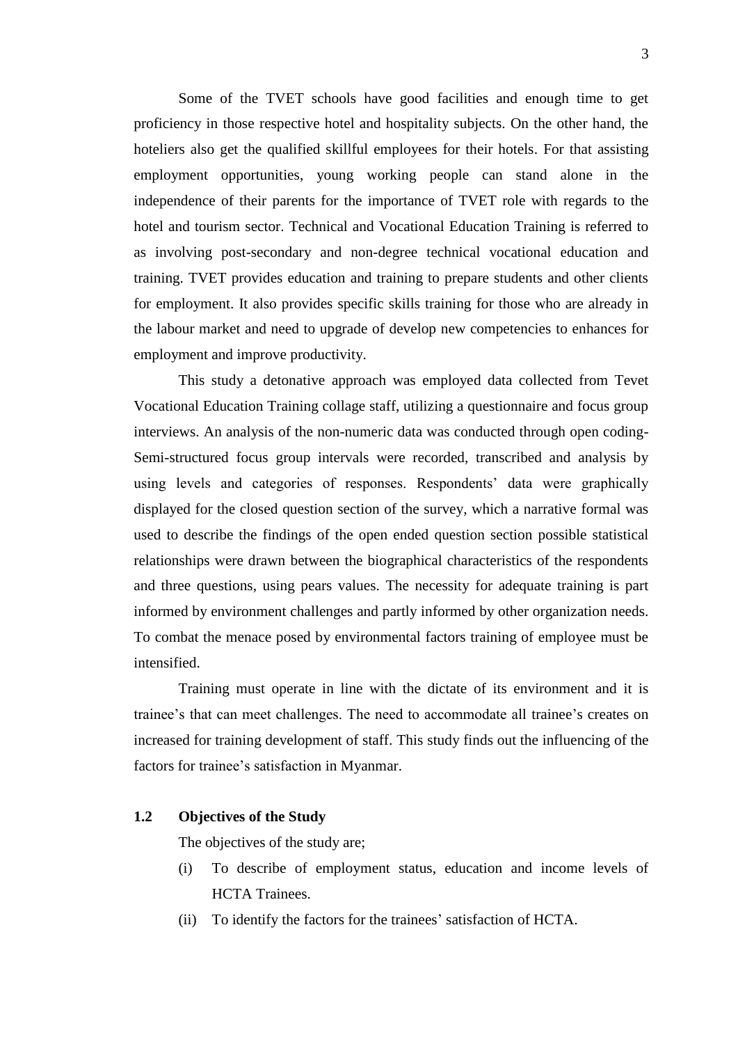Some of the TVET schools have good facilities and enough time to get proficiency in those respective hotel and hospitality subjects. On the other hand, the hoteliers also get the qualified skillful employees for their hotels. For that assisting employment opportunities, young working people can stand alone in the independence of their parents for the importance of TVET role with regards to the hotel and tourism sector. Technical and Vocational Education Training is referred to as involving post-secondary and non-degree technical vocational education and training. TVET provides education and training to prepare students and other clients for employment. It also provides specific skills training for those who are already in the labour market and need to upgrade of develop new competencies to enhances for employment and improve productivity.

This study a detonative approach was employed data collected from Tevet Vocational Education Training collage staff, utilizing a questionnaire and focus group interviews. An analysis of the non-numeric data was conducted through open coding-Semi-structured focus group intervals were recorded, transcribed and analysis by using levels and categories of responses. Respondents' data were graphically displayed for the closed question section of the survey, which a narrative formal was used to describe the findings of the open ended question section possible statistical relationships were drawn between the biographical characteristics of the respondents and three questions, using pears values. The necessity for adequate training is part informed by environment challenges and partly informed by other organization needs. To combat the menace posed by environmental factors training of employee must be intensified.

Training must operate in line with the dictate of its environment and it is trainee's that can meet challenges. The need to accommodate all trainee's creates on increased for training development of staff. This study finds out the influencing of the factors for trainee's satisfaction in Myanmar.

## 1.2 Objectives of the Study

The objectives of the study are;

(i) To describe of employment status, education and income levels of HCTA Trainees.

(ii) To identify the factors for the trainees' satisfaction of HCTA.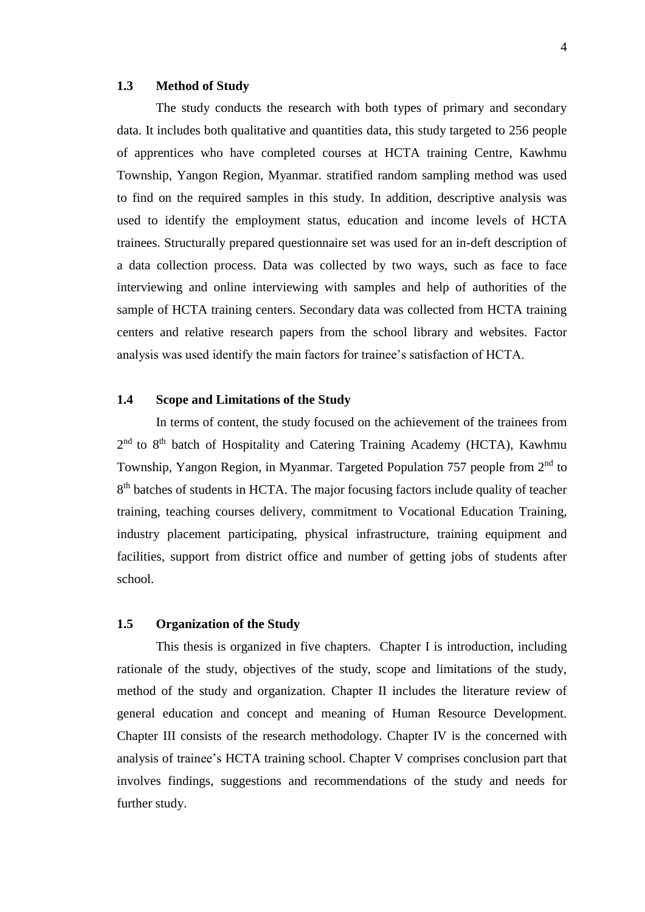### 1.3 Method of Study

The study conducts the research with both types of primary and secondary data. It includes both qualitative and quantities data, this study targeted to 256 people of apprentices who have completed courses at HCTA training Centre, Kawhmu Township, Yangon Region, Myanmar. stratified random sampling method was used to find on the required samples in this study. In addition, descriptive analysis was used to identify the employment status, education and income levels of HCTA trainees. Structurally prepared questionnaire set was used for an in-deft description of a data collection process. Data was collected by two ways, such as face to face interviewing and online interviewing with samples and help of authorities of the sample of HCTA training centers. Secondary data was collected from HCTA training centers and relative research papers from the school library and websites. Factor analysis was used identify the main factors for trainee's satisfaction of HCTA.

### 1.4 Scope and Limitations of the Study

In terms of content, the study focused on the achievement of the trainees from 2nd to 8th batch of Hospitality and Catering Training Academy (HCTA), Kawhmu Township, Yangon Region, in Myanmar. Targeted Population 757 people from 2nd to 8th batches of students in HCTA. The major focusing factors include quality of teacher training, teaching courses delivery, commitment to Vocational Education Training, industry placement participating, physical infrastructure, training equipment and facilities, support from district office and number of getting jobs of students after school.

### 1.5 Organization of the Study

This thesis is organized in five chapters. Chapter I is introduction, including rationale of the study, objectives of the study, scope and limitations of the study, method of the study and organization. Chapter II includes the literature review of general education and concept and meaning of Human Resource Development. Chapter III consists of the research methodology. Chapter IV is the concerned with analysis of trainee's HCTA training school. Chapter V comprises conclusion part that involves findings, suggestions and recommendations of the study and needs for further study.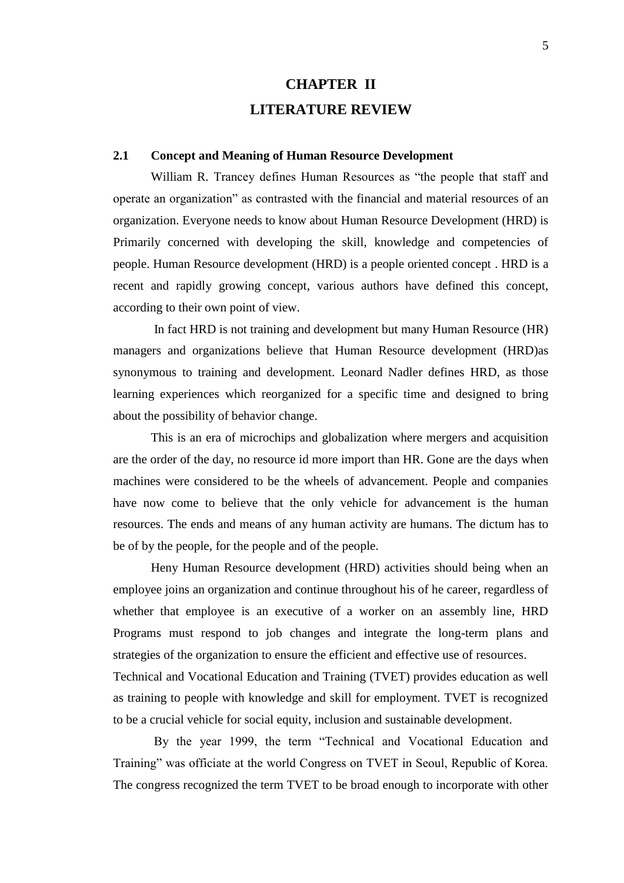# CHAPTER II

# LITERATURE REVIEW

## 2.1 Concept and Meaning of Human Resource Development

William R. Trancey defines Human Resources as "the people that staff and operate an organization" as contrasted with the financial and material resources of an organization. Everyone needs to know about Human Resource Development (HRD) is Primarily concerned with developing the skill, knowledge and competencies of people. Human Resource development (HRD) is a people oriented concept . HRD is a recent and rapidly growing concept, various authors have defined this concept, according to their own point of view.

In fact HRD is not training and development but many Human Resource (HR) managers and organizations believe that Human Resource development (HRD)as synonymous to training and development. Leonard Nadler defines HRD, as those learning experiences which reorganized for a specific time and designed to bring about the possibility of behavior change.

This is an era of microchips and globalization where mergers and acquisition are the order of the day, no resource id more import than HR. Gone are the days when machines were considered to be the wheels of advancement. People and companies have now come to believe that the only vehicle for advancement is the human resources. The ends and means of any human activity are humans. The dictum has to be of by the people, for the people and of the people.

Heny Human Resource development (HRD) activities should being when an employee joins an organization and continue throughout his of he career, regardless of whether that employee is an executive of a worker on an assembly line, HRD Programs must respond to job changes and integrate the long-term plans and strategies of the organization to ensure the efficient and effective use of resources.

Technical and Vocational Education and Training (TVET) provides education as well as training to people with knowledge and skill for employment. TVET is recognized to be a crucial vehicle for social equity, inclusion and sustainable development.

By the year 1999, the term "Technical and Vocational Education and Training" was officiate at the world Congress on TVET in Seoul, Republic of Korea. The congress recognized the term TVET to be broad enough to incorporate with other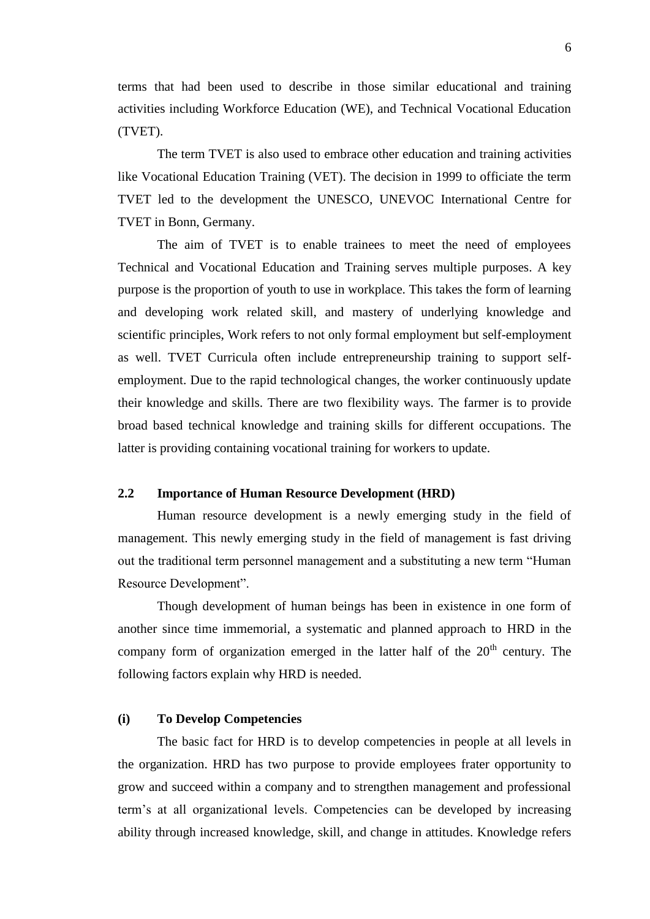terms that had been used to describe in those similar educational and training activities including Workforce Education (WE), and Technical Vocational Education (TVET).

The term TVET is also used to embrace other education and training activities like Vocational Education Training (VET). The decision in 1999 to officiate the term TVET led to the development the UNESCO, UNEVOC International Centre for TVET in Bonn, Germany.

The aim of TVET is to enable trainees to meet the need of employees Technical and Vocational Education and Training serves multiple purposes. A key purpose is the proportion of youth to use in workplace. This takes the form of learning and developing work related skill, and mastery of underlying knowledge and scientific principles, Work refers to not only formal employment but self-employment as well. TVET Curricula often include entrepreneurship training to support self-employment. Due to the rapid technological changes, the worker continuously update their knowledge and skills. There are two flexibility ways. The farmer is to provide broad based technical knowledge and training skills for different occupations. The latter is providing containing vocational training for workers to update.

## 2.2 Importance of Human Resource Development (HRD)

Human resource development is a newly emerging study in the field of management. This newly emerging study in the field of management is fast driving out the traditional term personnel management and a substituting a new term "Human Resource Development".

Though development of human beings has been in existence in one form of another since time immemorial, a systematic and planned approach to HRD in the company form of organization emerged in the latter half of the 20th century. The following factors explain why HRD is needed.

### (i) To Develop Competencies

The basic fact for HRD is to develop competencies in people at all levels in the organization. HRD has two purpose to provide employees frater opportunity to grow and succeed within a company and to strengthen management and professional term's at all organizational levels. Competencies can be developed by increasing ability through increased knowledge, skill, and change in attitudes. Knowledge refers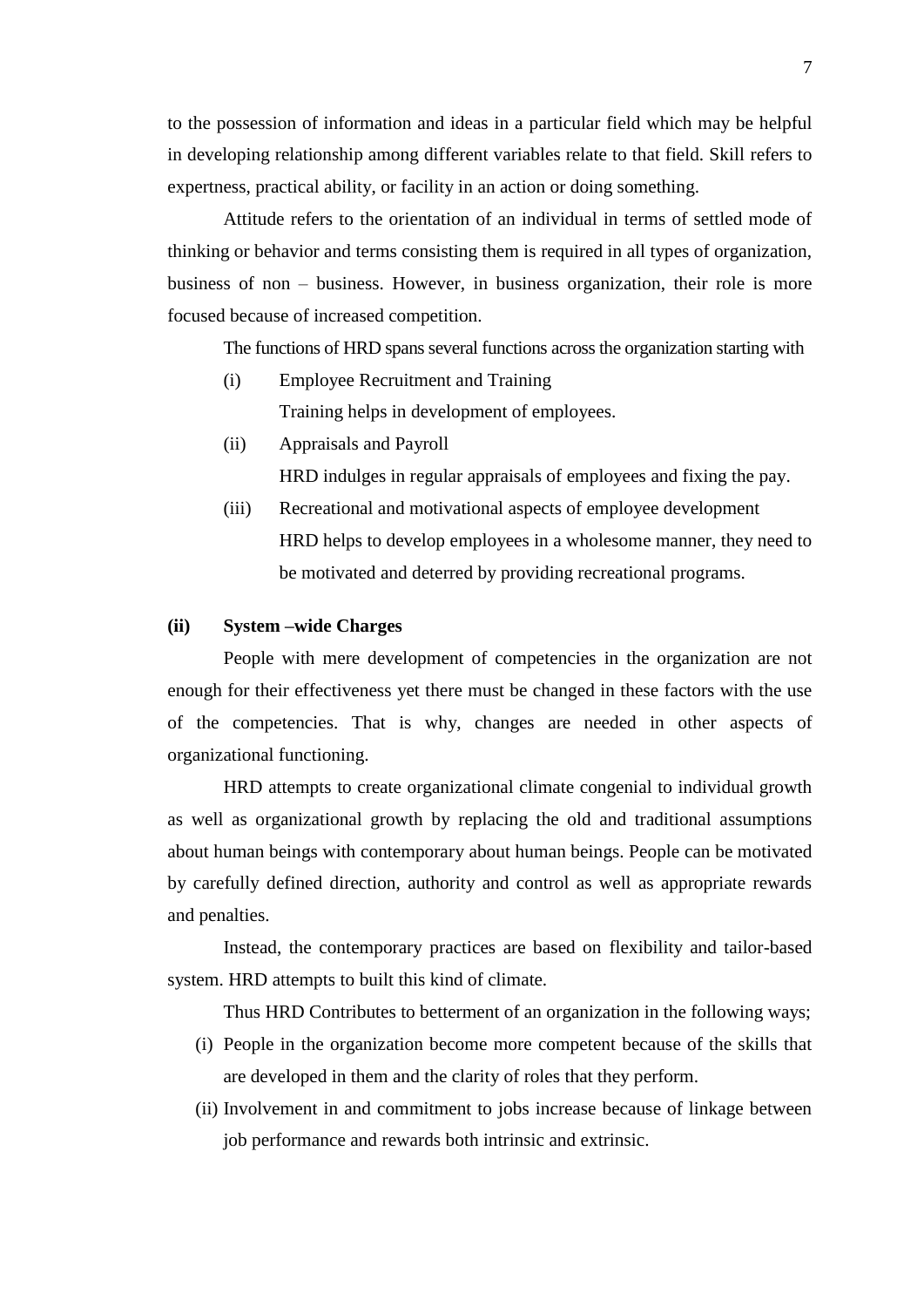to the possession of information and ideas in a particular field which may be helpful in developing relationship among different variables relate to that field. Skill refers to expertness, practical ability, or facility in an action or doing something.

Attitude refers to the orientation of an individual in terms of settled mode of thinking or behavior and terms consisting them is required in all types of organization, business of non – business. However, in business organization, their role is more focused because of increased competition.

The functions of HRD spans several functions across the organization starting with

(i) Employee Recruitment and Training
Training helps in development of employees.

(ii) Appraisals and Payroll
HRD indulges in regular appraisals of employees and fixing the pay.

(iii) Recreational and motivational aspects of employee development
HRD helps to develop employees in a wholesome manner, they need to be motivated and deterred by providing recreational programs.

**(ii) System –wide Charges**

People with mere development of competencies in the organization are not enough for their effectiveness yet there must be changed in these factors with the use of the competencies. That is why, changes are needed in other aspects of organizational functioning.

HRD attempts to create organizational climate congenial to individual growth as well as organizational growth by replacing the old and traditional assumptions about human beings with contemporary about human beings. People can be motivated by carefully defined direction, authority and control as well as appropriate rewards and penalties.

Instead, the contemporary practices are based on flexibility and tailor-based system. HRD attempts to built this kind of climate.

Thus HRD Contributes to betterment of an organization in the following ways;

(i) People in the organization become more competent because of the skills that are developed in them and the clarity of roles that they perform.

(ii) Involvement in and commitment to jobs increase because of linkage between job performance and rewards both intrinsic and extrinsic.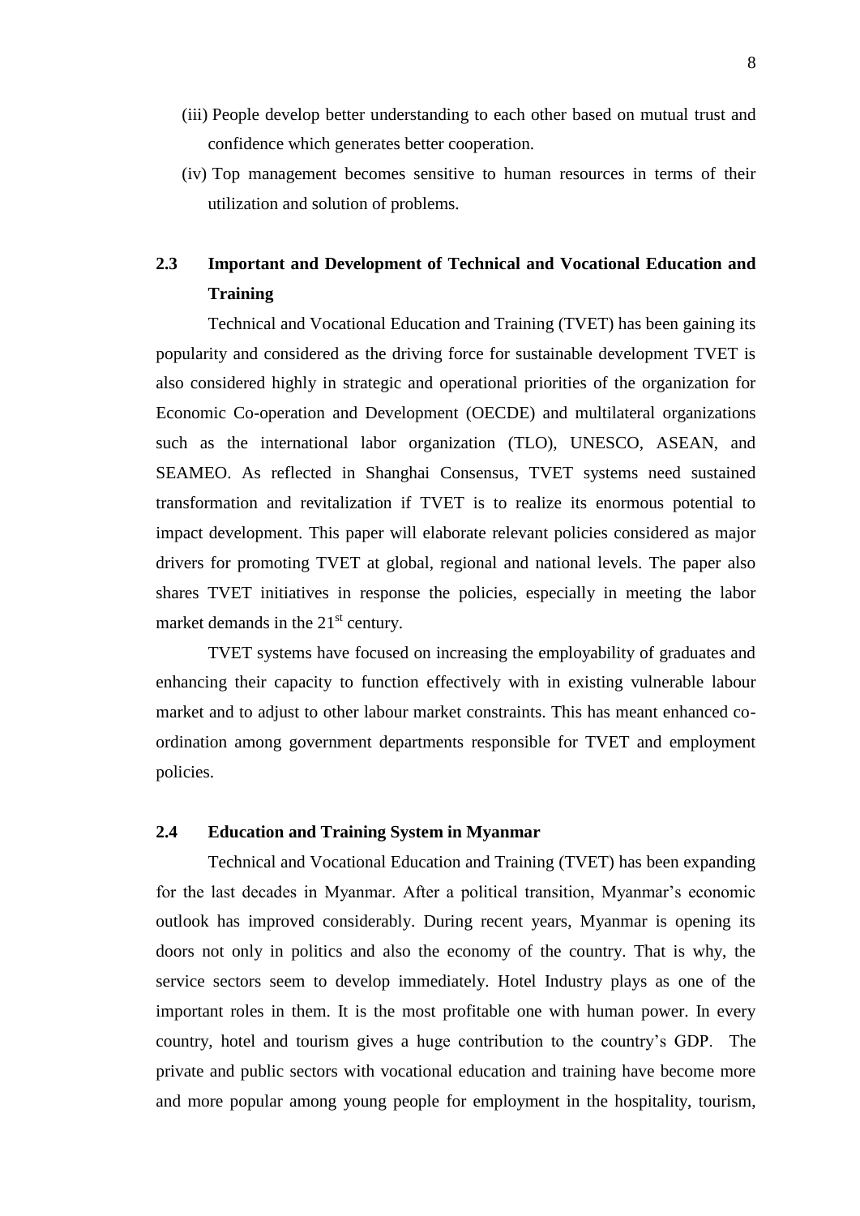(iii) People develop better understanding to each other based on mutual trust and confidence which generates better cooperation.

(iv) Top management becomes sensitive to human resources in terms of their utilization and solution of problems.

## 2.3 Important and Development of Technical and Vocational Education and Training

Technical and Vocational Education and Training (TVET) has been gaining its popularity and considered as the driving force for sustainable development TVET is also considered highly in strategic and operational priorities of the organization for Economic Co-operation and Development (OECDE) and multilateral organizations such as the international labor organization (TLO), UNESCO, ASEAN, and SEAMEO. As reflected in Shanghai Consensus, TVET systems need sustained transformation and revitalization if TVET is to realize its enormous potential to impact development. This paper will elaborate relevant policies considered as major drivers for promoting TVET at global, regional and national levels. The paper also shares TVET initiatives in response the policies, especially in meeting the labor market demands in the 21st century.

TVET systems have focused on increasing the employability of graduates and enhancing their capacity to function effectively with in existing vulnerable labour market and to adjust to other labour market constraints. This has meant enhanced co-ordination among government departments responsible for TVET and employment policies.

## 2.4 Education and Training System in Myanmar

Technical and Vocational Education and Training (TVET) has been expanding for the last decades in Myanmar. After a political transition, Myanmar's economic outlook has improved considerably. During recent years, Myanmar is opening its doors not only in politics and also the economy of the country. That is why, the service sectors seem to develop immediately. Hotel Industry plays as one of the important roles in them. It is the most profitable one with human power. In every country, hotel and tourism gives a huge contribution to the country's GDP. The private and public sectors with vocational education and training have become more and more popular among young people for employment in the hospitality, tourism,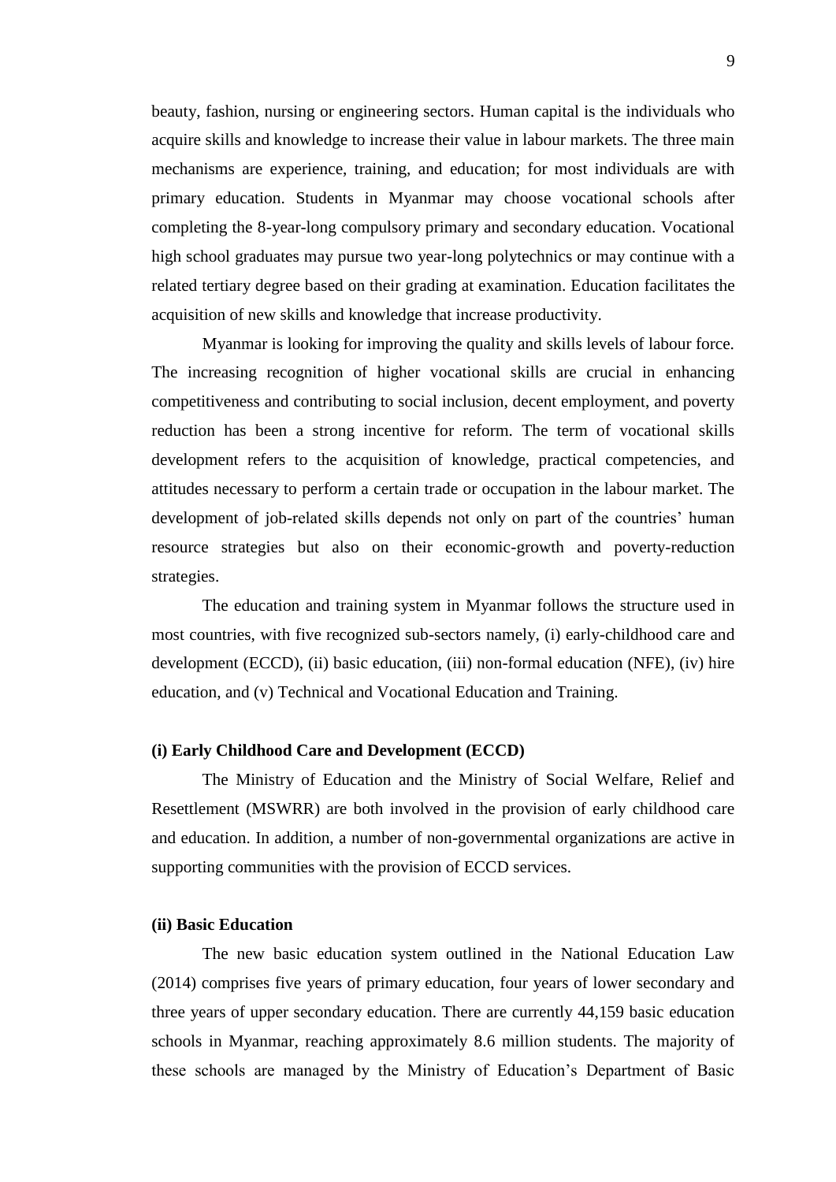beauty, fashion, nursing or engineering sectors. Human capital is the individuals who acquire skills and knowledge to increase their value in labour markets. The three main mechanisms are experience, training, and education; for most individuals are with primary education. Students in Myanmar may choose vocational schools after completing the 8-year-long compulsory primary and secondary education. Vocational high school graduates may pursue two year-long polytechnics or may continue with a related tertiary degree based on their grading at examination. Education facilitates the acquisition of new skills and knowledge that increase productivity.

Myanmar is looking for improving the quality and skills levels of labour force. The increasing recognition of higher vocational skills are crucial in enhancing competitiveness and contributing to social inclusion, decent employment, and poverty reduction has been a strong incentive for reform. The term of vocational skills development refers to the acquisition of knowledge, practical competencies, and attitudes necessary to perform a certain trade or occupation in the labour market. The development of job-related skills depends not only on part of the countries' human resource strategies but also on their economic-growth and poverty-reduction strategies.

The education and training system in Myanmar follows the structure used in most countries, with five recognized sub-sectors namely, (i) early-childhood care and development (ECCD), (ii) basic education, (iii) non-formal education (NFE), (iv) hire education, and (v) Technical and Vocational Education and Training.

**(i) Early Childhood Care and Development (ECCD)**

The Ministry of Education and the Ministry of Social Welfare, Relief and Resettlement (MSWRR) are both involved in the provision of early childhood care and education. In addition, a number of non-governmental organizations are active in supporting communities with the provision of ECCD services.

**(ii) Basic Education**

The new basic education system outlined in the National Education Law (2014) comprises five years of primary education, four years of lower secondary and three years of upper secondary education. There are currently 44,159 basic education schools in Myanmar, reaching approximately 8.6 million students. The majority of these schools are managed by the Ministry of Education's Department of Basic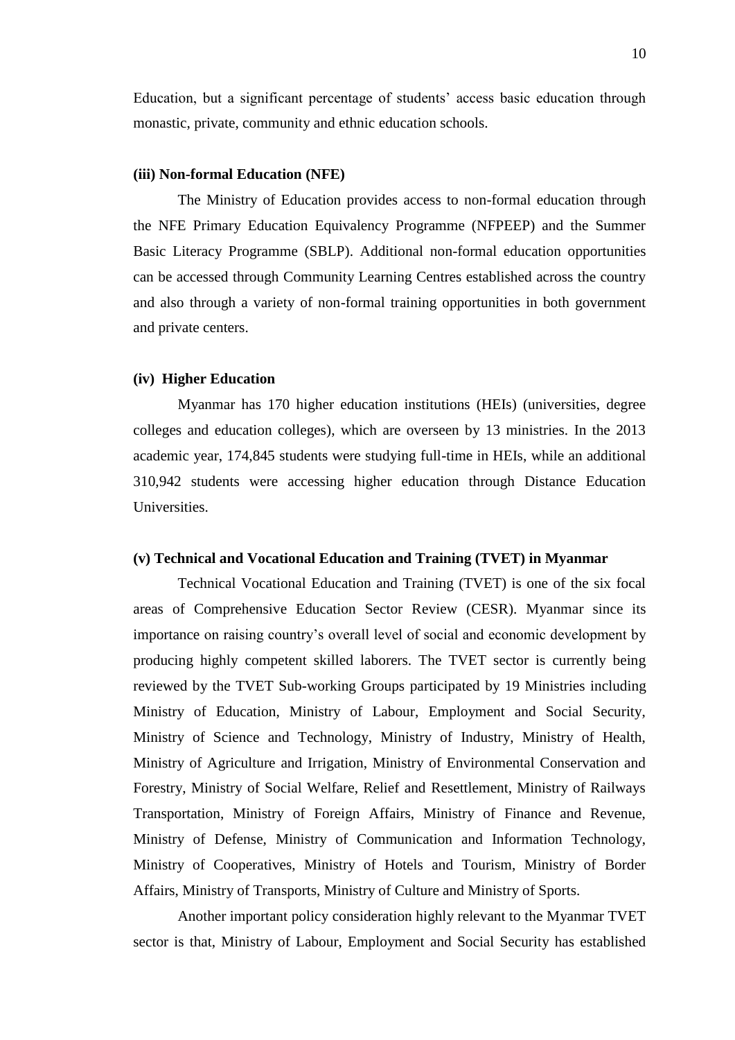Education, but a significant percentage of students' access basic education through monastic, private, community and ethnic education schools.

#### (iii) Non-formal Education (NFE)

The Ministry of Education provides access to non-formal education through the NFE Primary Education Equivalency Programme (NFPEEP) and the Summer Basic Literacy Programme (SBLP). Additional non-formal education opportunities can be accessed through Community Learning Centres established across the country and also through a variety of non-formal training opportunities in both government and private centers.

#### (iv) Higher Education

Myanmar has 170 higher education institutions (HEIs) (universities, degree colleges and education colleges), which are overseen by 13 ministries. In the 2013 academic year, 174,845 students were studying full-time in HEIs, while an additional 310,942 students were accessing higher education through Distance Education Universities.

#### (v) Technical and Vocational Education and Training (TVET) in Myanmar

Technical Vocational Education and Training (TVET) is one of the six focal areas of Comprehensive Education Sector Review (CESR). Myanmar since its importance on raising country's overall level of social and economic development by producing highly competent skilled laborers. The TVET sector is currently being reviewed by the TVET Sub-working Groups participated by 19 Ministries including Ministry of Education, Ministry of Labour, Employment and Social Security, Ministry of Science and Technology, Ministry of Industry, Ministry of Health, Ministry of Agriculture and Irrigation, Ministry of Environmental Conservation and Forestry, Ministry of Social Welfare, Relief and Resettlement, Ministry of Railways Transportation, Ministry of Foreign Affairs, Ministry of Finance and Revenue, Ministry of Defense, Ministry of Communication and Information Technology, Ministry of Cooperatives, Ministry of Hotels and Tourism, Ministry of Border Affairs, Ministry of Transports, Ministry of Culture and Ministry of Sports.

Another important policy consideration highly relevant to the Myanmar TVET sector is that, Ministry of Labour, Employment and Social Security has established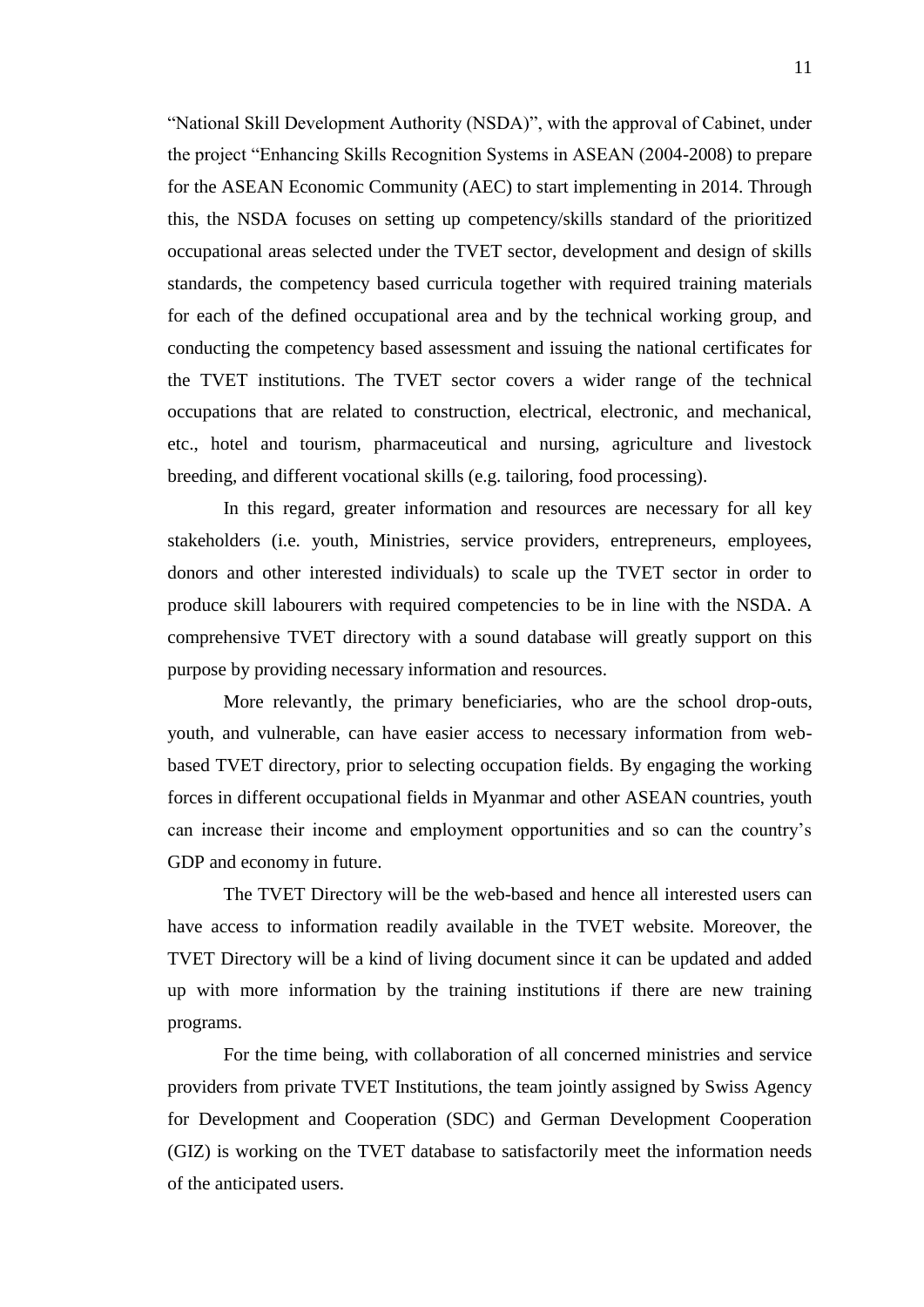"National Skill Development Authority (NSDA)", with the approval of Cabinet, under the project "Enhancing Skills Recognition Systems in ASEAN (2004-2008) to prepare for the ASEAN Economic Community (AEC) to start implementing in 2014. Through this, the NSDA focuses on setting up competency/skills standard of the prioritized occupational areas selected under the TVET sector, development and design of skills standards, the competency based curricula together with required training materials for each of the defined occupational area and by the technical working group, and conducting the competency based assessment and issuing the national certificates for the TVET institutions. The TVET sector covers a wider range of the technical occupations that are related to construction, electrical, electronic, and mechanical, etc., hotel and tourism, pharmaceutical and nursing, agriculture and livestock breeding, and different vocational skills (e.g. tailoring, food processing).

In this regard, greater information and resources are necessary for all key stakeholders (i.e. youth, Ministries, service providers, entrepreneurs, employees, donors and other interested individuals) to scale up the TVET sector in order to produce skill labourers with required competencies to be in line with the NSDA. A comprehensive TVET directory with a sound database will greatly support on this purpose by providing necessary information and resources.

More relevantly, the primary beneficiaries, who are the school drop-outs, youth, and vulnerable, can have easier access to necessary information from web-based TVET directory, prior to selecting occupation fields. By engaging the working forces in different occupational fields in Myanmar and other ASEAN countries, youth can increase their income and employment opportunities and so can the country's GDP and economy in future.

The TVET Directory will be the web-based and hence all interested users can have access to information readily available in the TVET website. Moreover, the TVET Directory will be a kind of living document since it can be updated and added up with more information by the training institutions if there are new training programs.

For the time being, with collaboration of all concerned ministries and service providers from private TVET Institutions, the team jointly assigned by Swiss Agency for Development and Cooperation (SDC) and German Development Cooperation (GIZ) is working on the TVET database to satisfactorily meet the information needs of the anticipated users.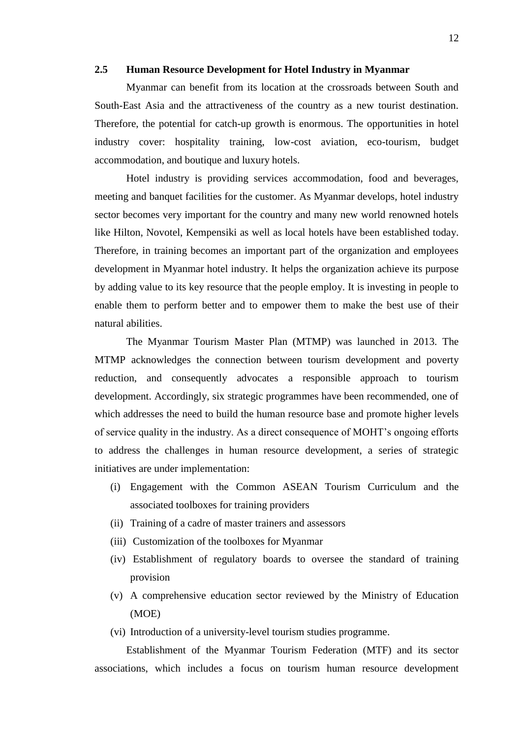## 2.5 Human Resource Development for Hotel Industry in Myanmar

Myanmar can benefit from its location at the crossroads between South and South-East Asia and the attractiveness of the country as a new tourist destination. Therefore, the potential for catch-up growth is enormous. The opportunities in hotel industry cover: hospitality training, low-cost aviation, eco-tourism, budget accommodation, and boutique and luxury hotels.

Hotel industry is providing services accommodation, food and beverages, meeting and banquet facilities for the customer. As Myanmar develops, hotel industry sector becomes very important for the country and many new world renowned hotels like Hilton, Novotel, Kempensiki as well as local hotels have been established today. Therefore, in training becomes an important part of the organization and employees development in Myanmar hotel industry. It helps the organization achieve its purpose by adding value to its key resource that the people employ. It is investing in people to enable them to perform better and to empower them to make the best use of their natural abilities.

The Myanmar Tourism Master Plan (MTMP) was launched in 2013. The MTMP acknowledges the connection between tourism development and poverty reduction, and consequently advocates a responsible approach to tourism development. Accordingly, six strategic programmes have been recommended, one of which addresses the need to build the human resource base and promote higher levels of service quality in the industry. As a direct consequence of MOHT's ongoing efforts to address the challenges in human resource development, a series of strategic initiatives are under implementation:

(i) Engagement with the Common ASEAN Tourism Curriculum and the associated toolboxes for training providers
(ii) Training of a cadre of master trainers and assessors
(iii) Customization of the toolboxes for Myanmar
(iv) Establishment of regulatory boards to oversee the standard of training provision
(v) A comprehensive education sector reviewed by the Ministry of Education (MOE)
(vi) Introduction of a university-level tourism studies programme.

Establishment of the Myanmar Tourism Federation (MTF) and its sector associations, which includes a focus on tourism human resource development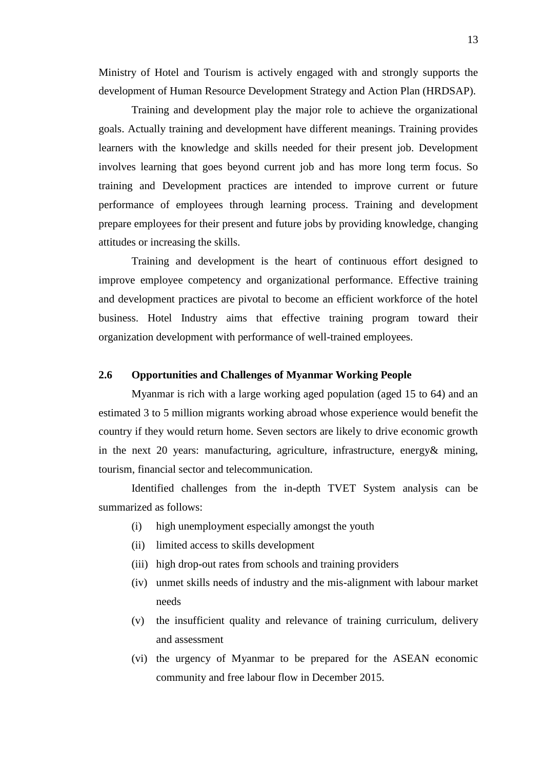Ministry of Hotel and Tourism is actively engaged with and strongly supports the development of Human Resource Development Strategy and Action Plan (HRDSAP).

Training and development play the major role to achieve the organizational goals. Actually training and development have different meanings. Training provides learners with the knowledge and skills needed for their present job. Development involves learning that goes beyond current job and has more long term focus. So training and Development practices are intended to improve current or future performance of employees through learning process. Training and development prepare employees for their present and future jobs by providing knowledge, changing attitudes or increasing the skills.

Training and development is the heart of continuous effort designed to improve employee competency and organizational performance. Effective training and development practices are pivotal to become an efficient workforce of the hotel business. Hotel Industry aims that effective training program toward their organization development with performance of well-trained employees.

### 2.6 Opportunities and Challenges of Myanmar Working People

Myanmar is rich with a large working aged population (aged 15 to 64) and an estimated 3 to 5 million migrants working abroad whose experience would benefit the country if they would return home. Seven sectors are likely to drive economic growth in the next 20 years: manufacturing, agriculture, infrastructure, energy& mining, tourism, financial sector and telecommunication.

Identified challenges from the in-depth TVET System analysis can be summarized as follows:

- (i) high unemployment especially amongst the youth
- (ii) limited access to skills development
- (iii) high drop-out rates from schools and training providers
- (iv) unmet skills needs of industry and the mis-alignment with labour market needs
- (v) the insufficient quality and relevance of training curriculum, delivery and assessment
- (vi) the urgency of Myanmar to be prepared for the ASEAN economic community and free labour flow in December 2015.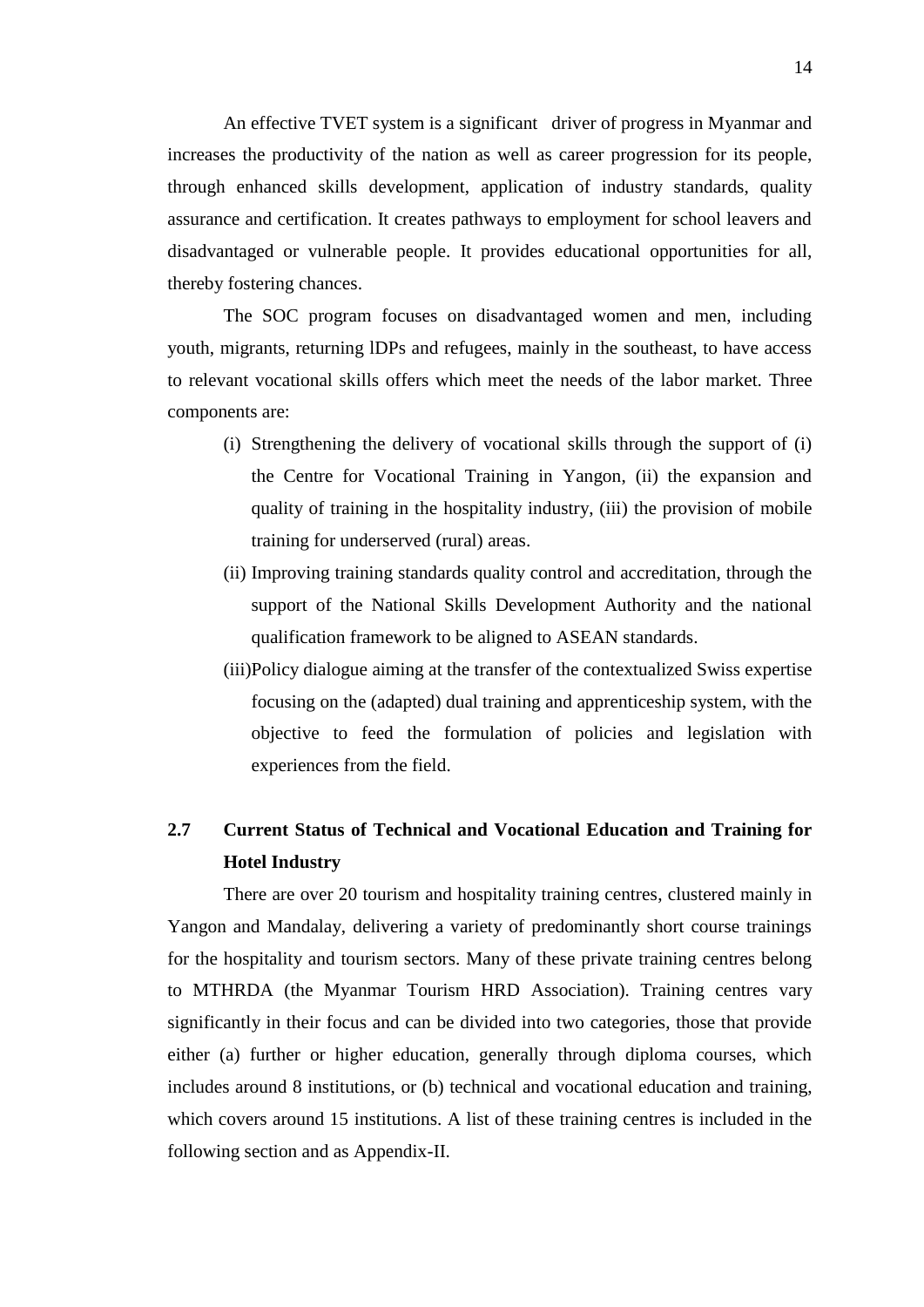An effective TVET system is a significant driver of progress in Myanmar and increases the productivity of the nation as well as career progression for its people, through enhanced skills development, application of industry standards, quality assurance and certification. It creates pathways to employment for school leavers and disadvantaged or vulnerable people. It provides educational opportunities for all, thereby fostering chances.

The SOC program focuses on disadvantaged women and men, including youth, migrants, returning lDPs and refugees, mainly in the southeast, to have access to relevant vocational skills offers which meet the needs of the labor market. Three components are:

(i) Strengthening the delivery of vocational skills through the support of (i) the Centre for Vocational Training in Yangon, (ii) the expansion and quality of training in the hospitality industry, (iii) the provision of mobile training for underserved (rural) areas.

(ii) Improving training standards quality control and accreditation, through the support of the National Skills Development Authority and the national qualification framework to be aligned to ASEAN standards.

(iii)Policy dialogue aiming at the transfer of the contextualized Swiss expertise focusing on the (adapted) dual training and apprenticeship system, with the objective to feed the formulation of policies and legislation with experiences from the field.

## 2.7 Current Status of Technical and Vocational Education and Training for Hotel Industry

There are over 20 tourism and hospitality training centres, clustered mainly in Yangon and Mandalay, delivering a variety of predominantly short course trainings for the hospitality and tourism sectors. Many of these private training centres belong to MTHRDA (the Myanmar Tourism HRD Association). Training centres vary significantly in their focus and can be divided into two categories, those that provide either (a) further or higher education, generally through diploma courses, which includes around 8 institutions, or (b) technical and vocational education and training, which covers around 15 institutions. A list of these training centres is included in the following section and as Appendix-II.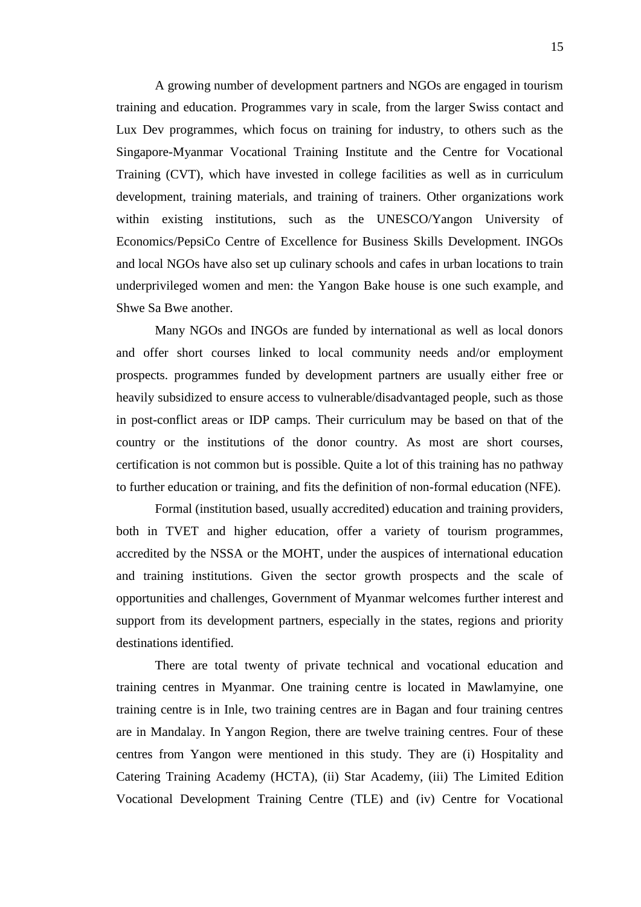A growing number of development partners and NGOs are engaged in tourism training and education. Programmes vary in scale, from the larger Swiss contact and Lux Dev programmes, which focus on training for industry, to others such as the Singapore-Myanmar Vocational Training Institute and the Centre for Vocational Training (CVT), which have invested in college facilities as well as in curriculum development, training materials, and training of trainers. Other organizations work within existing institutions, such as the UNESCO/Yangon University of Economics/PepsiCo Centre of Excellence for Business Skills Development. INGOs and local NGOs have also set up culinary schools and cafes in urban locations to train underprivileged women and men: the Yangon Bake house is one such example, and Shwe Sa Bwe another.

Many NGOs and INGOs are funded by international as well as local donors and offer short courses linked to local community needs and/or employment prospects. programmes funded by development partners are usually either free or heavily subsidized to ensure access to vulnerable/disadvantaged people, such as those in post-conflict areas or IDP camps. Their curriculum may be based on that of the country or the institutions of the donor country. As most are short courses, certification is not common but is possible. Quite a lot of this training has no pathway to further education or training, and fits the definition of non-formal education (NFE).

Formal (institution based, usually accredited) education and training providers, both in TVET and higher education, offer a variety of tourism programmes, accredited by the NSSA or the MOHT, under the auspices of international education and training institutions. Given the sector growth prospects and the scale of opportunities and challenges, Government of Myanmar welcomes further interest and support from its development partners, especially in the states, regions and priority destinations identified.

There are total twenty of private technical and vocational education and training centres in Myanmar. One training centre is located in Mawlamyine, one training centre is in Inle, two training centres are in Bagan and four training centres are in Mandalay. In Yangon Region, there are twelve training centres. Four of these centres from Yangon were mentioned in this study. They are (i) Hospitality and Catering Training Academy (HCTA), (ii) Star Academy, (iii) The Limited Edition Vocational Development Training Centre (TLE) and (iv) Centre for Vocational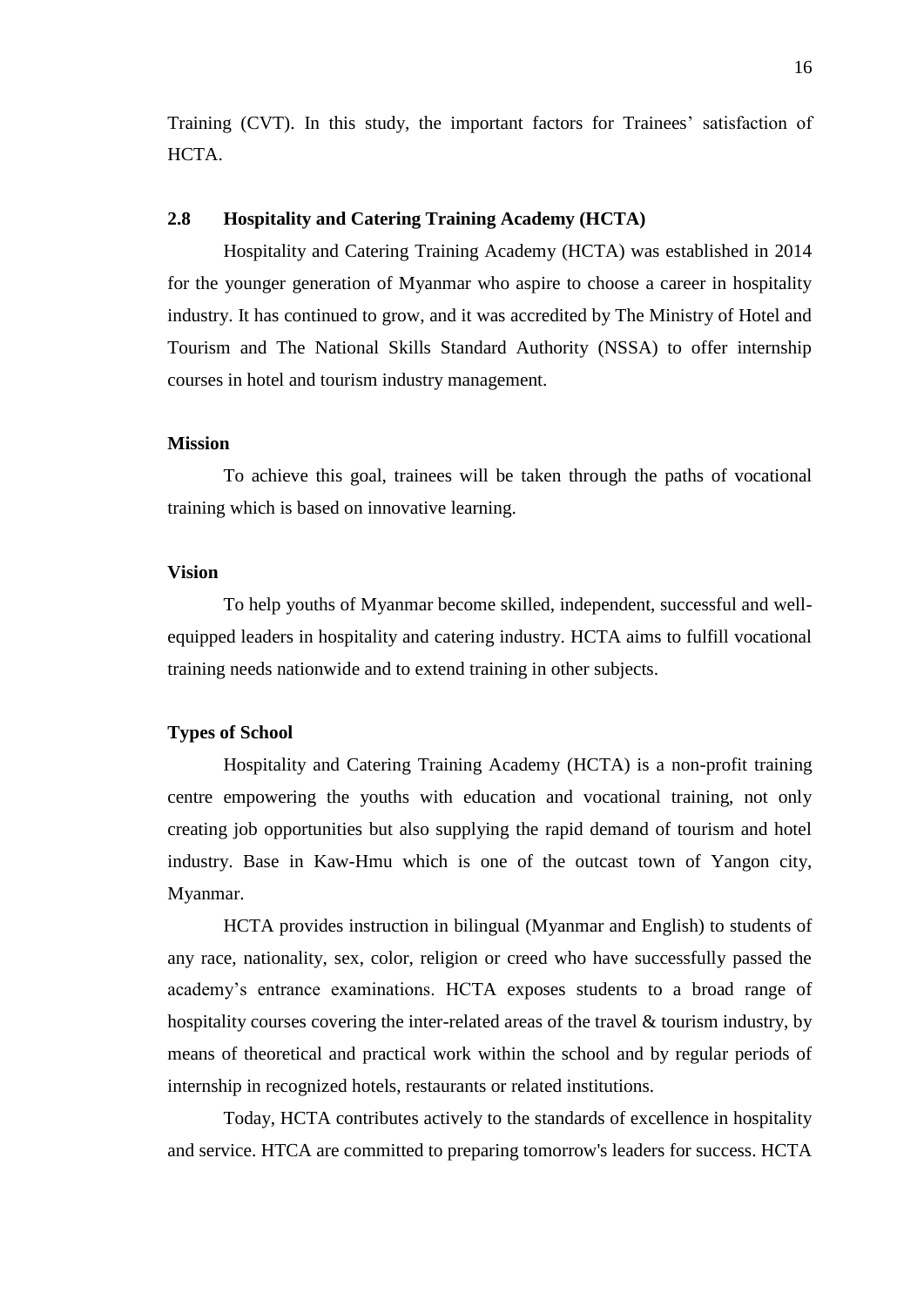Training (CVT). In this study, the important factors for Trainees' satisfaction of HCTA.

## 2.8 Hospitality and Catering Training Academy (HCTA)

Hospitality and Catering Training Academy (HCTA) was established in 2014 for the younger generation of Myanmar who aspire to choose a career in hospitality industry. It has continued to grow, and it was accredited by The Ministry of Hotel and Tourism and The National Skills Standard Authority (NSSA) to offer internship courses in hotel and tourism industry management.

**Mission**

To achieve this goal, trainees will be taken through the paths of vocational training which is based on innovative learning.

**Vision**

To help youths of Myanmar become skilled, independent, successful and well-equipped leaders in hospitality and catering industry. HCTA aims to fulfill vocational training needs nationwide and to extend training in other subjects.

**Types of School**

Hospitality and Catering Training Academy (HCTA) is a non-profit training centre empowering the youths with education and vocational training, not only creating job opportunities but also supplying the rapid demand of tourism and hotel industry. Base in Kaw-Hmu which is one of the outcast town of Yangon city, Myanmar.

HCTA provides instruction in bilingual (Myanmar and English) to students of any race, nationality, sex, color, religion or creed who have successfully passed the academy's entrance examinations. HCTA exposes students to a broad range of hospitality courses covering the inter-related areas of the travel & tourism industry, by means of theoretical and practical work within the school and by regular periods of internship in recognized hotels, restaurants or related institutions.

Today, HCTA contributes actively to the standards of excellence in hospitality and service. HTCA are committed to preparing tomorrow's leaders for success. HCTA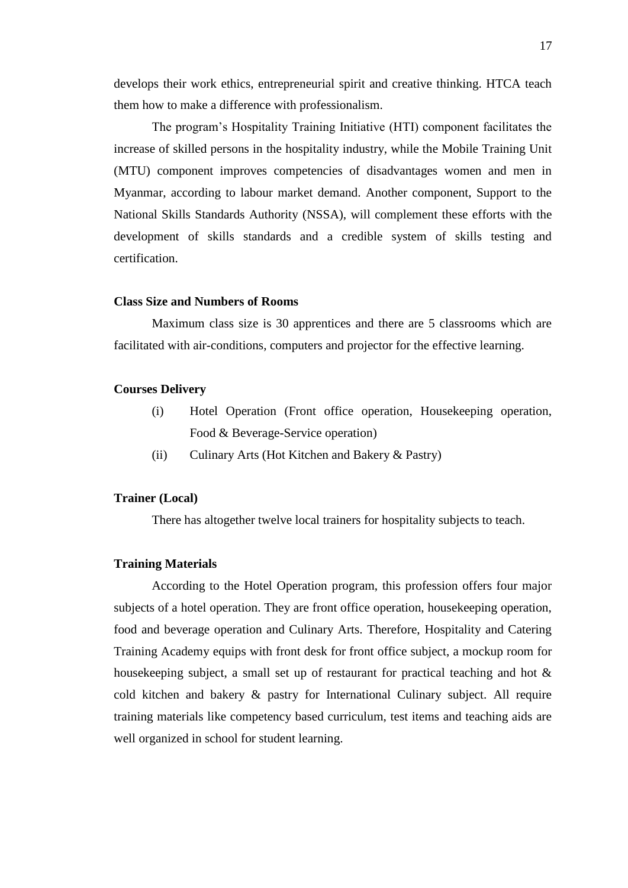develops their work ethics, entrepreneurial spirit and creative thinking. HTCA teach them how to make a difference with professionalism.

The program's Hospitality Training Initiative (HTI) component facilitates the increase of skilled persons in the hospitality industry, while the Mobile Training Unit (MTU) component improves competencies of disadvantages women and men in Myanmar, according to labour market demand. Another component, Support to the National Skills Standards Authority (NSSA), will complement these efforts with the development of skills standards and a credible system of skills testing and certification.

**Class Size and Numbers of Rooms**

Maximum class size is 30 apprentices and there are 5 classrooms which are facilitated with air-conditions, computers and projector for the effective learning.

**Courses Delivery**

(i) Hotel Operation (Front office operation, Housekeeping operation, Food & Beverage-Service operation)

(ii) Culinary Arts (Hot Kitchen and Bakery & Pastry)

**Trainer (Local)**

There has altogether twelve local trainers for hospitality subjects to teach.

**Training Materials**

According to the Hotel Operation program, this profession offers four major subjects of a hotel operation. They are front office operation, housekeeping operation, food and beverage operation and Culinary Arts. Therefore, Hospitality and Catering Training Academy equips with front desk for front office subject, a mockup room for housekeeping subject, a small set up of restaurant for practical teaching and hot & cold kitchen and bakery & pastry for International Culinary subject. All require training materials like competency based curriculum, test items and teaching aids are well organized in school for student learning.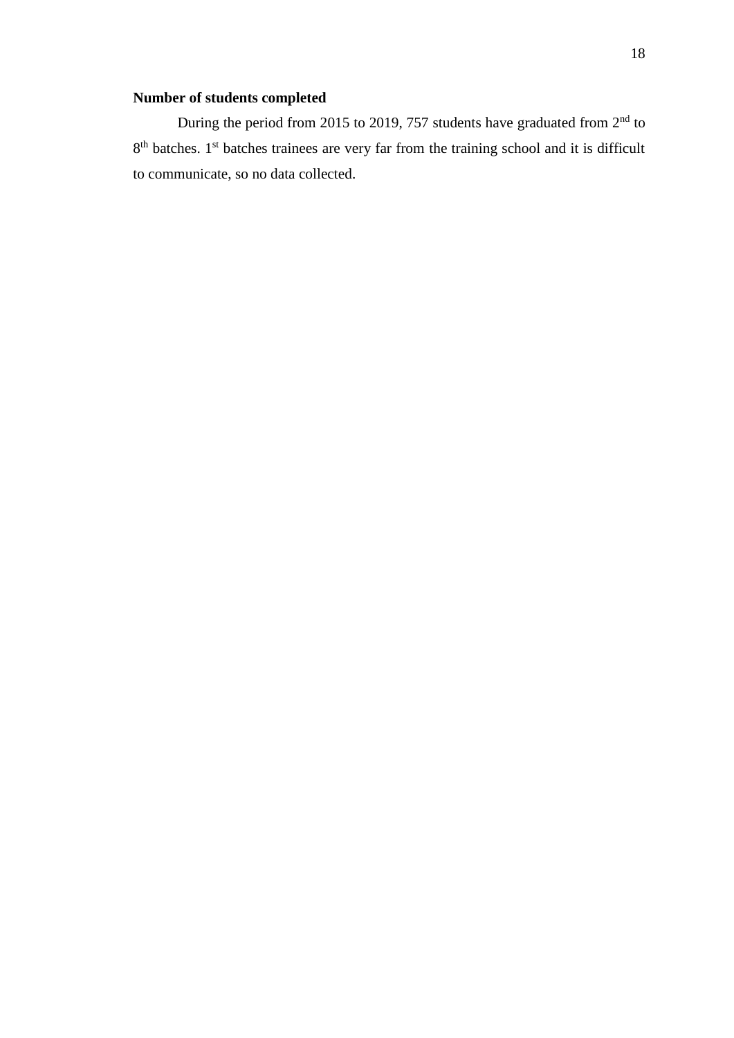**Number of students completed**

During the period from 2015 to 2019, 757 students have graduated from 2$^{nd}$ to 8$^{th}$ batches. 1$^{st}$ batches trainees are very far from the training school and it is difficult to communicate, so no data collected.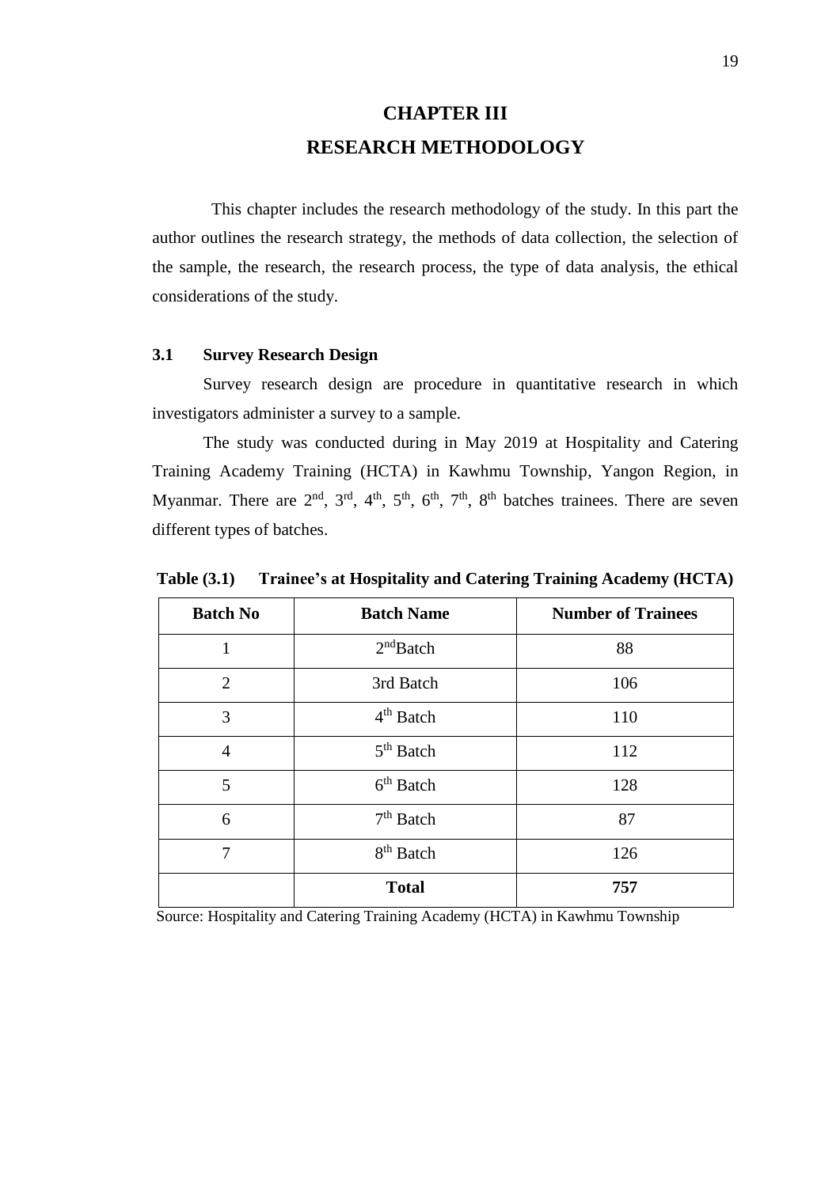# CHAPTER III
# RESEARCH METHODOLOGY

This chapter includes the research methodology of the study. In this part the author outlines the research strategy, the methods of data collection, the selection of the sample, the research, the research process, the type of data analysis, the ethical considerations of the study.

### 3.1 Survey Research Design

Survey research design are procedure in quantitative research in which investigators administer a survey to a sample.

The study was conducted during in May 2019 at Hospitality and Catering Training Academy Training (HCTA) in Kawhmu Township, Yangon Region, in Myanmar. There are 2nd, 3rd, 4th, 5th, 6th, 7th, 8th batches trainees. There are seven different types of batches.

**Table (3.1) Trainee's at Hospitality and Catering Training Academy (HCTA)**

| Batch No | Batch Name | Number of Trainees |
|---|---|---|
| 1 | 2nd Batch | 88 |
| 2 | 3rd Batch | 106 |
| 3 | 4th Batch | 110 |
| 4 | 5th Batch | 112 |
| 5 | 6th Batch | 128 |
| 6 | 7th Batch | 87 |
| 7 | 8th Batch | 126 |
| | **Total** | **757** |

Source: Hospitality and Catering Training Academy (HCTA) in Kawhmu Township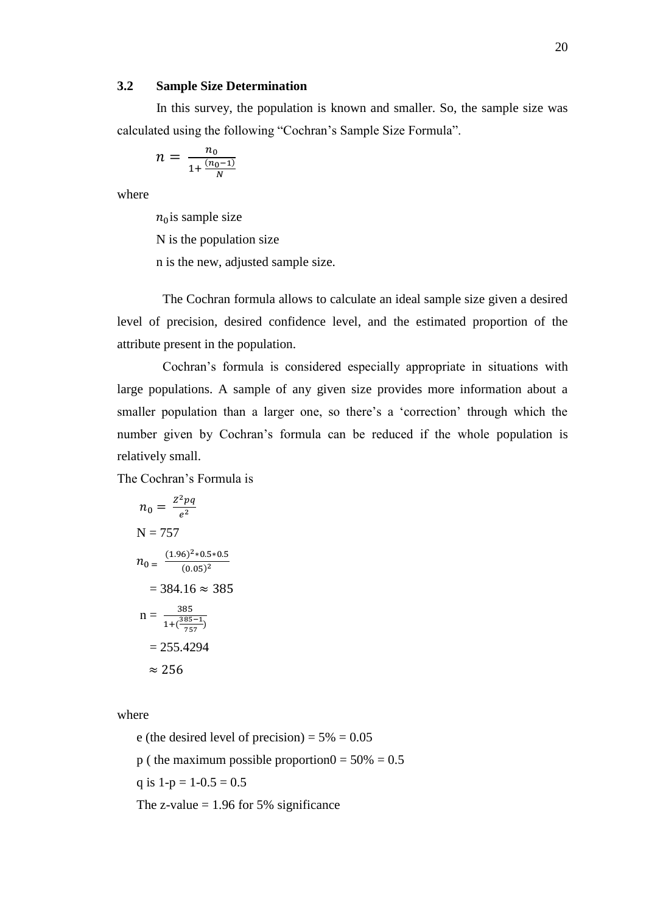### 3.2 Sample Size Determination

In this survey, the population is known and smaller. So, the sample size was calculated using the following "Cochran's Sample Size Formula".

$$n = \frac{n_0}{1 + \frac{(n_0 - 1)}{N}}$$

where

$n_0$ is sample size

N is the population size

n is the new, adjusted sample size.

The Cochran formula allows to calculate an ideal sample size given a desired level of precision, desired confidence level, and the estimated proportion of the attribute present in the population.

Cochran's formula is considered especially appropriate in situations with large populations. A sample of any given size provides more information about a smaller population than a larger one, so there's a 'correction' through which the number given by Cochran's formula can be reduced if the whole population is relatively small.

The Cochran's Formula is

$$n_0 = \frac{Z^2 pq}{e^2}$$

N = 757

$$n_0 = \frac{(1.96)^2 * 0.5 * 0.5}{(0.05)^2}$$

$= 384.16 \approx 385$

$$n = \frac{385}{1 + (\frac{385 - 1}{757})}$$

$= 255.4294$

$\approx 256$

where

e (the desired level of precision) = 5% = 0.05

p ( the maximum possible proportion0 = 50% = 0.5

q is 1-p = 1-0.5 = 0.5

The z-value = 1.96 for 5% significance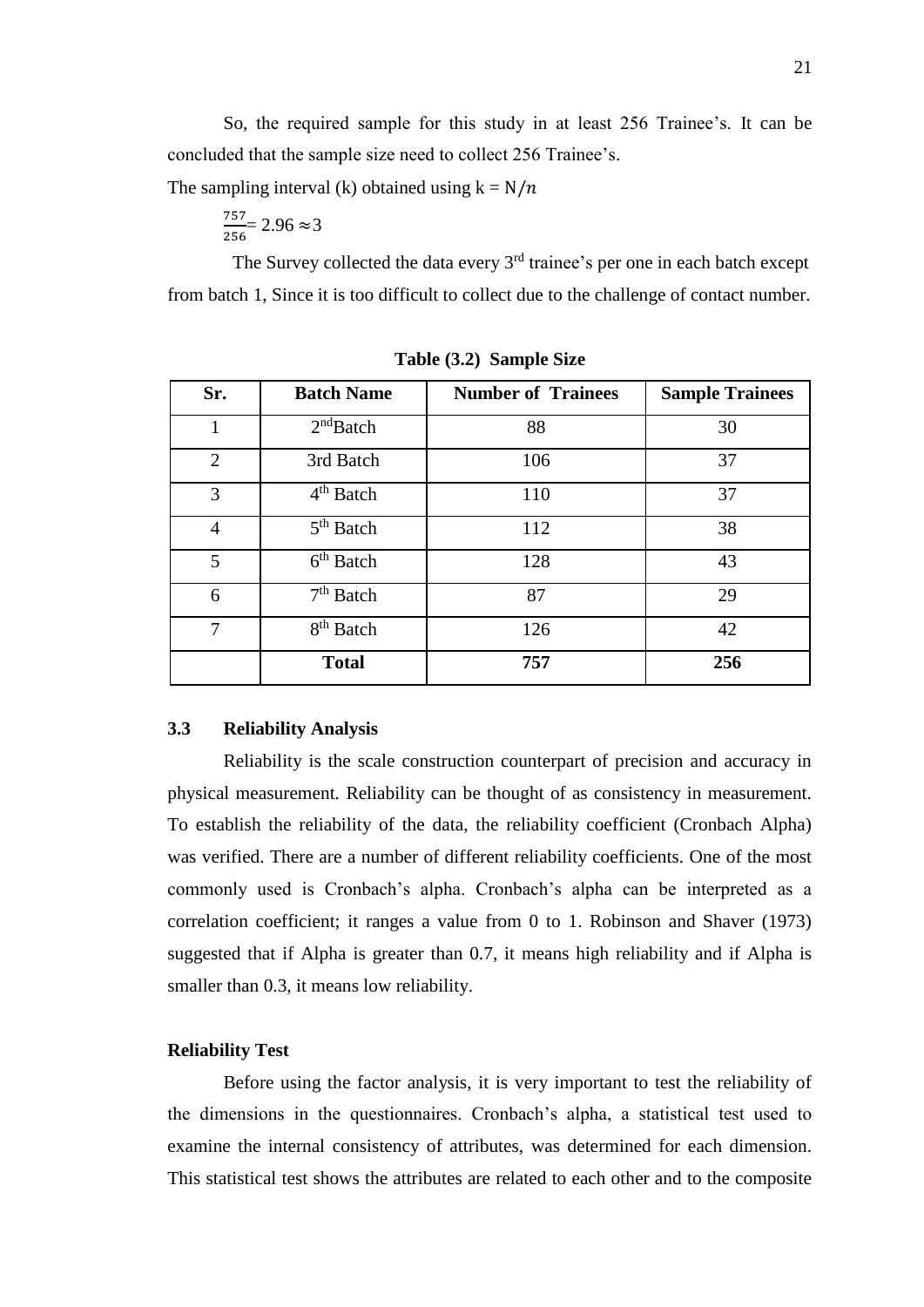So, the required sample for this study in at least 256 Trainee's. It can be concluded that the sample size need to collect 256 Trainee's.

The sampling interval (k) obtained using $k = N/n$

$\frac{757}{256} = 2.96 \approx 3$

The Survey collected the data every 3rd trainee's per one in each batch except from batch 1, Since it is too difficult to collect due to the challenge of contact number.

**Table (3.2) Sample Size**

| Sr. | Batch Name | Number of Trainees | Sample Trainees |
|---|---|---|---|
| 1 | 2nd Batch | 88 | 30 |
| 2 | 3rd Batch | 106 | 37 |
| 3 | 4th Batch | 110 | 37 |
| 4 | 5th Batch | 112 | 38 |
| 5 | 6th Batch | 128 | 43 |
| 6 | 7th Batch | 87 | 29 |
| 7 | 8th Batch | 126 | 42 |
| | **Total** | **757** | **256** |

### 3.3 Reliability Analysis

Reliability is the scale construction counterpart of precision and accuracy in physical measurement. Reliability can be thought of as consistency in measurement. To establish the reliability of the data, the reliability coefficient (Cronbach Alpha) was verified. There are a number of different reliability coefficients. One of the most commonly used is Cronbach's alpha. Cronbach's alpha can be interpreted as a correlation coefficient; it ranges a value from 0 to 1. Robinson and Shaver (1973) suggested that if Alpha is greater than 0.7, it means high reliability and if Alpha is smaller than 0.3, it means low reliability.

**Reliability Test**

Before using the factor analysis, it is very important to test the reliability of the dimensions in the questionnaires. Cronbach's alpha, a statistical test used to examine the internal consistency of attributes, was determined for each dimension. This statistical test shows the attributes are related to each other and to the composite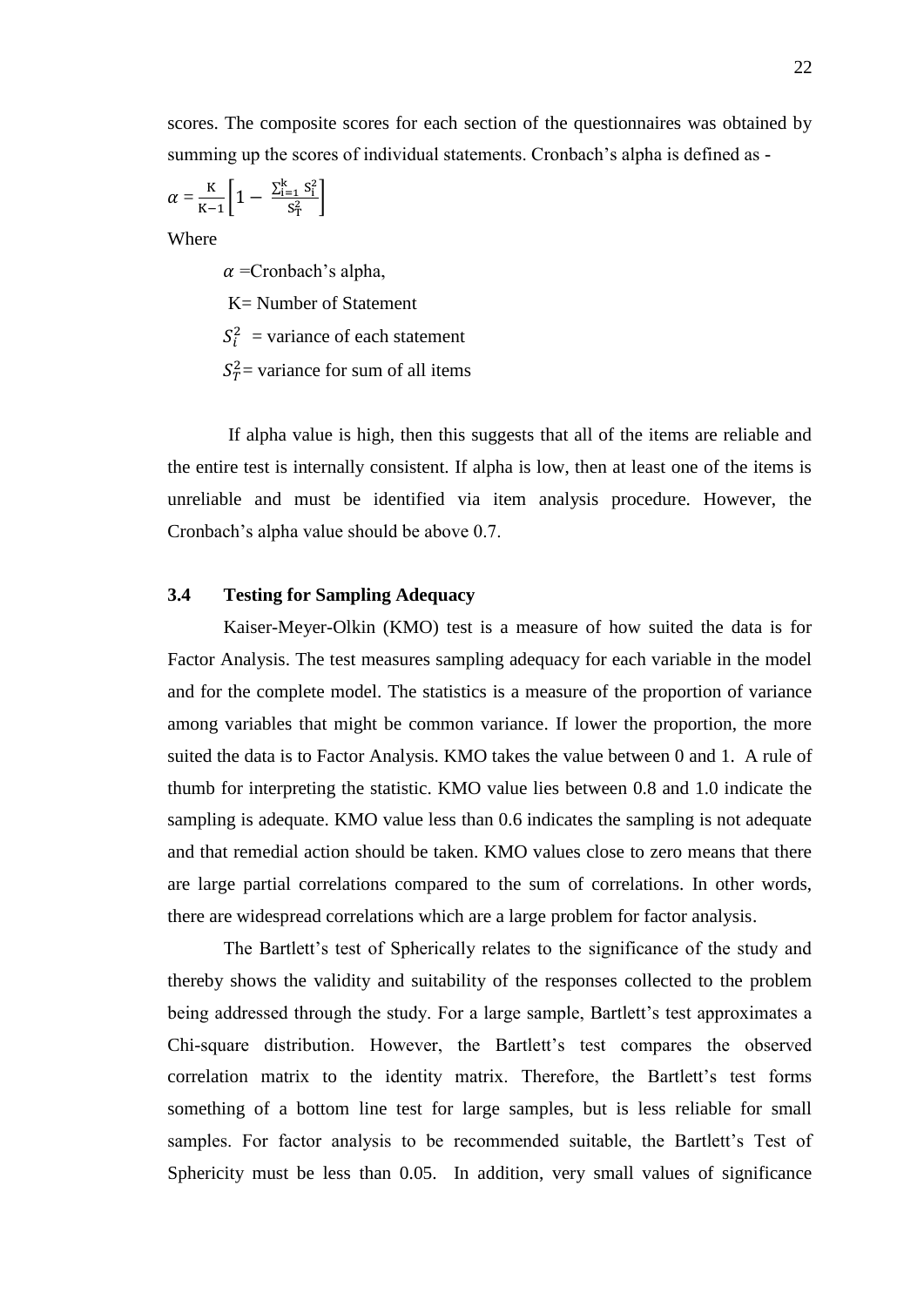scores. The composite scores for each section of the questionnaires was obtained by summing up the scores of individual statements. Cronbach's alpha is defined as -

$$\alpha = \frac{K}{K-1}\left[1 - \frac{\sum_{i=1}^{k} S_i^2}{S_T^2}\right]$$

Where

$\alpha$ =Cronbach's alpha,

K= Number of Statement

$S_i^2$ = variance of each statement

$S_T^2$= variance for sum of all items

If alpha value is high, then this suggests that all of the items are reliable and the entire test is internally consistent. If alpha is low, then at least one of the items is unreliable and must be identified via item analysis procedure. However, the Cronbach's alpha value should be above 0.7.

### 3.4 Testing for Sampling Adequacy

Kaiser-Meyer-Olkin (KMO) test is a measure of how suited the data is for Factor Analysis. The test measures sampling adequacy for each variable in the model and for the complete model. The statistics is a measure of the proportion of variance among variables that might be common variance. If lower the proportion, the more suited the data is to Factor Analysis. KMO takes the value between 0 and 1. A rule of thumb for interpreting the statistic. KMO value lies between 0.8 and 1.0 indicate the sampling is adequate. KMO value less than 0.6 indicates the sampling is not adequate and that remedial action should be taken. KMO values close to zero means that there are large partial correlations compared to the sum of correlations. In other words, there are widespread correlations which are a large problem for factor analysis.

The Bartlett's test of Spherically relates to the significance of the study and thereby shows the validity and suitability of the responses collected to the problem being addressed through the study. For a large sample, Bartlett's test approximates a Chi-square distribution. However, the Bartlett's test compares the observed correlation matrix to the identity matrix. Therefore, the Bartlett's test forms something of a bottom line test for large samples, but is less reliable for small samples. For factor analysis to be recommended suitable, the Bartlett's Test of Sphericity must be less than 0.05. In addition, very small values of significance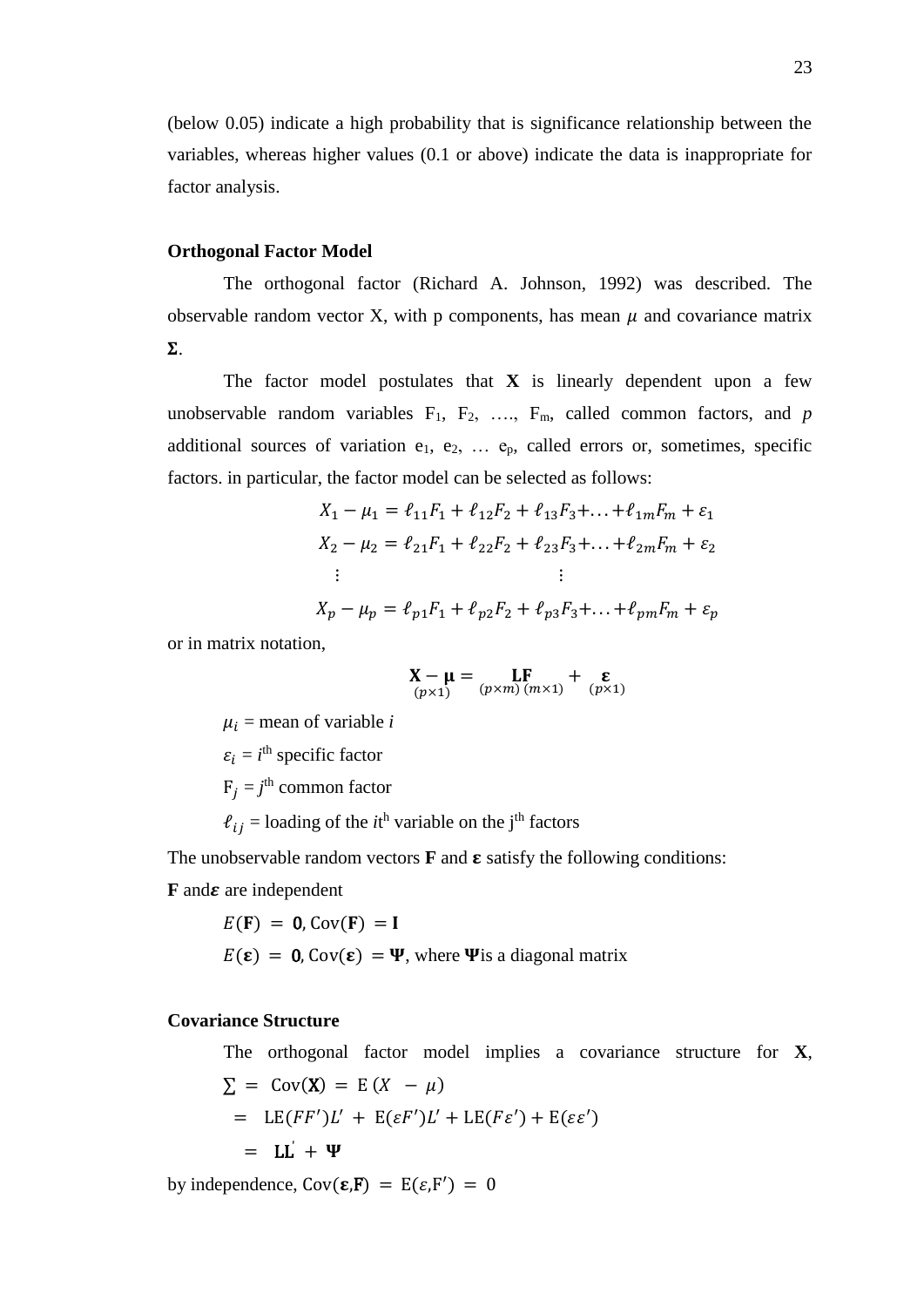(below 0.05) indicate a high probability that is significance relationship between the variables, whereas higher values (0.1 or above) indicate the data is inappropriate for factor analysis.

**Orthogonal Factor Model**

The orthogonal factor (Richard A. Johnson, 1992) was described. The observable random vector X, with p components, has mean $\mu$ and covariance matrix $\mathbf{\Sigma}$.

The factor model postulates that **X** is linearly dependent upon a few unobservable random variables $F_1$, $F_2$, …., $F_m$, called common factors, and *p* additional sources of variation $e_1$, $e_2$, … $e_p$, called errors or, sometimes, specific factors. in particular, the factor model can be selected as follows:

$$X_1 - \mu_1 = \ell_{11}F_1 + \ell_{12}F_2 + \ell_{13}F_3 + \ldots + \ell_{1m}F_m + \varepsilon_1$$
$$X_2 - \mu_2 = \ell_{21}F_1 + \ell_{22}F_2 + \ell_{23}F_3 + \ldots + \ell_{2m}F_m + \varepsilon_2$$
$$\vdots \qquad\qquad\qquad \vdots$$
$$X_p - \mu_p = \ell_{p1}F_1 + \ell_{p2}F_2 + \ell_{p3}F_3 + \ldots + \ell_{pm}F_m + \varepsilon_p$$

or in matrix notation,

$$\underset{(p\times 1)}{\mathbf{X} - \boldsymbol{\mu}} = \underset{(p\times m)\,(m\times 1)}{\mathbf{L}\mathbf{F}} + \underset{(p\times 1)}{\boldsymbol{\varepsilon}}$$

$\mu_i$ = mean of variable *i*

$\varepsilon_i$ = $i^{th}$ specific factor

$F_j$ = $j^{th}$ common factor

$\ell_{ij}$ = loading of the $i^{th}$ variable on the $j^{th}$ factors

The unobservable random vectors **F** and $\boldsymbol{\varepsilon}$ satisfy the following conditions:

**F** and $\boldsymbol{\varepsilon}$ are independent

$E(\mathbf{F}) = \mathbf{0}$, $\mathrm{Cov}(\mathbf{F}) = \mathbf{I}$

$E(\boldsymbol{\varepsilon}) = \mathbf{0}$, $\mathrm{Cov}(\boldsymbol{\varepsilon}) = \mathbf{\Psi}$, where $\mathbf{\Psi}$ is a diagonal matrix

**Covariance Structure**

The orthogonal factor model implies a covariance structure for **X**,

$$\sum = \mathrm{Cov}(\mathbf{X}) = \mathrm{E}\,(X - \mu)$$
$$= \mathrm{LE}(FF')L' + \mathrm{E}(\varepsilon F')L' + \mathrm{LE}(F\varepsilon') + \mathrm{E}(\varepsilon\varepsilon')$$
$$= \mathbf{LL}' + \mathbf{\Psi}$$

by independence, $\mathrm{Cov}(\boldsymbol{\varepsilon},\mathbf{F}) = \mathrm{E}(\varepsilon, F') = 0$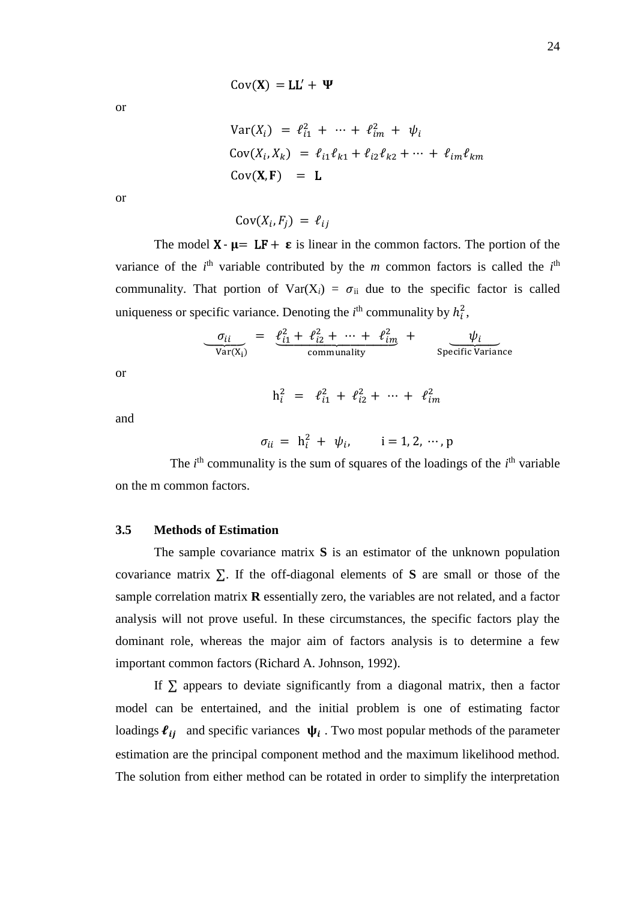$$\text{Cov}(\mathbf{X}) = \mathbf{LL}' + \mathbf{\Psi}$$

or

$$\text{Var}(X_i) = \ell_{i1}^2 + \cdots + \ell_{im}^2 + \psi_i$$

$$\text{Cov}(X_i, X_k) = \ell_{i1}\ell_{k1} + \ell_{i2}\ell_{k2} + \cdots + \ell_{im}\ell_{km}$$

$$\text{Cov}(\mathbf{X}, \mathbf{F}) = \mathbf{L}$$

or

$$\text{Cov}(X_i, F_j) = \ell_{ij}$$

The model $\mathbf{X} - \boldsymbol{\mu} = \mathbf{LF} + \boldsymbol{\varepsilon}$ is linear in the common factors. The portion of the variance of the $i^{th}$ variable contributed by the *m* common factors is called the $i^{th}$ communality. That portion of $\text{Var}(X_i) = \sigma_{ii}$ due to the specific factor is called uniqueness or specific variance. Denoting the $i^{th}$ communality by $h_i^2$,

$$\underbrace{\sigma_{ii}}_{\text{Var}(X_i)} = \underbrace{\ell_{i1}^2 + \ell_{i2}^2 + \cdots + \ell_{im}^2}_{\text{communality}} + \underbrace{\psi_i}_{\text{Specific Variance}}$$

or

$$h_i^2 = \ell_{i1}^2 + \ell_{i2}^2 + \cdots + \ell_{im}^2$$

and

$$\sigma_{ii} = h_i^2 + \psi_i, \qquad i = 1, 2, \cdots, p$$

The $i^{th}$ communality is the sum of squares of the loadings of the $i^{th}$ variable on the m common factors.

## 3.5 Methods of Estimation

The sample covariance matrix **S** is an estimator of the unknown population covariance matrix $\Sigma$. If the off-diagonal elements of **S** are small or those of the sample correlation matrix **R** essentially zero, the variables are not related, and a factor analysis will not prove useful. In these circumstances, the specific factors play the dominant role, whereas the major aim of factors analysis is to determine a few important common factors (Richard A. Johnson, 1992).

If $\Sigma$ appears to deviate significantly from a diagonal matrix, then a factor model can be entertained, and the initial problem is one of estimating factor loadings $\boldsymbol{\ell_{ij}}$ and specific variances $\boldsymbol{\psi_i}$. Two most popular methods of the parameter estimation are the principal component method and the maximum likelihood method. The solution from either method can be rotated in order to simplify the interpretation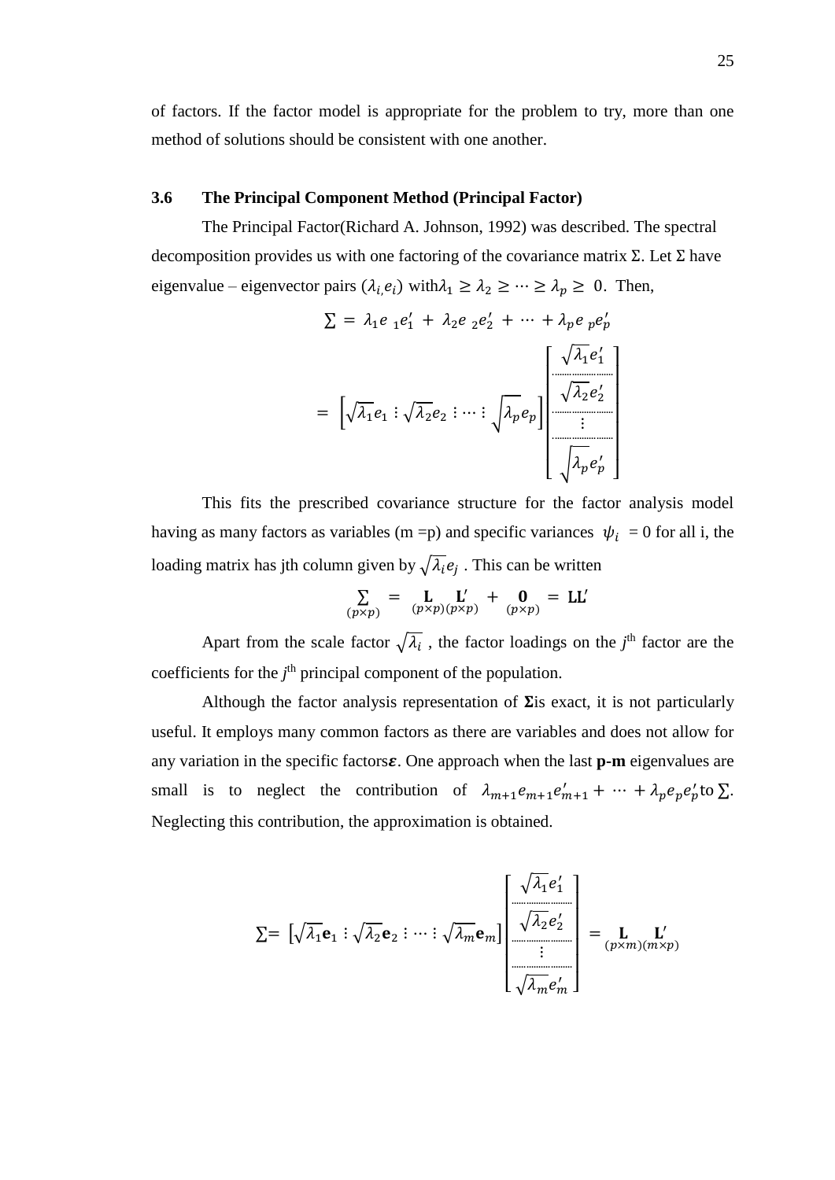of factors. If the factor model is appropriate for the problem to try, more than one method of solutions should be consistent with one another.

### 3.6 The Principal Component Method (Principal Factor)

The Principal Factor(Richard A. Johnson, 1992) was described. The spectral decomposition provides us with one factoring of the covariance matrix Σ. Let Σ have eigenvalue – eigenvector pairs $(\lambda_{i,} e_i)$ with $\lambda_1 \geq \lambda_2 \geq \cdots \geq \lambda_p \geq 0$. Then,

$$\sum = \lambda_1 e_{\,1} e_1' + \lambda_2 e_{\,2} e_2' + \cdots + \lambda_p e_{\,p} e_p'$$

$$= \left[\sqrt{\lambda_1} e_1 \vdots \sqrt{\lambda_2} e_2 \vdots \cdots \vdots \sqrt{\lambda_p} e_p\right] \begin{bmatrix} \sqrt{\lambda_1} e_1' \\ \sqrt{\lambda_2} e_2' \\ \vdots \\ \sqrt{\lambda_p} e_p' \end{bmatrix}$$

This fits the prescribed covariance structure for the factor analysis model having as many factors as variables (m =p) and specific variances $\psi_i$ = 0 for all i, the loading matrix has jth column given by $\sqrt{\lambda_i} e_j$ . This can be written

$$\underset{(p\times p)}{\sum} = \underset{(p\times p)}{\mathbf{L}}\underset{(p\times p)}{\mathbf{L}'} + \underset{(p\times p)}{\mathbf{0}} = \mathbf{LL}'$$

Apart from the scale factor $\sqrt{\lambda_i}$ , the factor loadings on the *j*th factor are the coefficients for the *j*th principal component of the population.

Although the factor analysis representation of **Σ** is exact, it is not particularly useful. It employs many common factors as there are variables and does not allow for any variation in the specific factors $\boldsymbol{\varepsilon}$. One approach when the last **p-m** eigenvalues are small is to neglect the contribution of $\lambda_{m+1} e_{m+1} e_{m+1}' + \cdots + \lambda_p e_p e_p'$ to $\sum$. Neglecting this contribution, the approximation is obtained.

$$\sum = \left[\sqrt{\lambda_1}\mathbf{e}_1 \vdots \sqrt{\lambda_2}\mathbf{e}_2 \vdots \cdots \vdots \sqrt{\lambda_m}\mathbf{e}_m\right] \begin{bmatrix} \sqrt{\lambda_1} e_1' \\ \sqrt{\lambda_2} e_2' \\ \vdots \\ \sqrt{\lambda_m} e_m' \end{bmatrix} = \underset{(p\times m)}{\mathbf{L}}\underset{(m\times p)}{\mathbf{L}'}$$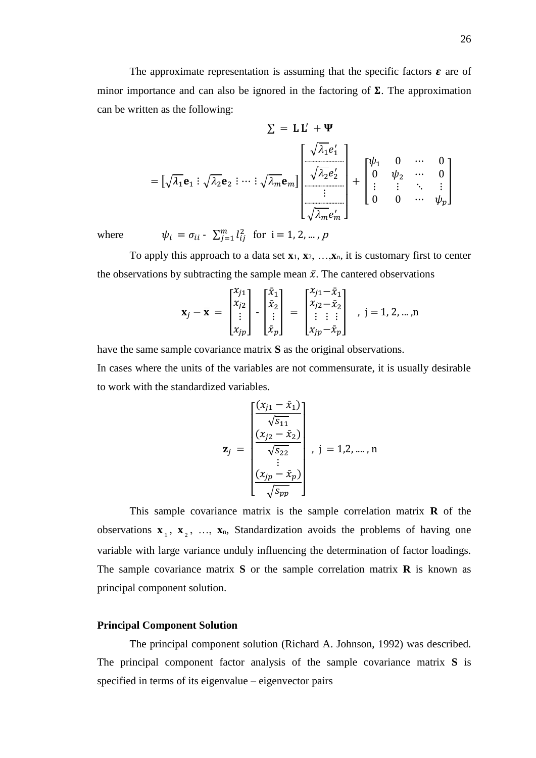The approximate representation is assuming that the specific factors $\boldsymbol{\varepsilon}$ are of minor importance and can also be ignored in the factoring of $\boldsymbol{\Sigma}$. The approximation can be written as the following:

$$\Sigma \;=\; \mathbf{L}\,\mathbf{L}' \;+ \boldsymbol{\Psi}$$

$$= \left[\sqrt{\lambda_1}\mathbf{e}_1 \vdots \sqrt{\lambda_2}\mathbf{e}_2 \vdots \cdots \vdots \sqrt{\lambda_m}\mathbf{e}_m\right] \begin{bmatrix} \sqrt{\lambda_1}e_1' \\ \cdots\cdots\cdots \\ \sqrt{\lambda_2}e_2' \\ \cdots\cdots\cdots \\ \vdots \\ \cdots\cdots\cdots \\ \sqrt{\lambda_m}e_m' \end{bmatrix} + \begin{bmatrix} \psi_1 & 0 & \cdots & 0 \\ 0 & \psi_2 & \cdots & 0 \\ \vdots & \vdots & \ddots & \vdots \\ 0 & 0 & \cdots & \psi_p \end{bmatrix}$$

where $\quad\quad \psi_i \;= \sigma_{ii}$ - $\sum_{j=1}^{m} l_{ij}^2$ for $i = 1, 2, \ldots, p$

To apply this approach to a data set $\mathbf{x}_1$, $\mathbf{x}_2$, …, $\mathbf{x}_n$, it is customary first to center the observations by subtracting the sample mean $\bar{x}$. The cantered observations

$$\mathbf{x}_j - \bar{\mathbf{x}} \;=\; \begin{bmatrix} x_{j1} \\ x_{j2} \\ \vdots \\ x_{jp} \end{bmatrix} - \begin{bmatrix} \bar{x}_1 \\ \bar{x}_2 \\ \vdots \\ \bar{x}_p \end{bmatrix} \;=\; \begin{bmatrix} x_{j1}-\bar{x}_1 \\ x_{j2}-\bar{x}_2 \\ \vdots \;\vdots\; \vdots \\ x_{jp}-\bar{x}_p \end{bmatrix} \quad , \; j = 1, 2, \ldots, n$$

have the same sample covariance matrix $\mathbf{S}$ as the original observations.

In cases where the units of the variables are not commensurate, it is usually desirable to work with the standardized variables.

$$\mathbf{z}_j \;=\; \begin{bmatrix} \dfrac{(x_{j1}-\bar{x}_1)}{\sqrt{s_{11}}} \\ \dfrac{(x_{j2}-\bar{x}_2)}{\sqrt{s_{22}}} \\ \vdots \\ \dfrac{(x_{jp}-\bar{x}_p)}{\sqrt{s_{pp}}} \end{bmatrix} \;,\; j \;= 1, 2, \ldots, n$$

This sample covariance matrix is the sample correlation matrix $\mathbf{R}$ of the observations $\mathbf{x}_1$, $\mathbf{x}_2$, …, $\mathbf{x}_n$, Standardization avoids the problems of having one variable with large variance unduly influencing the determination of factor loadings. The sample covariance matrix $\mathbf{S}$ or the sample correlation matrix $\mathbf{R}$ is known as principal component solution.

**Principal Component Solution**

The principal component solution (Richard A. Johnson, 1992) was described. The principal component factor analysis of the sample covariance matrix $\mathbf{S}$ is specified in terms of its eigenvalue – eigenvector pairs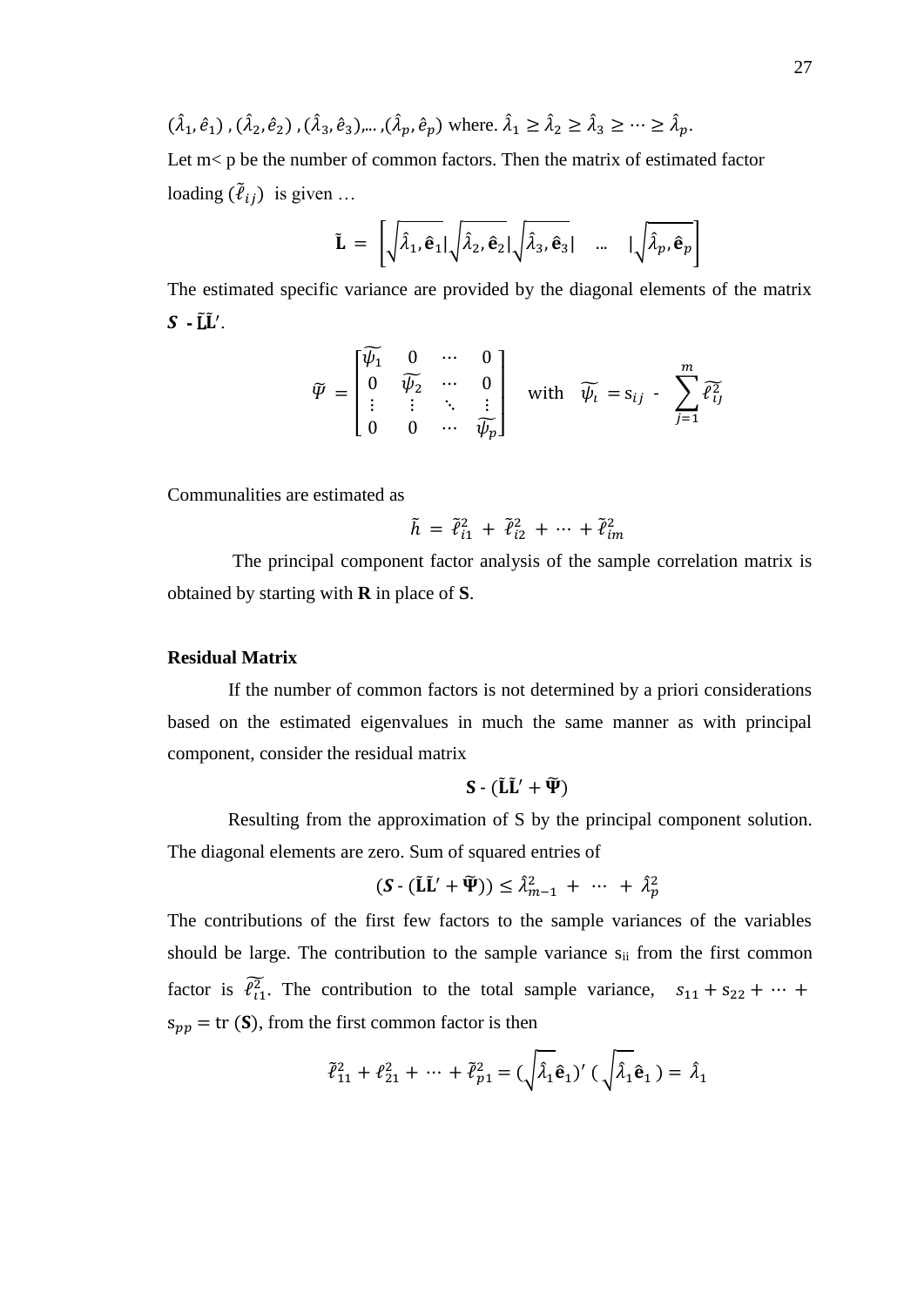$(\hat{\lambda}_1, \hat{e}_1)$ , $(\hat{\lambda}_2, \hat{e}_2)$ , $(\hat{\lambda}_3, \hat{e}_3)$,... ,$(\hat{\lambda}_p, \hat{e}_p)$ where. $\hat{\lambda}_1 \geq \hat{\lambda}_2 \geq \hat{\lambda}_3 \geq \cdots \geq \hat{\lambda}_p$.

Let m< p be the number of common factors. Then the matrix of estimated factor loading $(\tilde{\ell}_{ij})$ is given …

$$\tilde{\mathbf{L}} = \left[\sqrt{\hat{\lambda}_1, \hat{\mathbf{e}}_1} | \sqrt{\hat{\lambda}_2, \hat{\mathbf{e}}_2} | \sqrt{\hat{\lambda}_3, \hat{\mathbf{e}}_3} | \quad ... \quad | \sqrt{\hat{\lambda}_p, \hat{\mathbf{e}}_p}\right]$$

The estimated specific variance are provided by the diagonal elements of the matrix $\boldsymbol{S}$ - $\tilde{\mathbf{L}}\tilde{\mathbf{L}}'$.

$$\widetilde{\Psi} = \begin{bmatrix} \widetilde{\psi_1} & 0 & \cdots & 0 \\ 0 & \widetilde{\psi_2} & \cdots & 0 \\ \vdots & \vdots & \ddots & \vdots \\ 0 & 0 & \cdots & \widetilde{\psi_p} \end{bmatrix} \quad \text{with} \quad \widetilde{\psi_\iota} = s_{ij} - \sum_{j=1}^{m} \widetilde{\ell_{\iota j}^2}$$

Communalities are estimated as

$$\tilde{h} = \tilde{\ell}_{i1}^2 + \tilde{\ell}_{i2}^2 + \cdots + \tilde{\ell}_{im}^2$$

The principal component factor analysis of the sample correlation matrix is obtained by starting with **R** in place of **S**.

**Residual Matrix**

If the number of common factors is not determined by a priori considerations based on the estimated eigenvalues in much the same manner as with principal component, consider the residual matrix

$$\mathbf{S} - (\tilde{\mathbf{L}}\tilde{\mathbf{L}}' + \widetilde{\boldsymbol{\Psi}})$$

Resulting from the approximation of S by the principal component solution. The diagonal elements are zero. Sum of squared entries of

$$(\boldsymbol{S} - (\tilde{\mathbf{L}}\tilde{\mathbf{L}}' + \widetilde{\boldsymbol{\Psi}})) \leq \hat{\lambda}_{m-1}^2 + \cdots + \hat{\lambda}_p^2$$

The contributions of the first few factors to the sample variances of the variables should be large. The contribution to the sample variance $s_{ii}$ from the first common factor is $\widetilde{\ell_{i1}^2}$. The contribution to the total sample variance, $s_{11} + s_{22} + \cdots + s_{pp} = \text{tr}\,(\boldsymbol{S})$, from the first common factor is then

$$\tilde{\ell}_{11}^2 + \ell_{21}^2 + \cdots + \tilde{\ell}_{p1}^2 = (\sqrt{\hat{\lambda}_1}\hat{\mathbf{e}}_1)' \, (\sqrt{\hat{\lambda}_1}\hat{\mathbf{e}}_1) = \hat{\lambda}_1$$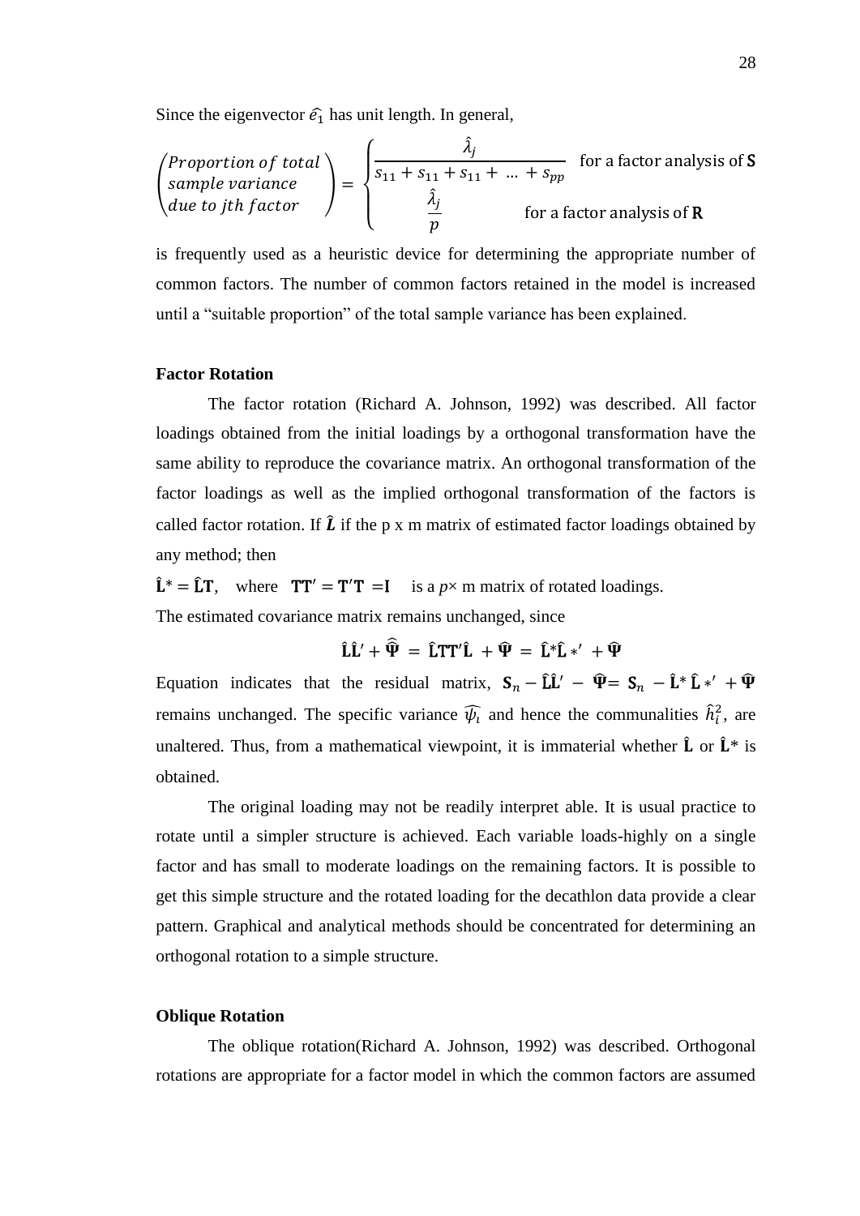Since the eigenvector $\hat{e_1}$ has unit length. In general,

$$\begin{pmatrix} \textit{Proportion of total} \\ \textit{sample variance} \\ \textit{due to jth factor} \end{pmatrix} = \begin{cases} \dfrac{\hat{\lambda}_j}{s_{11} + s_{11} + s_{11} + \ldots + s_{pp}} & \text{for a factor analysis of } \mathbf{S} \\ \dfrac{\hat{\lambda}_j}{p} & \text{for a factor analysis of } \mathbf{R} \end{cases}$$

is frequently used as a heuristic device for determining the appropriate number of common factors. The number of common factors retained in the model is increased until a "suitable proportion" of the total sample variance has been explained.

### Factor Rotation

The factor rotation (Richard A. Johnson, 1992) was described. All factor loadings obtained from the initial loadings by a orthogonal transformation have the same ability to reproduce the covariance matrix. An orthogonal transformation of the factor loadings as well as the implied orthogonal transformation of the factors is called factor rotation. If $\hat{\boldsymbol{L}}$ if the p x m matrix of estimated factor loadings obtained by any method; then

$\hat{\mathbf{L}}^* = \hat{\mathbf{L}}\mathbf{T}$, where $\mathbf{T}\mathbf{T}' = \mathbf{T}'\mathbf{T} = \mathbf{I}$ is a $p\times$ m matrix of rotated loadings.

The estimated covariance matrix remains unchanged, since

$$\hat{\mathbf{L}}\hat{\mathbf{L}}' + \hat{\hat{\mathbf{\Psi}}} = \hat{\mathbf{L}}\mathbf{T}\mathbf{T}'\hat{\mathbf{L}} + \hat{\mathbf{\Psi}} = \hat{\mathbf{L}}^*\hat{\mathbf{L}}*' + \hat{\mathbf{\Psi}}$$

Equation indicates that the residual matrix, $\mathbf{S}_n - \hat{\mathbf{L}}\hat{\mathbf{L}}' - \hat{\mathbf{\Psi}} = \mathbf{S}_n - \hat{\mathbf{L}}^*\hat{\mathbf{L}}*' + \hat{\mathbf{\Psi}}$ remains unchanged. The specific variance $\widehat{\psi_i}$ and hence the communalities $\hat{h}_i^2$, are unaltered. Thus, from a mathematical viewpoint, it is immaterial whether $\hat{\mathbf{L}}$ or $\hat{\mathbf{L}}^*$ is obtained.

The original loading may not be readily interpret able. It is usual practice to rotate until a simpler structure is achieved. Each variable loads-highly on a single factor and has small to moderate loadings on the remaining factors. It is possible to get this simple structure and the rotated loading for the decathlon data provide a clear pattern. Graphical and analytical methods should be concentrated for determining an orthogonal rotation to a simple structure.

### Oblique Rotation

The oblique rotation(Richard A. Johnson, 1992) was described. Orthogonal rotations are appropriate for a factor model in which the common factors are assumed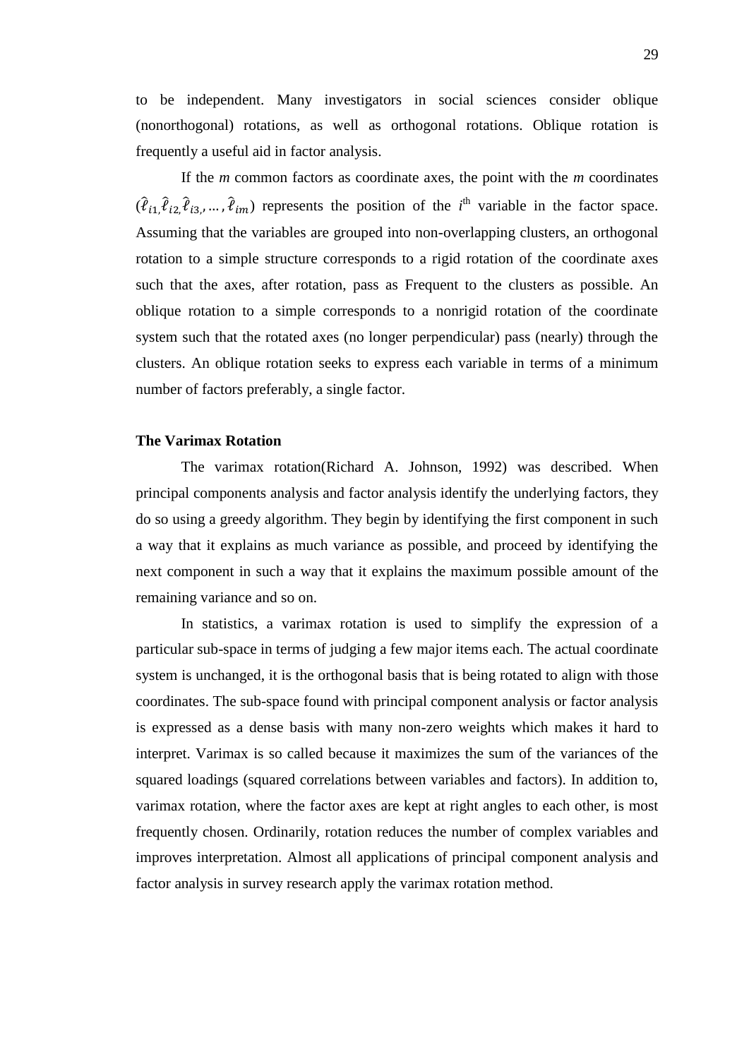to be independent. Many investigators in social sciences consider oblique (nonorthogonal) rotations, as well as orthogonal rotations. Oblique rotation is frequently a useful aid in factor analysis.

If the *m* common factors as coordinate axes, the point with the *m* coordinates $(\hat{\ell}_{i1,}\hat{\ell}_{i2,}\hat{\ell}_{i3,},\ldots,\hat{\ell}_{im})$ represents the position of the $i^{\text{th}}$ variable in the factor space. Assuming that the variables are grouped into non-overlapping clusters, an orthogonal rotation to a simple structure corresponds to a rigid rotation of the coordinate axes such that the axes, after rotation, pass as Frequent to the clusters as possible. An oblique rotation to a simple corresponds to a nonrigid rotation of the coordinate system such that the rotated axes (no longer perpendicular) pass (nearly) through the clusters. An oblique rotation seeks to express each variable in terms of a minimum number of factors preferably, a single factor.

**The Varimax Rotation**

The varimax rotation(Richard A. Johnson, 1992) was described. When principal components analysis and factor analysis identify the underlying factors, they do so using a greedy algorithm. They begin by identifying the first component in such a way that it explains as much variance as possible, and proceed by identifying the next component in such a way that it explains the maximum possible amount of the remaining variance and so on.

In statistics, a varimax rotation is used to simplify the expression of a particular sub-space in terms of judging a few major items each. The actual coordinate system is unchanged, it is the orthogonal basis that is being rotated to align with those coordinates. The sub-space found with principal component analysis or factor analysis is expressed as a dense basis with many non-zero weights which makes it hard to interpret. Varimax is so called because it maximizes the sum of the variances of the squared loadings (squared correlations between variables and factors). In addition to, varimax rotation, where the factor axes are kept at right angles to each other, is most frequently chosen. Ordinarily, rotation reduces the number of complex variables and improves interpretation. Almost all applications of principal component analysis and factor analysis in survey research apply the varimax rotation method.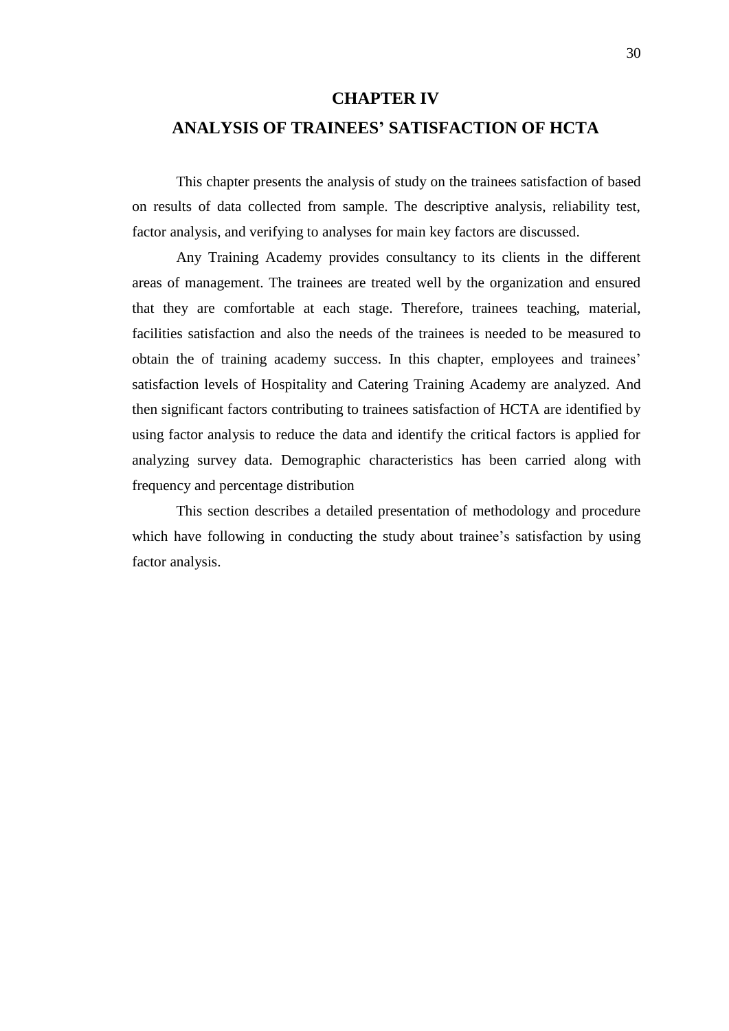# CHAPTER IV

# ANALYSIS OF TRAINEES' SATISFACTION OF HCTA

This chapter presents the analysis of study on the trainees satisfaction of based on results of data collected from sample. The descriptive analysis, reliability test, factor analysis, and verifying to analyses for main key factors are discussed.

Any Training Academy provides consultancy to its clients in the different areas of management. The trainees are treated well by the organization and ensured that they are comfortable at each stage. Therefore, trainees teaching, material, facilities satisfaction and also the needs of the trainees is needed to be measured to obtain the of training academy success. In this chapter, employees and trainees' satisfaction levels of Hospitality and Catering Training Academy are analyzed. And then significant factors contributing to trainees satisfaction of HCTA are identified by using factor analysis to reduce the data and identify the critical factors is applied for analyzing survey data. Demographic characteristics has been carried along with frequency and percentage distribution

This section describes a detailed presentation of methodology and procedure which have following in conducting the study about trainee's satisfaction by using factor analysis.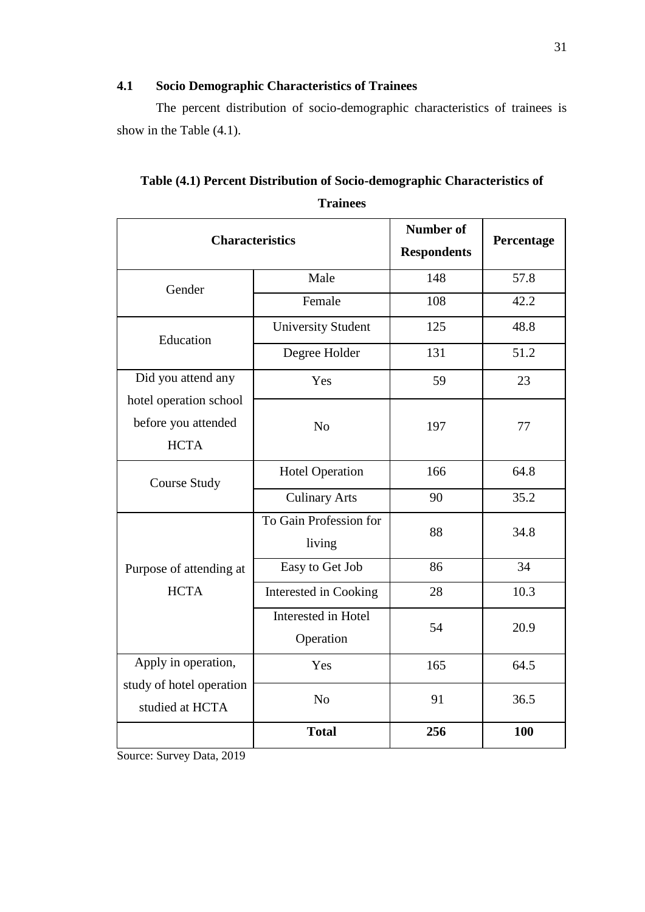## 4.1 Socio Demographic Characteristics of Trainees

The percent distribution of socio-demographic characteristics of trainees is show in the Table (4.1).

**Table (4.1) Percent Distribution of Socio-demographic Characteristics of Trainees**

| **Characteristics** | | **Number of Respondents** | **Percentage** |
|---|---|---|---|
| Gender | Male | 148 | 57.8 |
| | Female | 108 | 42.2 |
| Education | University Student | 125 | 48.8 |
| | Degree Holder | 131 | 51.2 |
| Did you attend any hotel operation school before you attended HCTA | Yes | 59 | 23 |
| | No | 197 | 77 |
| Course Study | Hotel Operation | 166 | 64.8 |
| | Culinary Arts | 90 | 35.2 |
| Purpose of attending at HCTA | To Gain Profession for living | 88 | 34.8 |
| | Easy to Get Job | 86 | 34 |
| | Interested in Cooking | 28 | 10.3 |
| | Interested in Hotel Operation | 54 | 20.9 |
| Apply in operation, study of hotel operation studied at HCTA | Yes | 165 | 64.5 |
| | No | 91 | 36.5 |
| | **Total** | **256** | **100** |

Source: Survey Data, 2019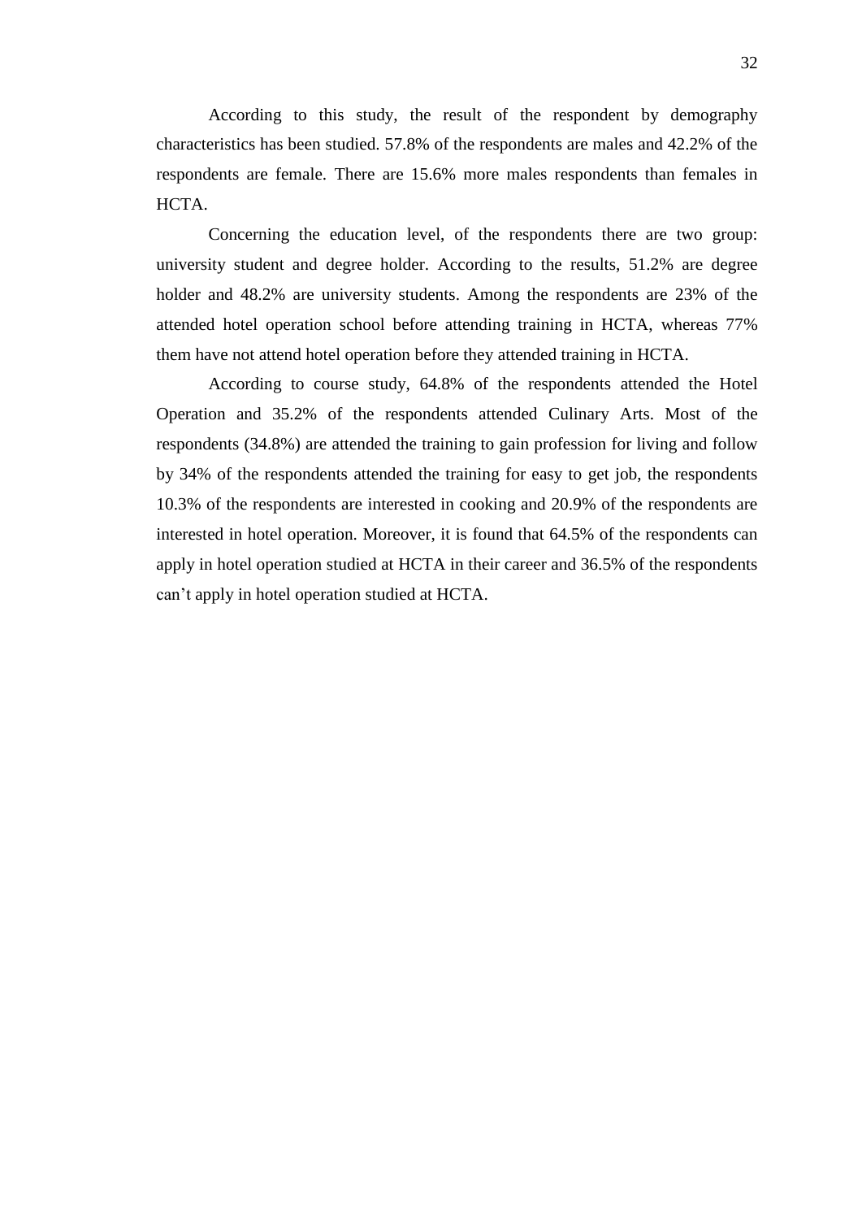According to this study, the result of the respondent by demography characteristics has been studied. 57.8% of the respondents are males and 42.2% of the respondents are female. There are 15.6% more males respondents than females in HCTA.

Concerning the education level, of the respondents there are two group: university student and degree holder. According to the results, 51.2% are degree holder and 48.2% are university students. Among the respondents are 23% of the attended hotel operation school before attending training in HCTA, whereas 77% them have not attend hotel operation before they attended training in HCTA.

According to course study, 64.8% of the respondents attended the Hotel Operation and 35.2% of the respondents attended Culinary Arts. Most of the respondents (34.8%) are attended the training to gain profession for living and follow by 34% of the respondents attended the training for easy to get job, the respondents 10.3% of the respondents are interested in cooking and 20.9% of the respondents are interested in hotel operation. Moreover, it is found that 64.5% of the respondents can apply in hotel operation studied at HCTA in their career and 36.5% of the respondents can't apply in hotel operation studied at HCTA.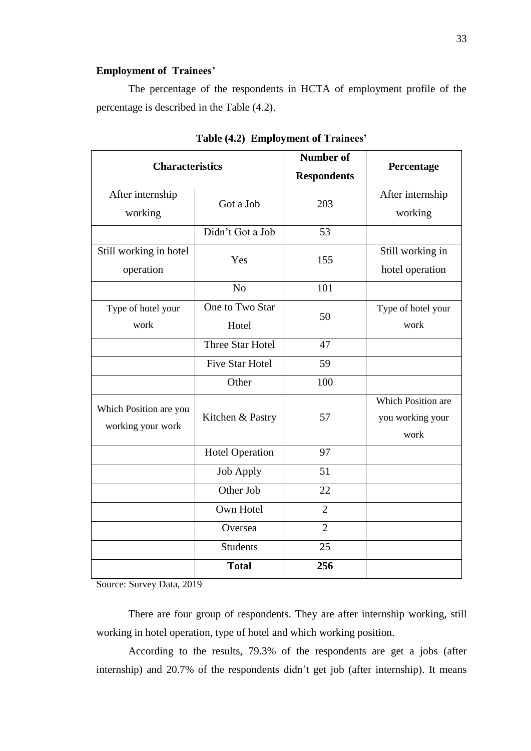**Employment of Trainees'**

The percentage of the respondents in HCTA of employment profile of the percentage is described in the Table (4.2).

**Table (4.2) Employment of Trainees'**

| Characteristics | | Number of Respondents | Percentage |
|---|---|---|---|
| After internship working | Got a Job | 203 | After internship working |
| | Didn't Got a Job | 53 | |
| Still working in hotel operation | Yes | 155 | Still working in hotel operation |
| | No | 101 | |
| Type of hotel your work | One to Two Star Hotel | 50 | Type of hotel your work |
| | Three Star Hotel | 47 | |
| | Five Star Hotel | 59 | |
| | Other | 100 | |
| Which Position are you working your work | Kitchen & Pastry | 57 | Which Position are you working your work |
| | Hotel Operation | 97 | |
| | Job Apply | 51 | |
| | Other Job | 22 | |
| | Own Hotel | 2 | |
| | Oversea | 2 | |
| | Students | 25 | |
| | **Total** | **256** | |

Source: Survey Data, 2019

There are four group of respondents. They are after internship working, still working in hotel operation, type of hotel and which working position.

According to the results, 79.3% of the respondents are get a jobs (after internship) and 20.7% of the respondents didn't get job (after internship). It means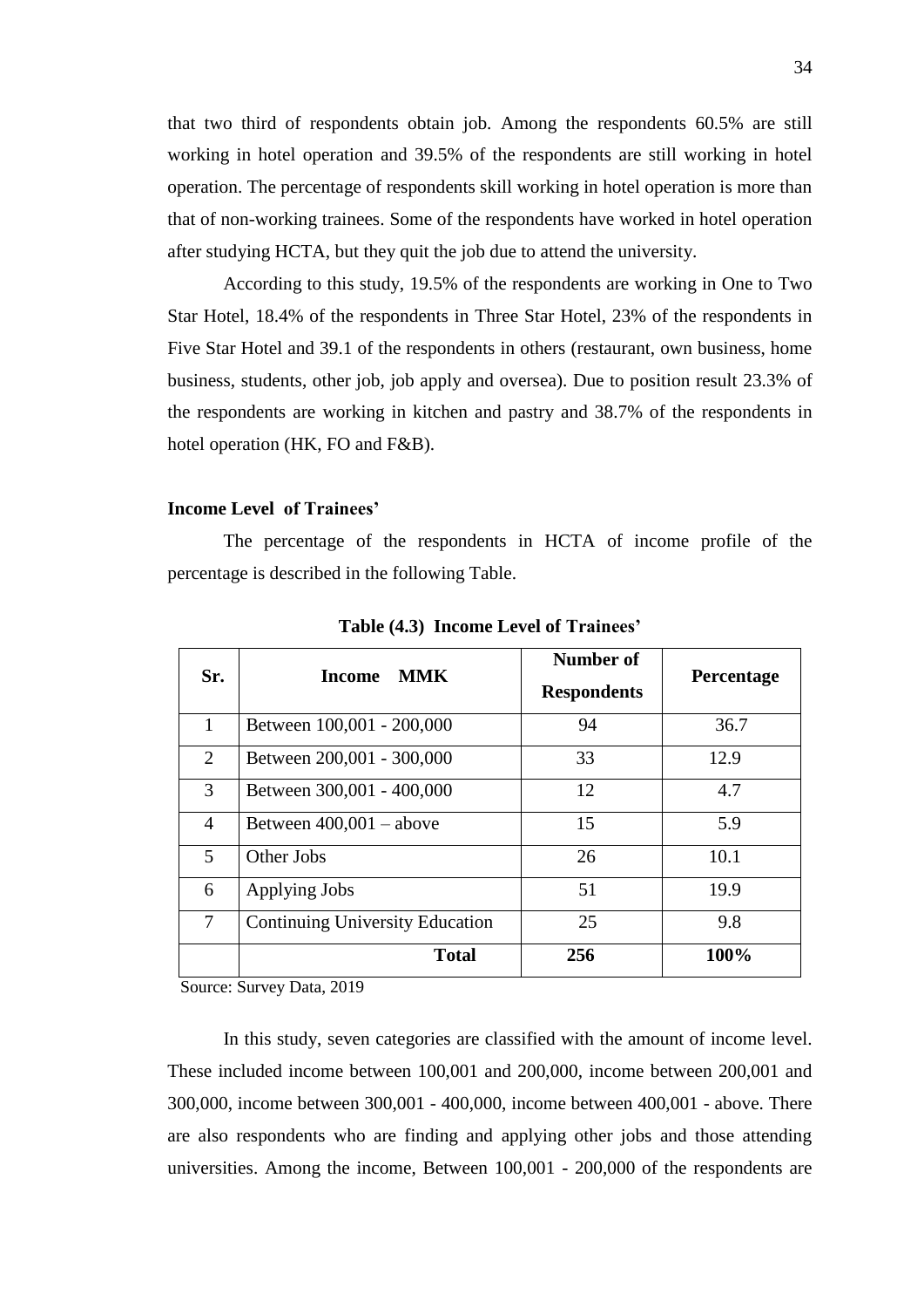that two third of respondents obtain job. Among the respondents 60.5% are still working in hotel operation and 39.5% of the respondents are still working in hotel operation. The percentage of respondents skill working in hotel operation is more than that of non-working trainees. Some of the respondents have worked in hotel operation after studying HCTA, but they quit the job due to attend the university.

According to this study, 19.5% of the respondents are working in One to Two Star Hotel, 18.4% of the respondents in Three Star Hotel, 23% of the respondents in Five Star Hotel and 39.1 of the respondents in others (restaurant, own business, home business, students, other job, job apply and oversea). Due to position result 23.3% of the respondents are working in kitchen and pastry and 38.7% of the respondents in hotel operation (HK, FO and F&B).

**Income Level of Trainees'**

The percentage of the respondents in HCTA of income profile of the percentage is described in the following Table.

**Table (4.3) Income Level of Trainees'**

| Sr. | Income MMK | Number of Respondents | Percentage |
|---|---|---|---|
| 1 | Between 100,001 - 200,000 | 94 | 36.7 |
| 2 | Between 200,001 - 300,000 | 33 | 12.9 |
| 3 | Between 300,001 - 400,000 | 12 | 4.7 |
| 4 | Between 400,001 – above | 15 | 5.9 |
| 5 | Other Jobs | 26 | 10.1 |
| 6 | Applying Jobs | 51 | 19.9 |
| 7 | Continuing University Education | 25 | 9.8 |
| | **Total** | **256** | **100%** |

Source: Survey Data, 2019

In this study, seven categories are classified with the amount of income level. These included income between 100,001 and 200,000, income between 200,001 and 300,000, income between 300,001 - 400,000, income between 400,001 - above. There are also respondents who are finding and applying other jobs and those attending universities. Among the income, Between 100,001 - 200,000 of the respondents are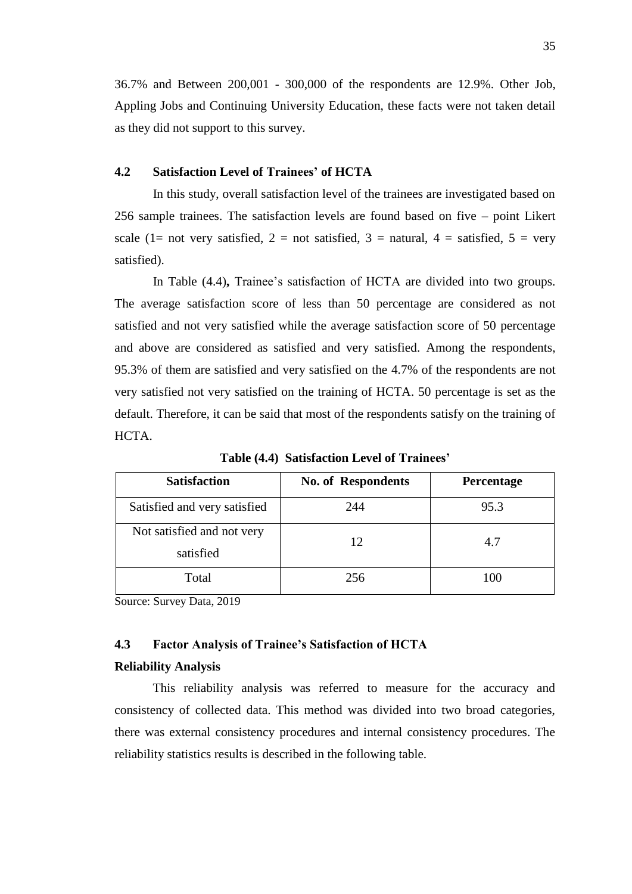36.7% and Between 200,001 - 300,000 of the respondents are 12.9%. Other Job, Appling Jobs and Continuing University Education, these facts were not taken detail as they did not support to this survey.

## 4.2 Satisfaction Level of Trainees' of HCTA

In this study, overall satisfaction level of the trainees are investigated based on 256 sample trainees. The satisfaction levels are found based on five – point Likert scale (1= not very satisfied, 2 = not satisfied, 3 = natural, 4 = satisfied, 5 = very satisfied).

In Table (4.4)**,** Trainee's satisfaction of HCTA are divided into two groups. The average satisfaction score of less than 50 percentage are considered as not satisfied and not very satisfied while the average satisfaction score of 50 percentage and above are considered as satisfied and very satisfied. Among the respondents, 95.3% of them are satisfied and very satisfied on the 4.7% of the respondents are not very satisfied not very satisfied on the training of HCTA. 50 percentage is set as the default. Therefore, it can be said that most of the respondents satisfy on the training of HCTA.

**Table (4.4) Satisfaction Level of Trainees'**

| Satisfaction | No. of Respondents | Percentage |
|---|---|---|
| Satisfied and very satisfied | 244 | 95.3 |
| Not satisfied and not very satisfied | 12 | 4.7 |
| Total | 256 | 100 |

Source: Survey Data, 2019

## 4.3 Factor Analysis of Trainee's Satisfaction of HCTA

**Reliability Analysis**

This reliability analysis was referred to measure for the accuracy and consistency of collected data. This method was divided into two broad categories, there was external consistency procedures and internal consistency procedures. The reliability statistics results is described in the following table.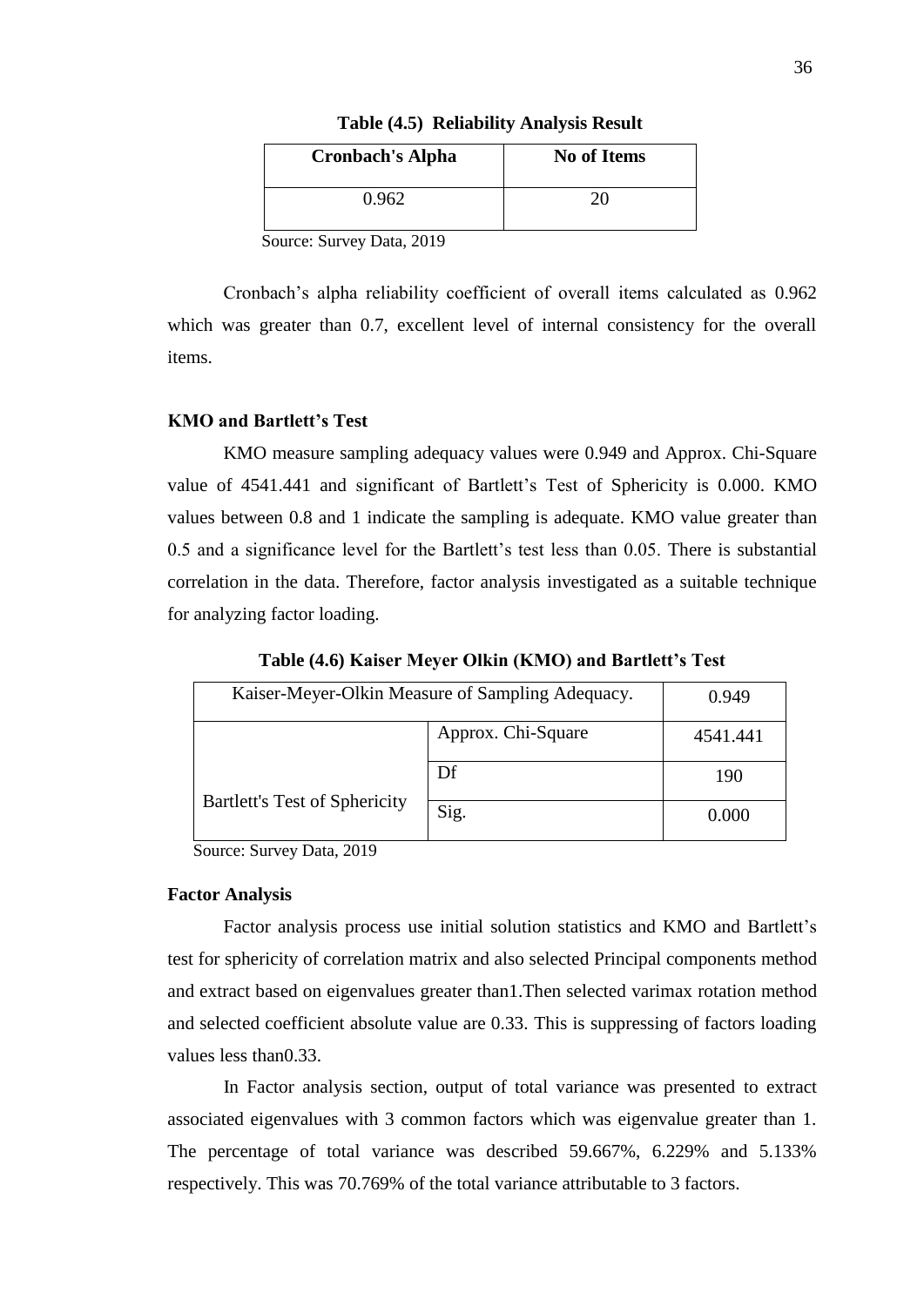**Table (4.5) Reliability Analysis Result**

| Cronbach's Alpha | No of Items |
|---|---|
| 0.962 | 20 |

Source: Survey Data, 2019

Cronbach's alpha reliability coefficient of overall items calculated as 0.962 which was greater than 0.7, excellent level of internal consistency for the overall items.

**KMO and Bartlett's Test**

KMO measure sampling adequacy values were 0.949 and Approx. Chi-Square value of 4541.441 and significant of Bartlett's Test of Sphericity is 0.000. KMO values between 0.8 and 1 indicate the sampling is adequate. KMO value greater than 0.5 and a significance level for the Bartlett's test less than 0.05. There is substantial correlation in the data. Therefore, factor analysis investigated as a suitable technique for analyzing factor loading.

**Table (4.6) Kaiser Meyer Olkin (KMO) and Bartlett's Test**

| Kaiser-Meyer-Olkin Measure of Sampling Adequacy. | | 0.949 |
|---|---|---|
| Bartlett's Test of Sphericity | Approx. Chi-Square | 4541.441 |
| | Df | 190 |
| | Sig. | 0.000 |

Source: Survey Data, 2019

**Factor Analysis**

Factor analysis process use initial solution statistics and KMO and Bartlett's test for sphericity of correlation matrix and also selected Principal components method and extract based on eigenvalues greater than1.Then selected varimax rotation method and selected coefficient absolute value are 0.33. This is suppressing of factors loading values less than0.33.

In Factor analysis section, output of total variance was presented to extract associated eigenvalues with 3 common factors which was eigenvalue greater than 1. The percentage of total variance was described 59.667%, 6.229% and 5.133% respectively. This was 70.769% of the total variance attributable to 3 factors.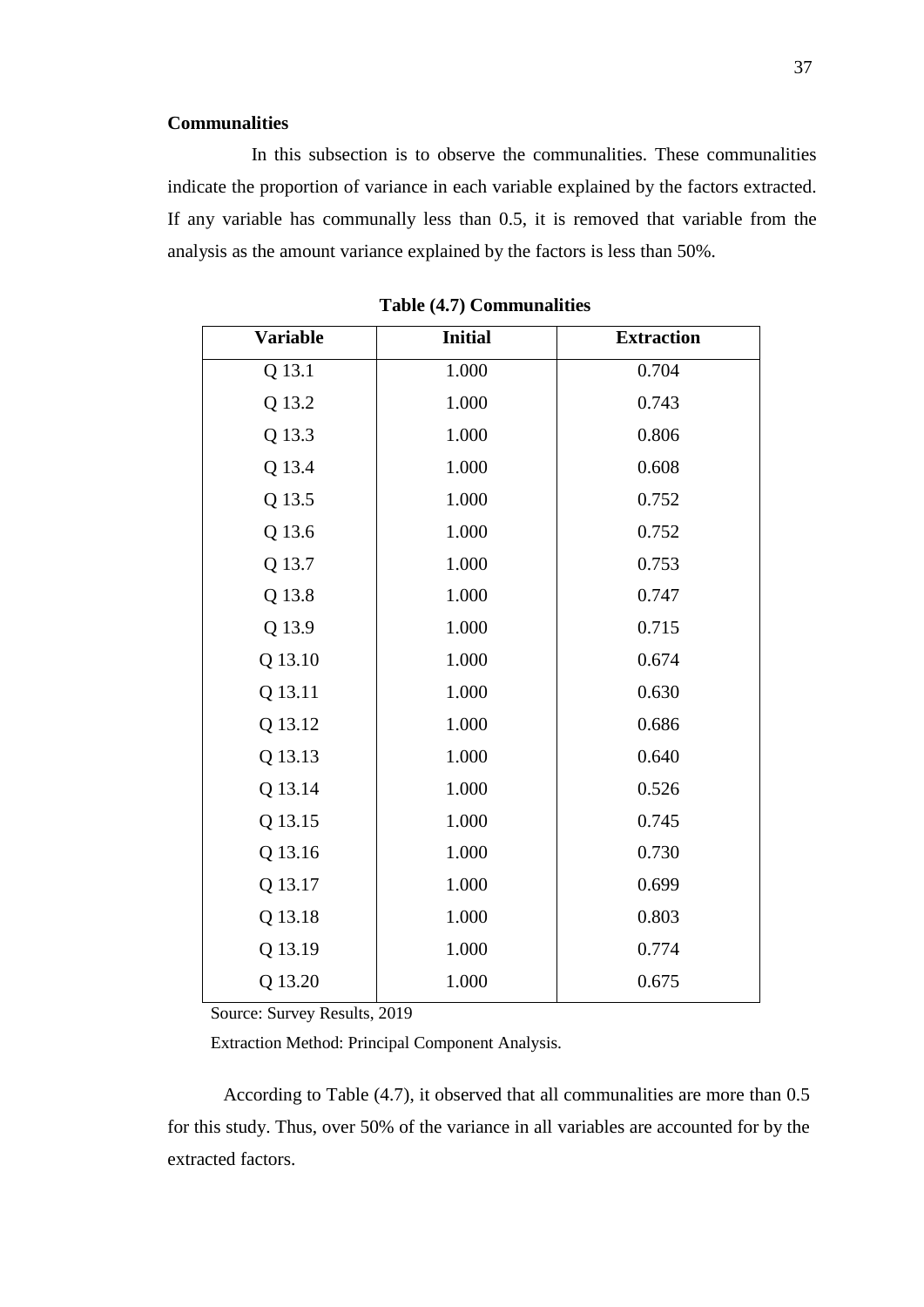**Communalities**

In this subsection is to observe the communalities. These communalities indicate the proportion of variance in each variable explained by the factors extracted. If any variable has communally less than 0.5, it is removed that variable from the analysis as the amount variance explained by the factors is less than 50%.

**Table (4.7) Communalities**

| Variable | Initial | Extraction |
|---|---|---|
| Q 13.1 | 1.000 | 0.704 |
| Q 13.2 | 1.000 | 0.743 |
| Q 13.3 | 1.000 | 0.806 |
| Q 13.4 | 1.000 | 0.608 |
| Q 13.5 | 1.000 | 0.752 |
| Q 13.6 | 1.000 | 0.752 |
| Q 13.7 | 1.000 | 0.753 |
| Q 13.8 | 1.000 | 0.747 |
| Q 13.9 | 1.000 | 0.715 |
| Q 13.10 | 1.000 | 0.674 |
| Q 13.11 | 1.000 | 0.630 |
| Q 13.12 | 1.000 | 0.686 |
| Q 13.13 | 1.000 | 0.640 |
| Q 13.14 | 1.000 | 0.526 |
| Q 13.15 | 1.000 | 0.745 |
| Q 13.16 | 1.000 | 0.730 |
| Q 13.17 | 1.000 | 0.699 |
| Q 13.18 | 1.000 | 0.803 |
| Q 13.19 | 1.000 | 0.774 |
| Q 13.20 | 1.000 | 0.675 |

Source: Survey Results, 2019

Extraction Method: Principal Component Analysis.

According to Table (4.7), it observed that all communalities are more than 0.5 for this study. Thus, over 50% of the variance in all variables are accounted for by the extracted factors.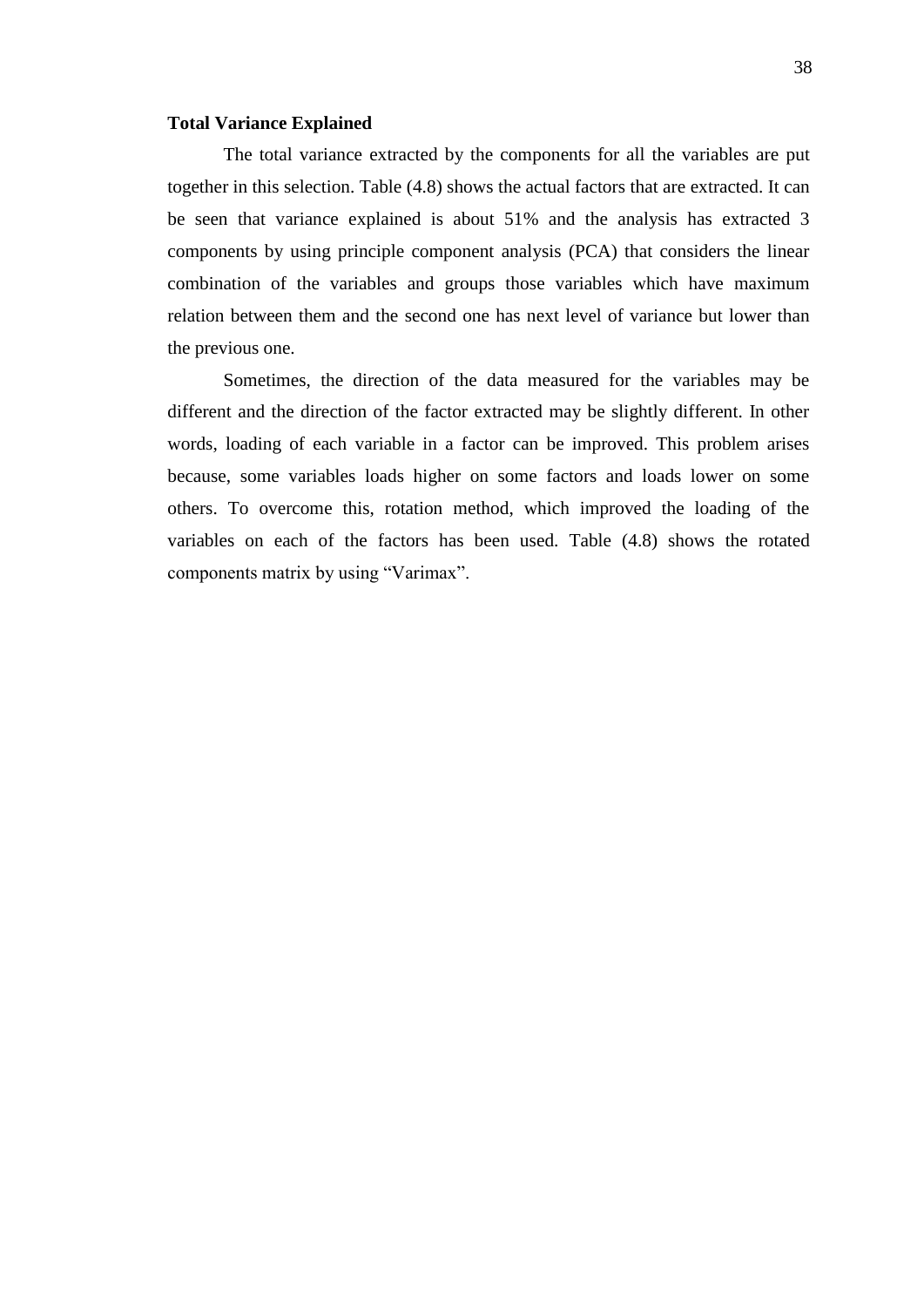**Total Variance Explained**

The total variance extracted by the components for all the variables are put together in this selection. Table (4.8) shows the actual factors that are extracted. It can be seen that variance explained is about 51% and the analysis has extracted 3 components by using principle component analysis (PCA) that considers the linear combination of the variables and groups those variables which have maximum relation between them and the second one has next level of variance but lower than the previous one.

Sometimes, the direction of the data measured for the variables may be different and the direction of the factor extracted may be slightly different. In other words, loading of each variable in a factor can be improved. This problem arises because, some variables loads higher on some factors and loads lower on some others. To overcome this, rotation method, which improved the loading of the variables on each of the factors has been used. Table (4.8) shows the rotated components matrix by using "Varimax".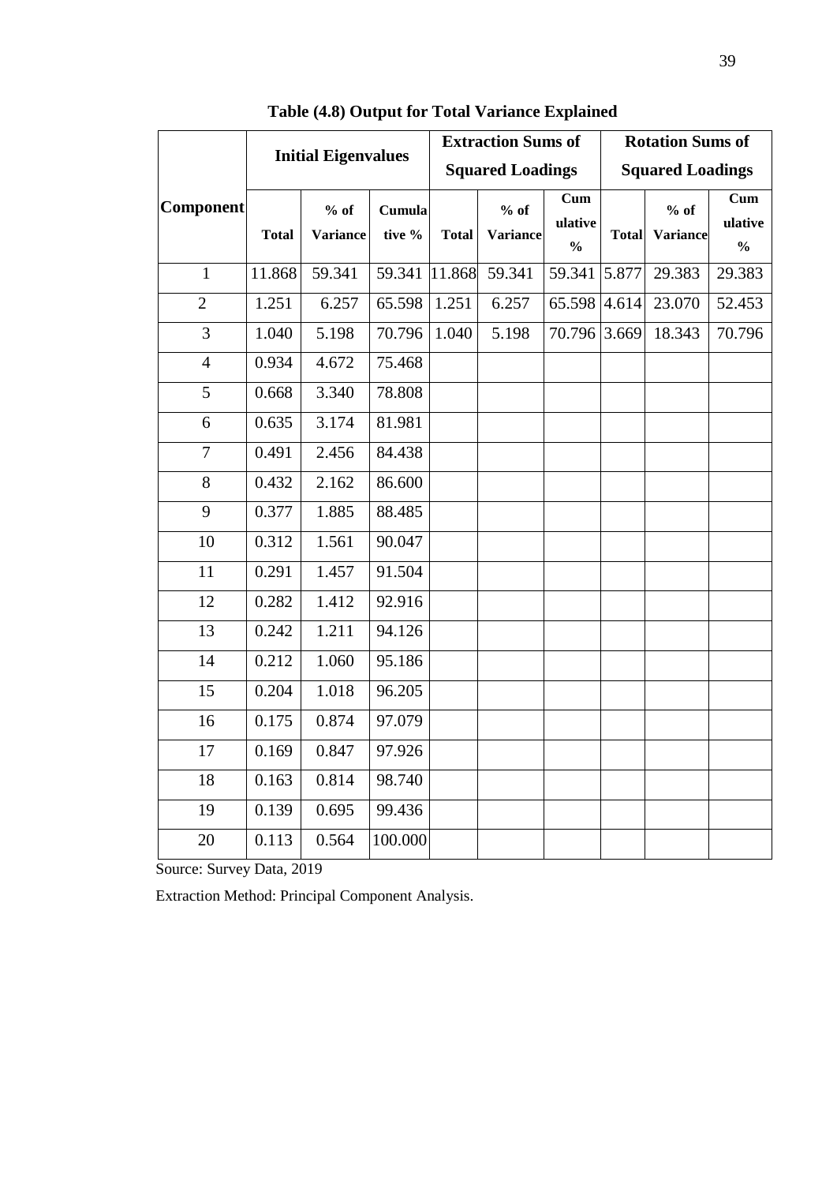**Table (4.8) Output for Total Variance Explained**

| Component | Initial Eigenvalues | | | Extraction Sums of Squared Loadings | | | Rotation Sums of Squared Loadings | | |
|---|---|---|---|---|---|---|---|---|---|
| | Total | % of Variance | Cumulative % | Total | % of Variance | Cumulative % | Total | % of Variance | Cumulative % |
| 1 | 11.868 | 59.341 | 59.341 | 11.868 | 59.341 | 59.341 | 5.877 | 29.383 | 29.383 |
| 2 | 1.251 | 6.257 | 65.598 | 1.251 | 6.257 | 65.598 | 4.614 | 23.070 | 52.453 |
| 3 | 1.040 | 5.198 | 70.796 | 1.040 | 5.198 | 70.796 | 3.669 | 18.343 | 70.796 |
| 4 | 0.934 | 4.672 | 75.468 | | | | | | |
| 5 | 0.668 | 3.340 | 78.808 | | | | | | |
| 6 | 0.635 | 3.174 | 81.981 | | | | | | |
| 7 | 0.491 | 2.456 | 84.438 | | | | | | |
| 8 | 0.432 | 2.162 | 86.600 | | | | | | |
| 9 | 0.377 | 1.885 | 88.485 | | | | | | |
| 10 | 0.312 | 1.561 | 90.047 | | | | | | |
| 11 | 0.291 | 1.457 | 91.504 | | | | | | |
| 12 | 0.282 | 1.412 | 92.916 | | | | | | |
| 13 | 0.242 | 1.211 | 94.126 | | | | | | |
| 14 | 0.212 | 1.060 | 95.186 | | | | | | |
| 15 | 0.204 | 1.018 | 96.205 | | | | | | |
| 16 | 0.175 | 0.874 | 97.079 | | | | | | |
| 17 | 0.169 | 0.847 | 97.926 | | | | | | |
| 18 | 0.163 | 0.814 | 98.740 | | | | | | |
| 19 | 0.139 | 0.695 | 99.436 | | | | | | |
| 20 | 0.113 | 0.564 | 100.000 | | | | | | |

Source: Survey Data, 2019

Extraction Method: Principal Component Analysis.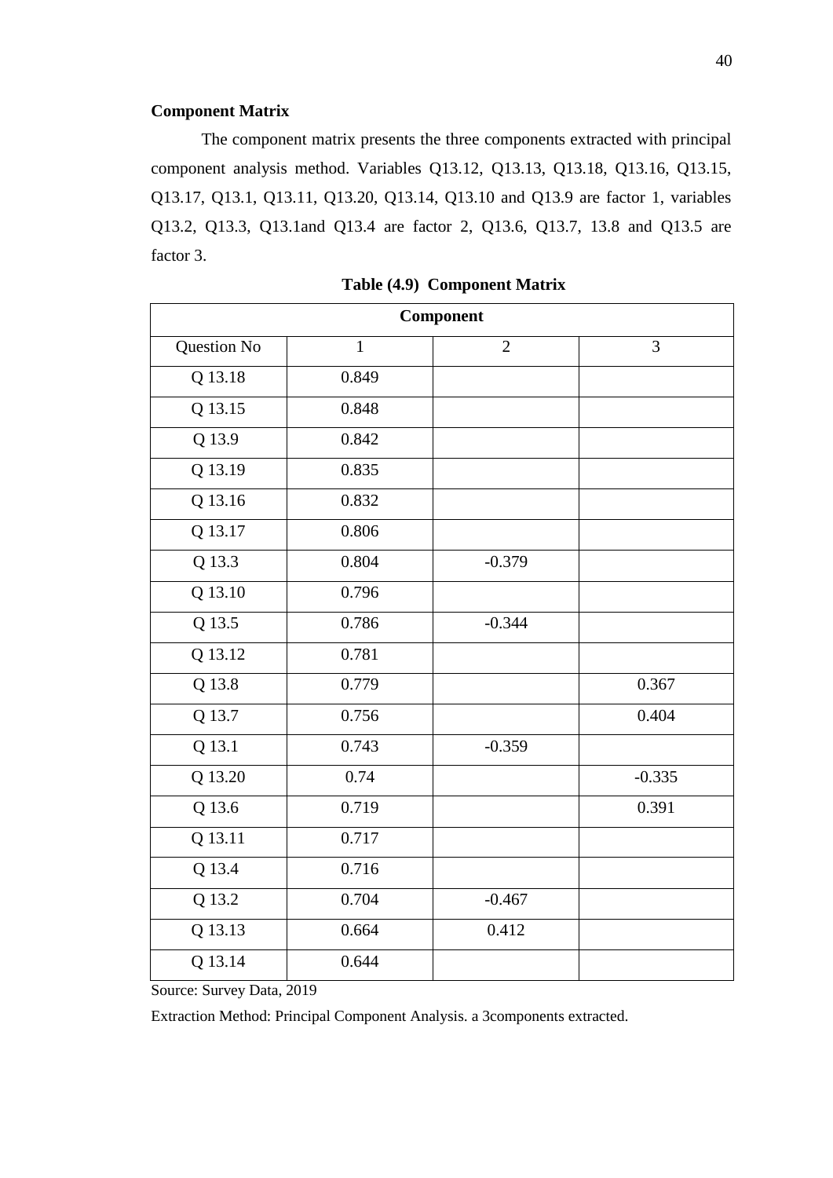**Component Matrix**

The component matrix presents the three components extracted with principal component analysis method. Variables Q13.12, Q13.13, Q13.18, Q13.16, Q13.15, Q13.17, Q13.1, Q13.11, Q13.20, Q13.14, Q13.10 and Q13.9 are factor 1, variables Q13.2, Q13.3, Q13.1and Q13.4 are factor 2, Q13.6, Q13.7, 13.8 and Q13.5 are factor 3.

**Table (4.9) Component Matrix**

| Component | | | |
|---|---|---|---|
| Question No | 1 | 2 | 3 |
| Q 13.18 | 0.849 | | |
| Q 13.15 | 0.848 | | |
| Q 13.9 | 0.842 | | |
| Q 13.19 | 0.835 | | |
| Q 13.16 | 0.832 | | |
| Q 13.17 | 0.806 | | |
| Q 13.3 | 0.804 | -0.379 | |
| Q 13.10 | 0.796 | | |
| Q 13.5 | 0.786 | -0.344 | |
| Q 13.12 | 0.781 | | |
| Q 13.8 | 0.779 | | 0.367 |
| Q 13.7 | 0.756 | | 0.404 |
| Q 13.1 | 0.743 | -0.359 | |
| Q 13.20 | 0.74 | | -0.335 |
| Q 13.6 | 0.719 | | 0.391 |
| Q 13.11 | 0.717 | | |
| Q 13.4 | 0.716 | | |
| Q 13.2 | 0.704 | -0.467 | |
| Q 13.13 | 0.664 | 0.412 | |
| Q 13.14 | 0.644 | | |

Source: Survey Data, 2019

Extraction Method: Principal Component Analysis. a 3components extracted.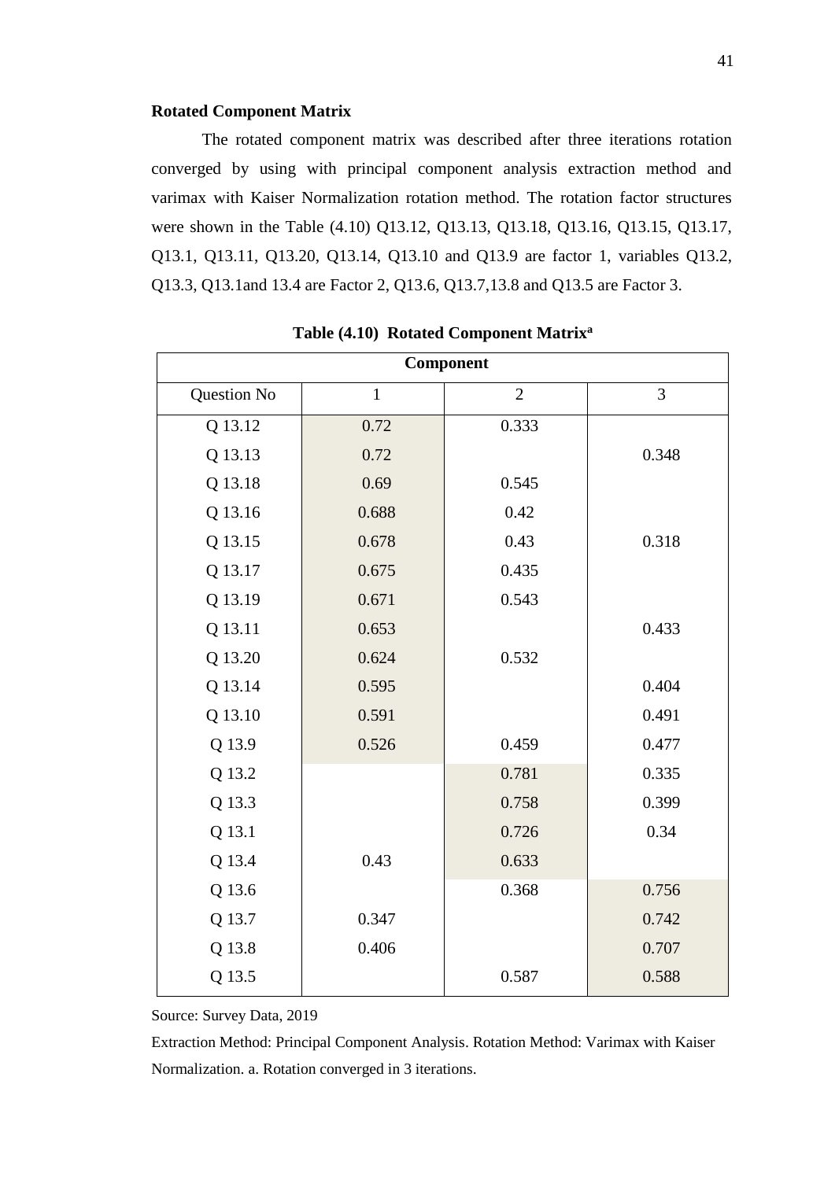**Rotated Component Matrix**

The rotated component matrix was described after three iterations rotation converged by using with principal component analysis extraction method and varimax with Kaiser Normalization rotation method. The rotation factor structures were shown in the Table (4.10) Q13.12, Q13.13, Q13.18, Q13.16, Q13.15, Q13.17, Q13.1, Q13.11, Q13.20, Q13.14, Q13.10 and Q13.9 are factor 1, variables Q13.2, Q13.3, Q13.1and 13.4 are Factor 2, Q13.6, Q13.7,13.8 and Q13.5 are Factor 3.

**Table (4.10) Rotated Component Matrix[a]**

| Component | | | |
|---|---|---|---|
| Question No | 1 | 2 | 3 |
| Q 13.12 | 0.72 | 0.333 | |
| Q 13.13 | 0.72 | | 0.348 |
| Q 13.18 | 0.69 | 0.545 | |
| Q 13.16 | 0.688 | 0.42 | |
| Q 13.15 | 0.678 | 0.43 | 0.318 |
| Q 13.17 | 0.675 | 0.435 | |
| Q 13.19 | 0.671 | 0.543 | |
| Q 13.11 | 0.653 | | 0.433 |
| Q 13.20 | 0.624 | 0.532 | |
| Q 13.14 | 0.595 | | 0.404 |
| Q 13.10 | 0.591 | | 0.491 |
| Q 13.9 | 0.526 | 0.459 | 0.477 |
| Q 13.2 | | 0.781 | 0.335 |
| Q 13.3 | | 0.758 | 0.399 |
| Q 13.1 | | 0.726 | 0.34 |
| Q 13.4 | 0.43 | 0.633 | |
| Q 13.6 | | 0.368 | 0.756 |
| Q 13.7 | 0.347 | | 0.742 |
| Q 13.8 | 0.406 | | 0.707 |
| Q 13.5 | | 0.587 | 0.588 |

Source: Survey Data, 2019

Extraction Method: Principal Component Analysis. Rotation Method: Varimax with Kaiser Normalization. a. Rotation converged in 3 iterations.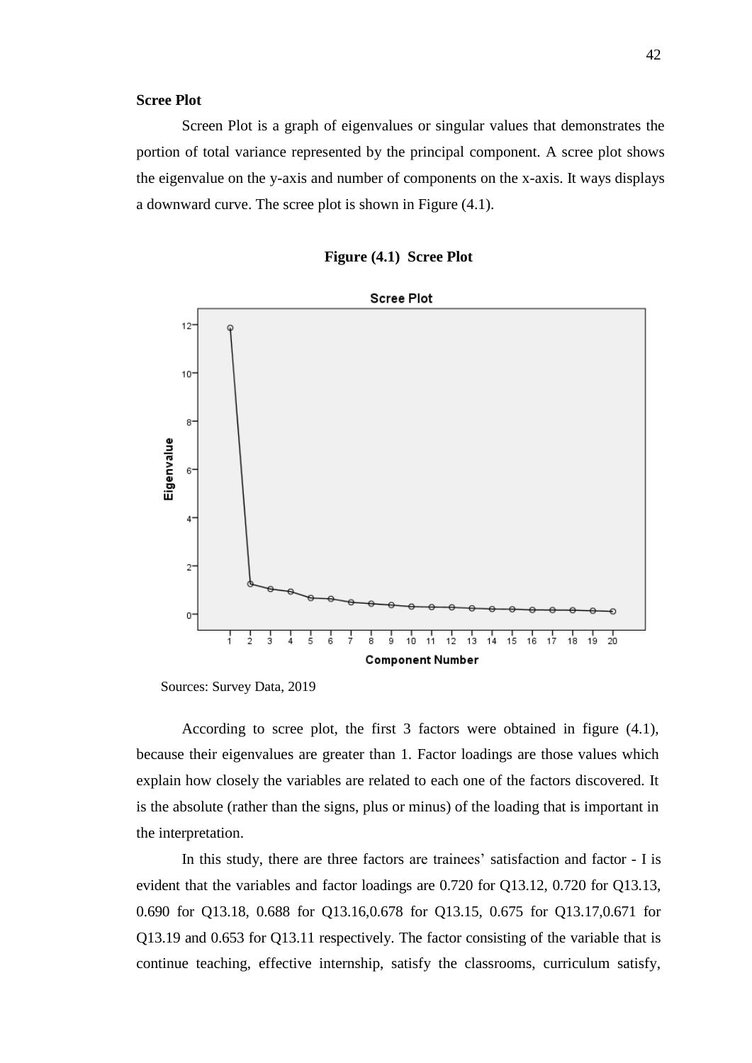**Scree Plot**

Screen Plot is a graph of eigenvalues or singular values that demonstrates the portion of total variance represented by the principal component. A scree plot shows the eigenvalue on the y-axis and number of components on the x-axis. It ways displays a downward curve. The scree plot is shown in Figure (4.1).

**Figure (4.1) Scree Plot**

Sources: Survey Data, 2019

According to scree plot, the first 3 factors were obtained in figure (4.1), because their eigenvalues are greater than 1. Factor loadings are those values which explain how closely the variables are related to each one of the factors discovered. It is the absolute (rather than the signs, plus or minus) of the loading that is important in the interpretation.

In this study, there are three factors are trainees' satisfaction and factor - I is evident that the variables and factor loadings are 0.720 for Q13.12, 0.720 for Q13.13, 0.690 for Q13.18, 0.688 for Q13.16,0.678 for Q13.15, 0.675 for Q13.17,0.671 for Q13.19 and 0.653 for Q13.11 respectively. The factor consisting of the variable that is continue teaching, effective internship, satisfy the classrooms, curriculum satisfy,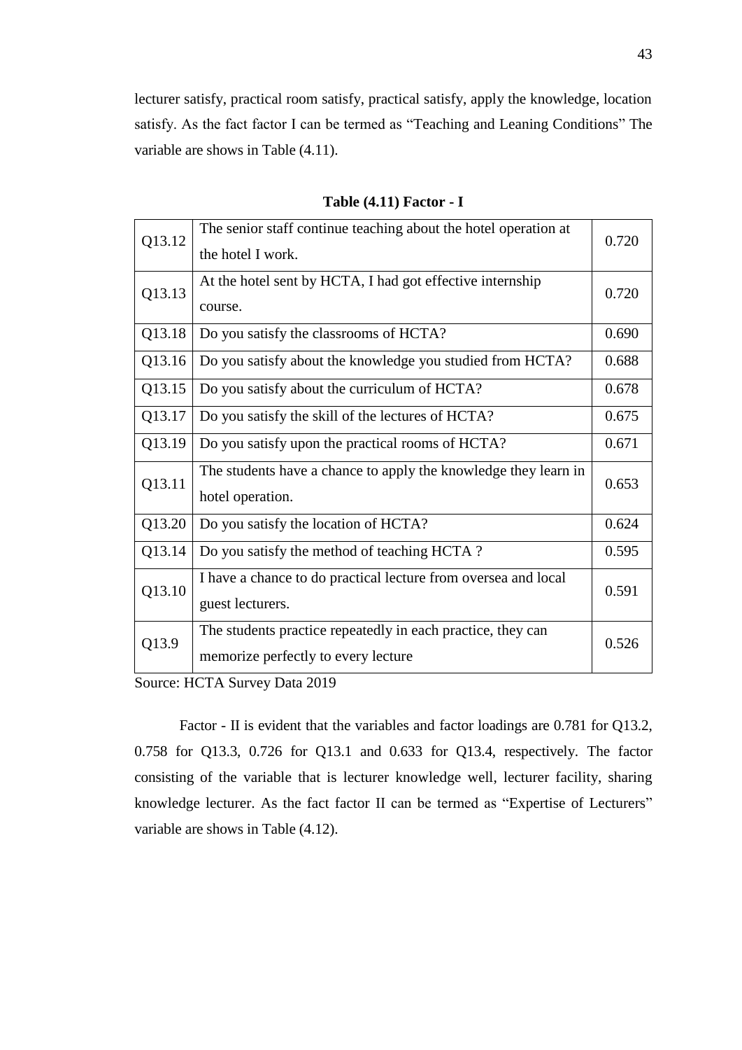lecturer satisfy, practical room satisfy, practical satisfy, apply the knowledge, location satisfy. As the fact factor I can be termed as "Teaching and Leaning Conditions" The variable are shows in Table (4.11).

**Table (4.11) Factor - I**

| | | |
|---|---|---|
| Q13.12 | The senior staff continue teaching about the hotel operation at the hotel I work. | 0.720 |
| Q13.13 | At the hotel sent by HCTA, I had got effective internship course. | 0.720 |
| Q13.18 | Do you satisfy the classrooms of HCTA? | 0.690 |
| Q13.16 | Do you satisfy about the knowledge you studied from HCTA? | 0.688 |
| Q13.15 | Do you satisfy about the curriculum of HCTA? | 0.678 |
| Q13.17 | Do you satisfy the skill of the lectures of HCTA? | 0.675 |
| Q13.19 | Do you satisfy upon the practical rooms of HCTA? | 0.671 |
| Q13.11 | The students have a chance to apply the knowledge they learn in hotel operation. | 0.653 |
| Q13.20 | Do you satisfy the location of HCTA? | 0.624 |
| Q13.14 | Do you satisfy the method of teaching HCTA ? | 0.595 |
| Q13.10 | I have a chance to do practical lecture from oversea and local guest lecturers. | 0.591 |
| Q13.9 | The students practice repeatedly in each practice, they can memorize perfectly to every lecture | 0.526 |

Source: HCTA Survey Data 2019

Factor - II is evident that the variables and factor loadings are 0.781 for Q13.2, 0.758 for Q13.3, 0.726 for Q13.1 and 0.633 for Q13.4, respectively. The factor consisting of the variable that is lecturer knowledge well, lecturer facility, sharing knowledge lecturer. As the fact factor II can be termed as "Expertise of Lecturers" variable are shows in Table (4.12).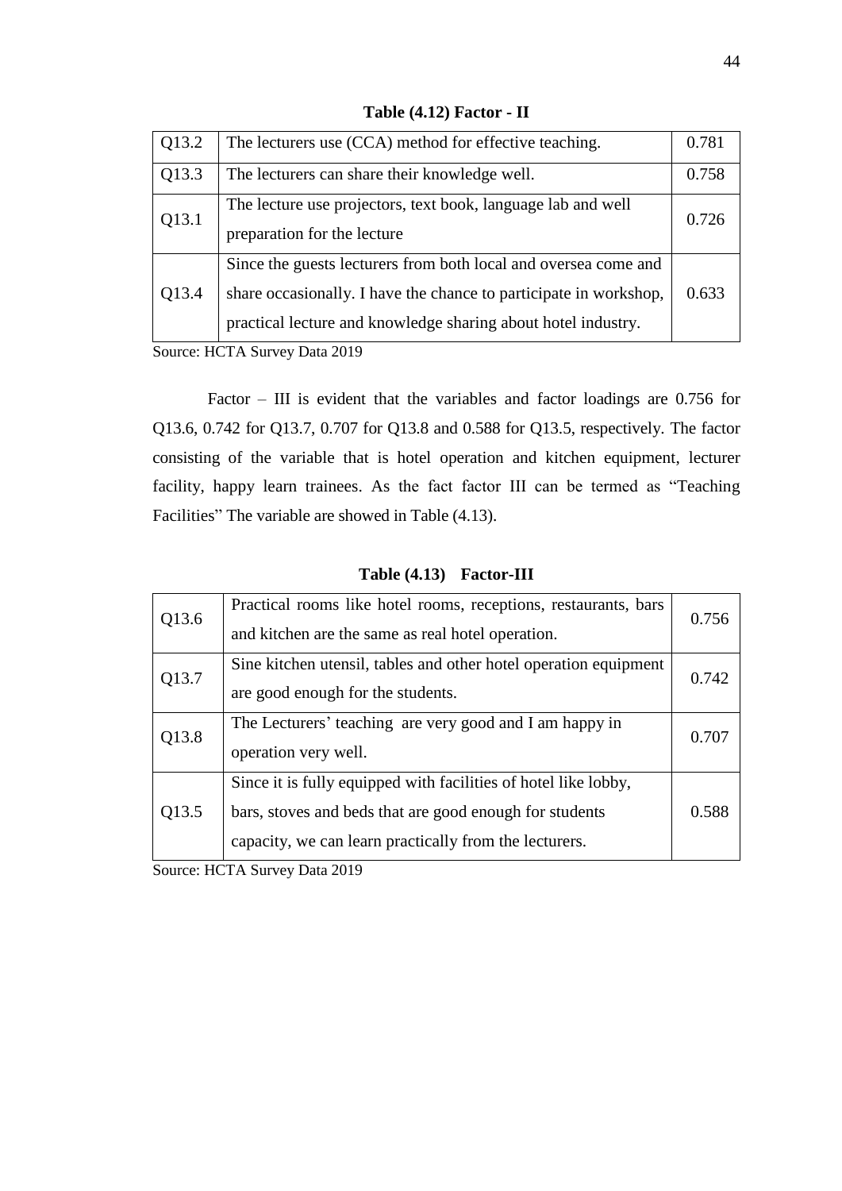**Table (4.12) Factor - II**

| | | |
|---|---|---|
| Q13.2 | The lecturers use (CCA) method for effective teaching. | 0.781 |
| Q13.3 | The lecturers can share their knowledge well. | 0.758 |
| Q13.1 | The lecture use projectors, text book, language lab and well preparation for the lecture | 0.726 |
| Q13.4 | Since the guests lecturers from both local and oversea come and share occasionally. I have the chance to participate in workshop, practical lecture and knowledge sharing about hotel industry. | 0.633 |

Source: HCTA Survey Data 2019

Factor – III is evident that the variables and factor loadings are 0.756 for Q13.6, 0.742 for Q13.7, 0.707 for Q13.8 and 0.588 for Q13.5, respectively. The factor consisting of the variable that is hotel operation and kitchen equipment, lecturer facility, happy learn trainees. As the fact factor III can be termed as "Teaching Facilities" The variable are showed in Table (4.13).

**Table (4.13) Factor-III**

| | | |
|---|---|---|
| Q13.6 | Practical rooms like hotel rooms, receptions, restaurants, bars and kitchen are the same as real hotel operation. | 0.756 |
| Q13.7 | Sine kitchen utensil, tables and other hotel operation equipment are good enough for the students. | 0.742 |
| Q13.8 | The Lecturers' teaching are very good and I am happy in operation very well. | 0.707 |
| Q13.5 | Since it is fully equipped with facilities of hotel like lobby, bars, stoves and beds that are good enough for students capacity, we can learn practically from the lecturers. | 0.588 |

Source: HCTA Survey Data 2019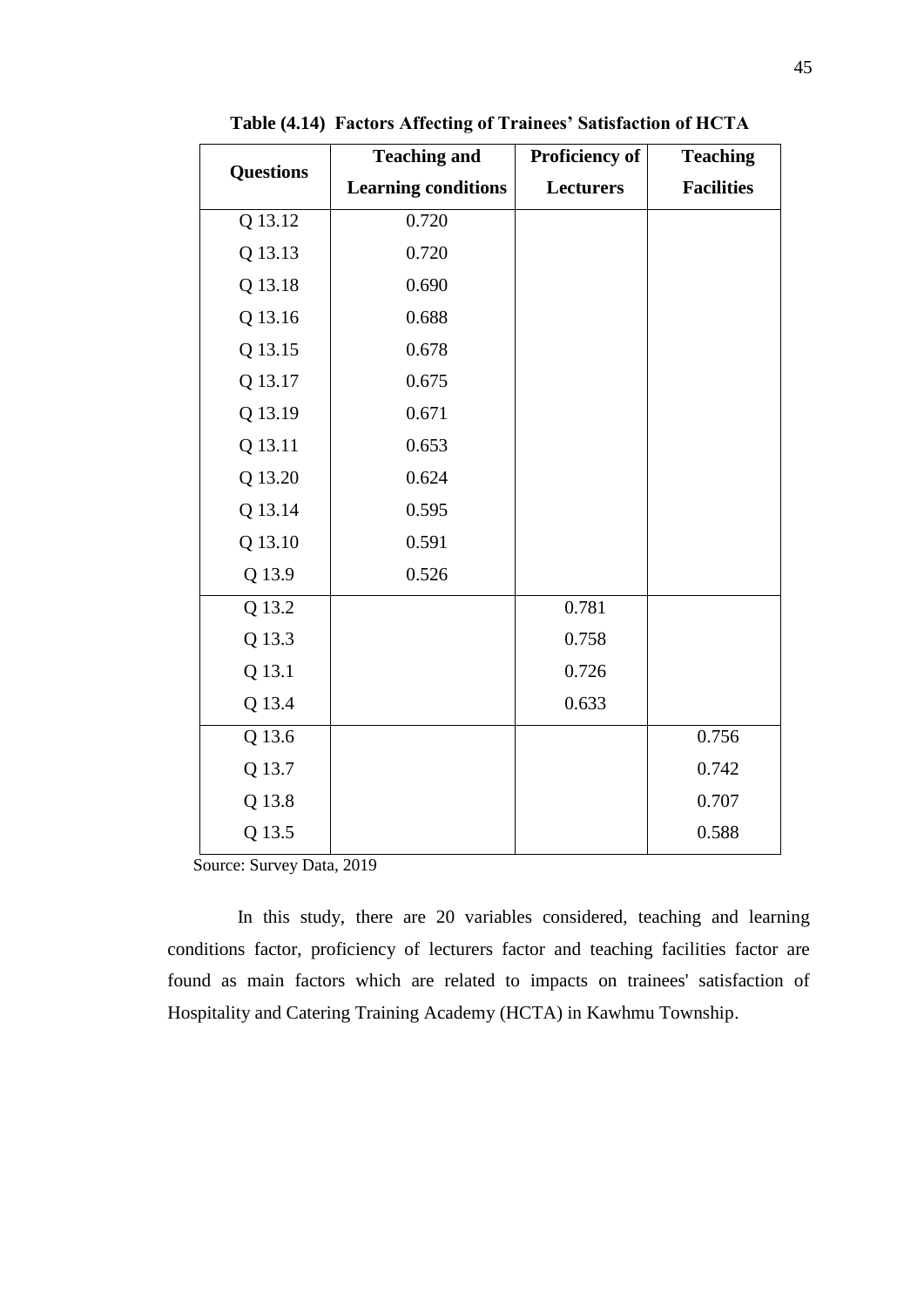**Table (4.14) Factors Affecting of Trainees' Satisfaction of HCTA**

| Questions | Teaching and Learning conditions | Proficiency of Lecturers | Teaching Facilities |
|---|---|---|---|
| Q 13.12 | 0.720 | | |
| Q 13.13 | 0.720 | | |
| Q 13.18 | 0.690 | | |
| Q 13.16 | 0.688 | | |
| Q 13.15 | 0.678 | | |
| Q 13.17 | 0.675 | | |
| Q 13.19 | 0.671 | | |
| Q 13.11 | 0.653 | | |
| Q 13.20 | 0.624 | | |
| Q 13.14 | 0.595 | | |
| Q 13.10 | 0.591 | | |
| Q 13.9 | 0.526 | | |
| Q 13.2 | | 0.781 | |
| Q 13.3 | | 0.758 | |
| Q 13.1 | | 0.726 | |
| Q 13.4 | | 0.633 | |
| Q 13.6 | | | 0.756 |
| Q 13.7 | | | 0.742 |
| Q 13.8 | | | 0.707 |
| Q 13.5 | | | 0.588 |

Source: Survey Data, 2019

In this study, there are 20 variables considered, teaching and learning conditions factor, proficiency of lecturers factor and teaching facilities factor are found as main factors which are related to impacts on trainees' satisfaction of Hospitality and Catering Training Academy (HCTA) in Kawhmu Township.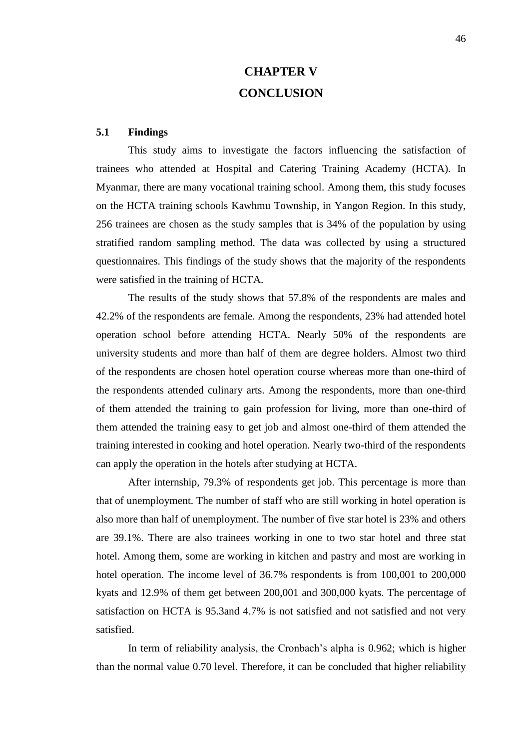# CHAPTER V

# CONCLUSION

## 5.1 Findings

This study aims to investigate the factors influencing the satisfaction of trainees who attended at Hospital and Catering Training Academy (HCTA). In Myanmar, there are many vocational training school. Among them, this study focuses on the HCTA training schools Kawhmu Township, in Yangon Region. In this study, 256 trainees are chosen as the study samples that is 34% of the population by using stratified random sampling method. The data was collected by using a structured questionnaires. This findings of the study shows that the majority of the respondents were satisfied in the training of HCTA.

The results of the study shows that 57.8% of the respondents are males and 42.2% of the respondents are female. Among the respondents, 23% had attended hotel operation school before attending HCTA. Nearly 50% of the respondents are university students and more than half of them are degree holders. Almost two third of the respondents are chosen hotel operation course whereas more than one-third of the respondents attended culinary arts. Among the respondents, more than one-third of them attended the training to gain profession for living, more than one-third of them attended the training easy to get job and almost one-third of them attended the training interested in cooking and hotel operation. Nearly two-third of the respondents can apply the operation in the hotels after studying at HCTA.

After internship, 79.3% of respondents get job. This percentage is more than that of unemployment. The number of staff who are still working in hotel operation is also more than half of unemployment. The number of five star hotel is 23% and others are 39.1%. There are also trainees working in one to two star hotel and three stat hotel. Among them, some are working in kitchen and pastry and most are working in hotel operation. The income level of 36.7% respondents is from 100,001 to 200,000 kyats and 12.9% of them get between 200,001 and 300,000 kyats. The percentage of satisfaction on HCTA is 95.3and 4.7% is not satisfied and not satisfied and not very satisfied.

In term of reliability analysis, the Cronbach's alpha is 0.962; which is higher than the normal value 0.70 level. Therefore, it can be concluded that higher reliability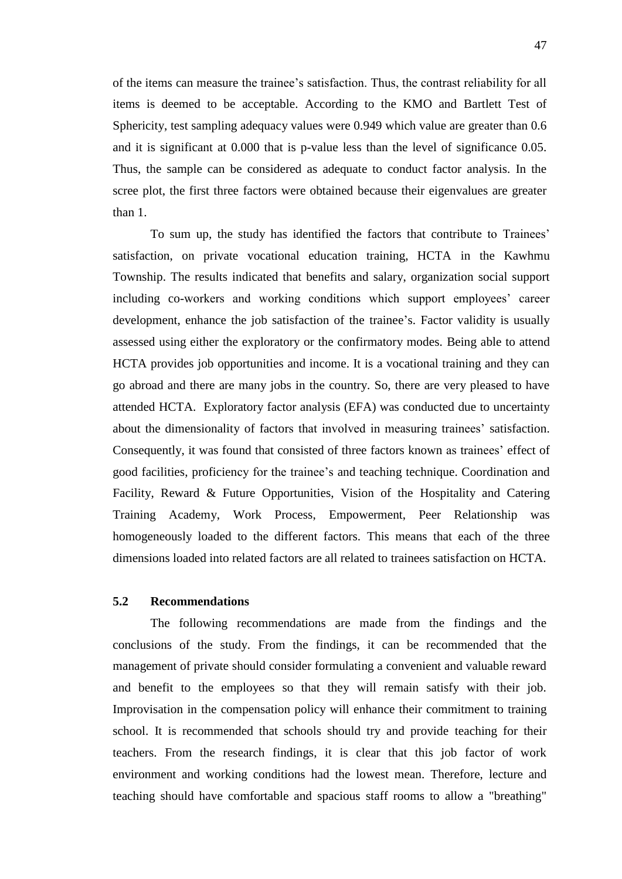of the items can measure the trainee's satisfaction. Thus, the contrast reliability for all items is deemed to be acceptable. According to the KMO and Bartlett Test of Sphericity, test sampling adequacy values were 0.949 which value are greater than 0.6 and it is significant at 0.000 that is p-value less than the level of significance 0.05. Thus, the sample can be considered as adequate to conduct factor analysis. In the scree plot, the first three factors were obtained because their eigenvalues are greater than 1.

To sum up, the study has identified the factors that contribute to Trainees' satisfaction, on private vocational education training, HCTA in the Kawhmu Township. The results indicated that benefits and salary, organization social support including co-workers and working conditions which support employees' career development, enhance the job satisfaction of the trainee's. Factor validity is usually assessed using either the exploratory or the confirmatory modes. Being able to attend HCTA provides job opportunities and income. It is a vocational training and they can go abroad and there are many jobs in the country. So, there are very pleased to have attended HCTA. Exploratory factor analysis (EFA) was conducted due to uncertainty about the dimensionality of factors that involved in measuring trainees' satisfaction. Consequently, it was found that consisted of three factors known as trainees' effect of good facilities, proficiency for the trainee's and teaching technique. Coordination and Facility, Reward & Future Opportunities, Vision of the Hospitality and Catering Training Academy, Work Process, Empowerment, Peer Relationship was homogeneously loaded to the different factors. This means that each of the three dimensions loaded into related factors are all related to trainees satisfaction on HCTA.

## 5.2 Recommendations

The following recommendations are made from the findings and the conclusions of the study. From the findings, it can be recommended that the management of private should consider formulating a convenient and valuable reward and benefit to the employees so that they will remain satisfy with their job. Improvisation in the compensation policy will enhance their commitment to training school. It is recommended that schools should try and provide teaching for their teachers. From the research findings, it is clear that this job factor of work environment and working conditions had the lowest mean. Therefore, lecture and teaching should have comfortable and spacious staff rooms to allow a "breathing"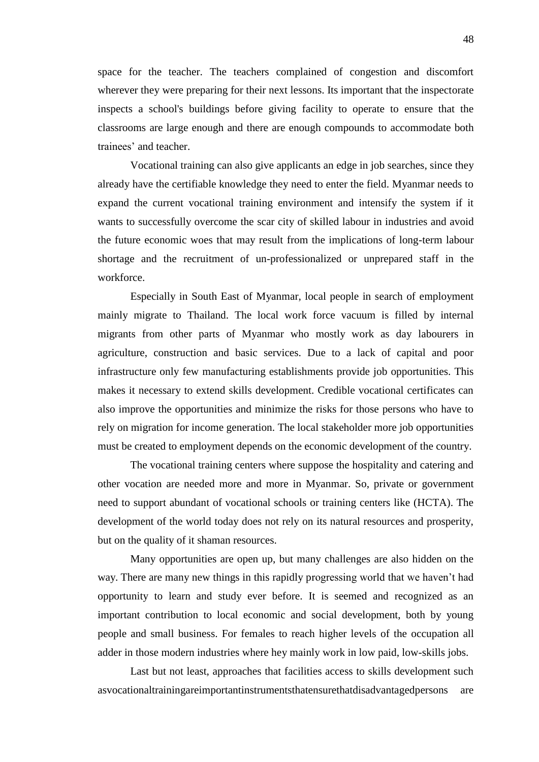space for the teacher. The teachers complained of congestion and discomfort wherever they were preparing for their next lessons. Its important that the inspectorate inspects a school's buildings before giving facility to operate to ensure that the classrooms are large enough and there are enough compounds to accommodate both trainees' and teacher.

Vocational training can also give applicants an edge in job searches, since they already have the certifiable knowledge they need to enter the field. Myanmar needs to expand the current vocational training environment and intensify the system if it wants to successfully overcome the scar city of skilled labour in industries and avoid the future economic woes that may result from the implications of long-term labour shortage and the recruitment of un-professionalized or unprepared staff in the workforce.

Especially in South East of Myanmar, local people in search of employment mainly migrate to Thailand. The local work force vacuum is filled by internal migrants from other parts of Myanmar who mostly work as day labourers in agriculture, construction and basic services. Due to a lack of capital and poor infrastructure only few manufacturing establishments provide job opportunities. This makes it necessary to extend skills development. Credible vocational certificates can also improve the opportunities and minimize the risks for those persons who have to rely on migration for income generation. The local stakeholder more job opportunities must be created to employment depends on the economic development of the country.

The vocational training centers where suppose the hospitality and catering and other vocation are needed more and more in Myanmar. So, private or government need to support abundant of vocational schools or training centers like (HCTA). The development of the world today does not rely on its natural resources and prosperity, but on the quality of it shaman resources.

Many opportunities are open up, but many challenges are also hidden on the way. There are many new things in this rapidly progressing world that we haven't had opportunity to learn and study ever before. It is seemed and recognized as an important contribution to local economic and social development, both by young people and small business. For females to reach higher levels of the occupation all adder in those modern industries where hey mainly work in low paid, low-skills jobs.

Last but not least, approaches that facilities access to skills development such asvocationaltrainingareimportantinstrumentsthatensurethatdisadvantagedpersons are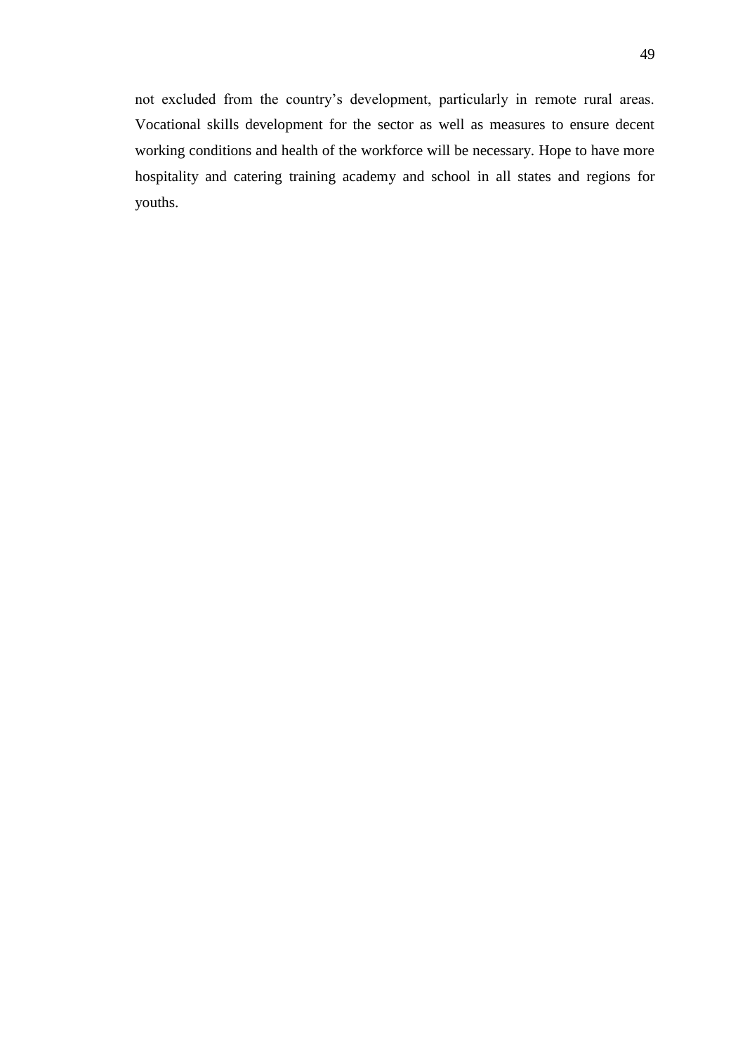not excluded from the country's development, particularly in remote rural areas. Vocational skills development for the sector as well as measures to ensure decent working conditions and health of the workforce will be necessary. Hope to have more hospitality and catering training academy and school in all states and regions for youths.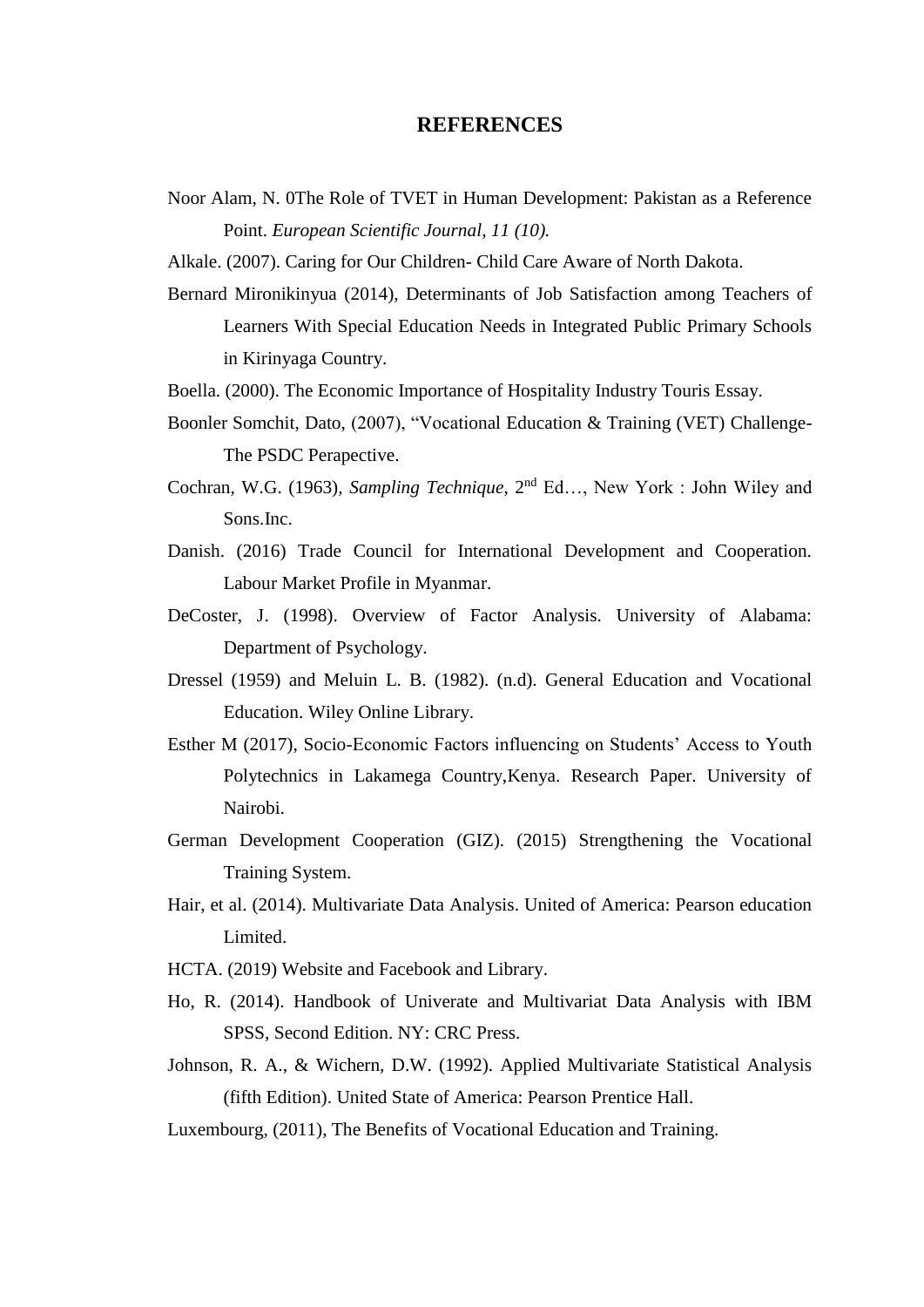# REFERENCES

Noor Alam, N. 0The Role of TVET in Human Development: Pakistan as a Reference Point. *European Scientific Journal, 11 (10).*

Alkale. (2007). Caring for Our Children- Child Care Aware of North Dakota.

Bernard Mironikinyua (2014), Determinants of Job Satisfaction among Teachers of Learners With Special Education Needs in Integrated Public Primary Schools in Kirinyaga Country.

Boella. (2000). The Economic Importance of Hospitality Industry Touris Essay.

Boonler Somchit, Dato, (2007), "Vocational Education & Training (VET) Challenge- The PSDC Perapective.

Cochran, W.G. (1963), *Sampling Technique*, 2nd Ed…, New York : John Wiley and Sons.Inc.

Danish. (2016) Trade Council for International Development and Cooperation. Labour Market Profile in Myanmar.

DeCoster, J. (1998). Overview of Factor Analysis. University of Alabama: Department of Psychology.

Dressel (1959) and Meluin L. B. (1982). (n.d). General Education and Vocational Education. Wiley Online Library.

Esther M (2017), Socio-Economic Factors influencing on Students' Access to Youth Polytechnics in Lakamega Country,Kenya. Research Paper. University of Nairobi.

German Development Cooperation (GIZ). (2015) Strengthening the Vocational Training System.

Hair, et al. (2014). Multivariate Data Analysis. United of America: Pearson education Limited.

HCTA. (2019) Website and Facebook and Library.

Ho, R. (2014). Handbook of Univerate and Multivariat Data Analysis with IBM SPSS, Second Edition. NY: CRC Press.

Johnson, R. A., & Wichern, D.W. (1992). Applied Multivariate Statistical Analysis (fifth Edition). United State of America: Pearson Prentice Hall.

Luxembourg, (2011), The Benefits of Vocational Education and Training.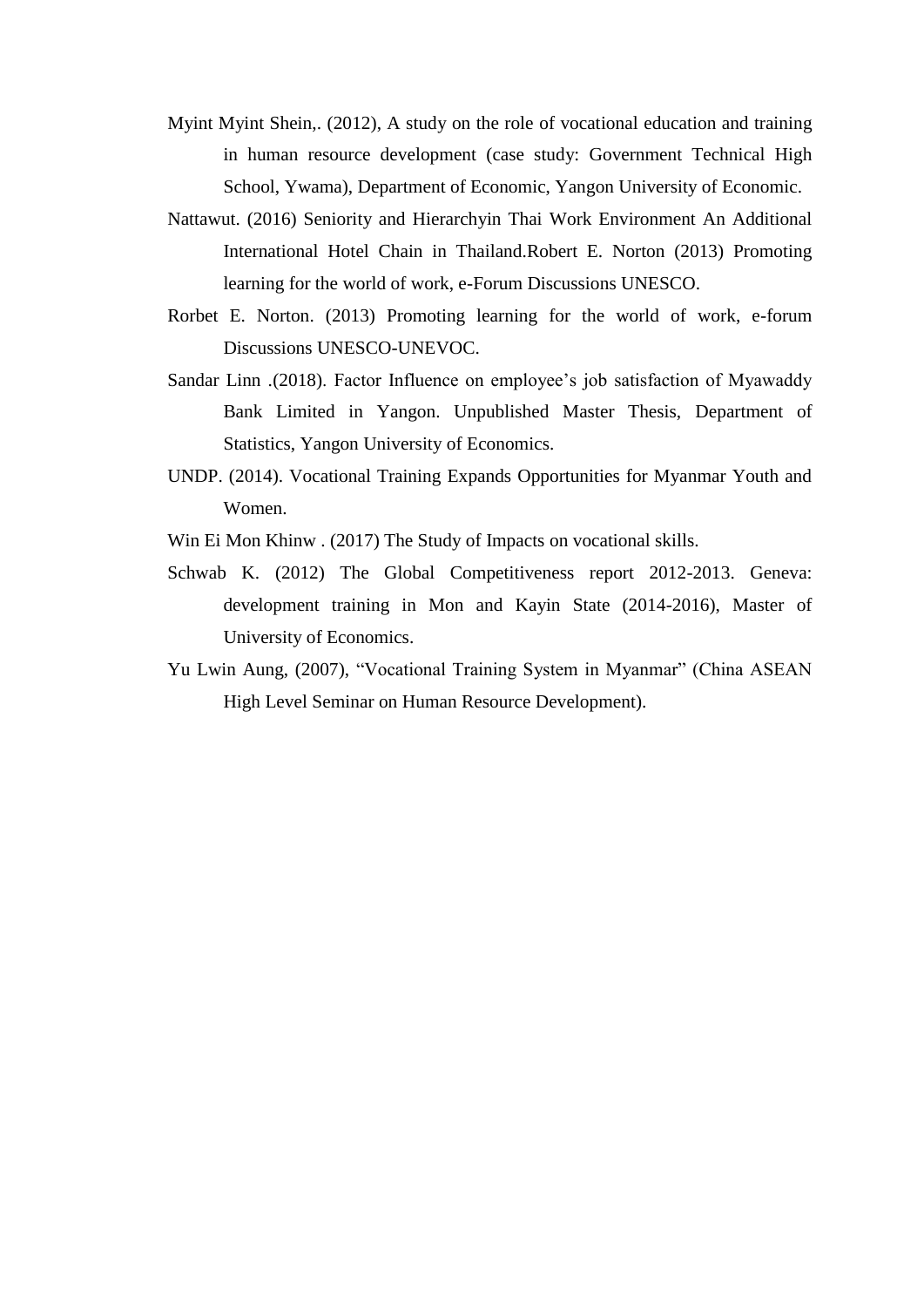Myint Myint Shein,. (2012), A study on the role of vocational education and training in human resource development (case study: Government Technical High School, Ywama), Department of Economic, Yangon University of Economic.

Nattawut. (2016) Seniority and Hierarchyin Thai Work Environment An Additional International Hotel Chain in Thailand.Robert E. Norton (2013) Promoting learning for the world of work, e-Forum Discussions UNESCO.

Rorbet E. Norton. (2013) Promoting learning for the world of work, e-forum Discussions UNESCO-UNEVOC.

Sandar Linn .(2018). Factor Influence on employee's job satisfaction of Myawaddy Bank Limited in Yangon. Unpublished Master Thesis, Department of Statistics, Yangon University of Economics.

UNDP. (2014). Vocational Training Expands Opportunities for Myanmar Youth and Women.

Win Ei Mon Khinw . (2017) The Study of Impacts on vocational skills.

Schwab K. (2012) The Global Competitiveness report 2012-2013. Geneva: development training in Mon and Kayin State (2014-2016), Master of University of Economics.

Yu Lwin Aung, (2007), "Vocational Training System in Myanmar" (China ASEAN High Level Seminar on Human Resource Development).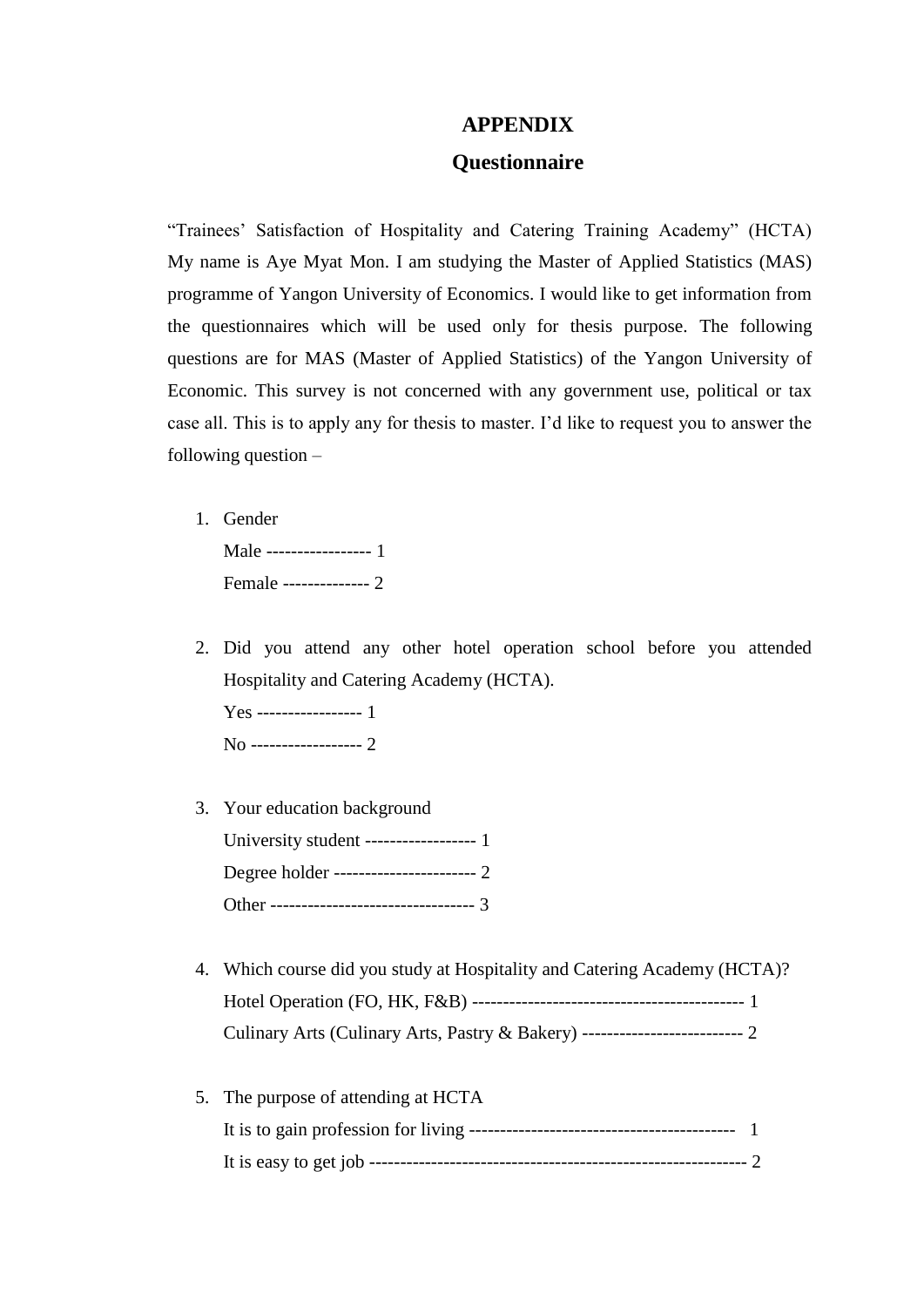# APPENDIX

## Questionnaire

"Trainees' Satisfaction of Hospitality and Catering Training Academy" (HCTA) My name is Aye Myat Mon. I am studying the Master of Applied Statistics (MAS) programme of Yangon University of Economics. I would like to get information from the questionnaires which will be used only for thesis purpose. The following questions are for MAS (Master of Applied Statistics) of the Yangon University of Economic. This survey is not concerned with any government use, political or tax case all. This is to apply any for thesis to master. I'd like to request you to answer the following question –

1. Gender

   Male ----------------- 1

   Female -------------- 2

2. Did you attend any other hotel operation school before you attended Hospitality and Catering Academy (HCTA).

   Yes ----------------- 1

   No ------------------ 2

3. Your education background

   University student ------------------ 1

   Degree holder ----------------------- 2

   Other --------------------------------- 3

4. Which course did you study at Hospitality and Catering Academy (HCTA)?

   Hotel Operation (FO, HK, F&B) -------------------------------------------- 1

   Culinary Arts (Culinary Arts, Pastry & Bakery) -------------------------- 2

5. The purpose of attending at HCTA

   It is to gain profession for living ------------------------------------------- 1

   It is easy to get job ------------------------------------------------------------ 2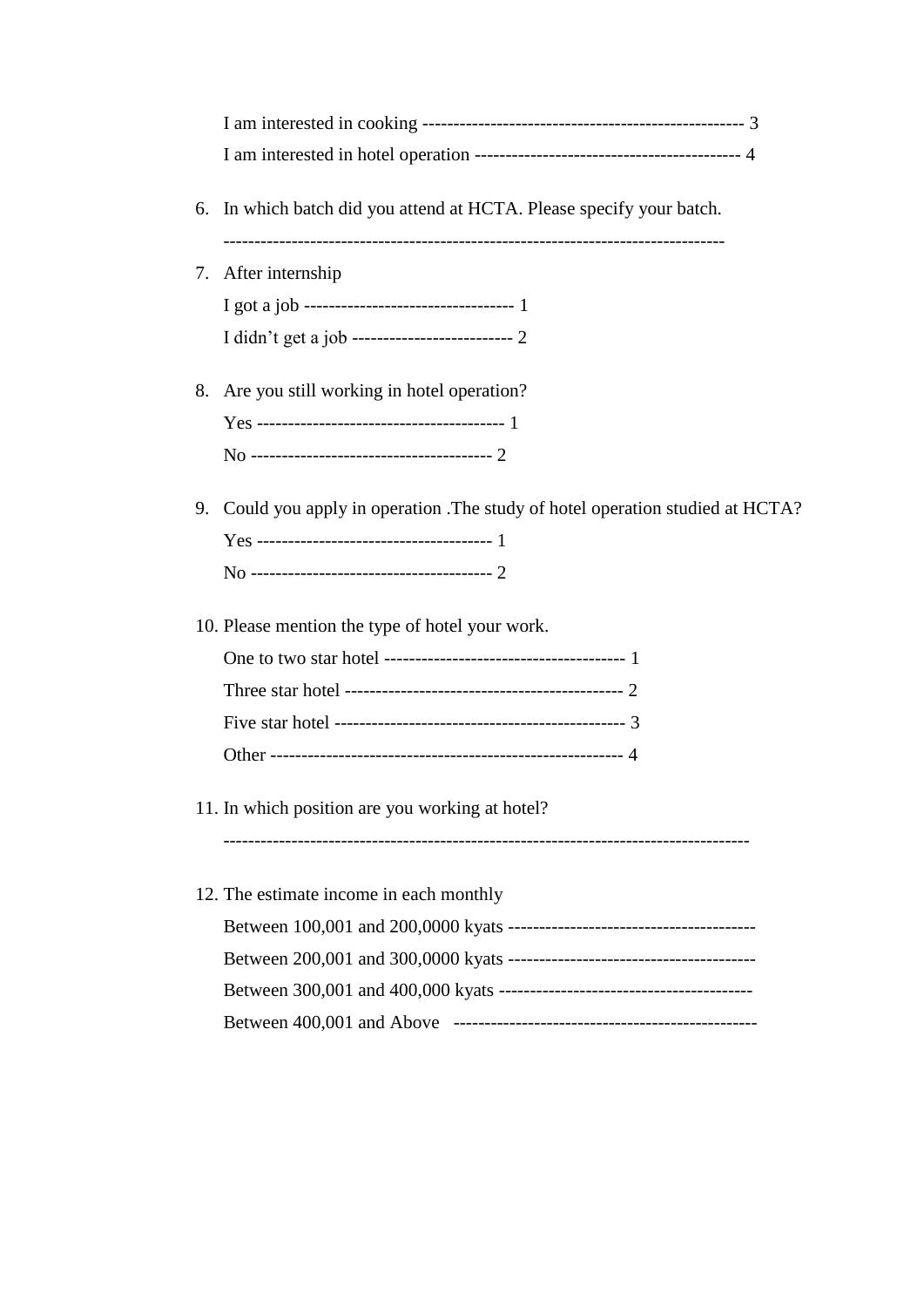I am interested in cooking ---------------------------------------------------- 3

I am interested in hotel operation ------------------------------------------- 4

6. In which batch did you attend at HCTA. Please specify your batch.

   -------------------------------------------------------------------------------

7. After internship

   I got a job ---------------------------------- 1

   I didn't get a job -------------------------- 2

8. Are you still working in hotel operation?

   Yes ---------------------------------------- 1

   No -------------------------------------- 2

9. Could you apply in operation .The study of hotel operation studied at HCTA?

   Yes -------------------------------------- 1

   No -------------------------------------- 2

10. Please mention the type of hotel your work.

    One to two star hotel --------------------------------------- 1

    Three star hotel -------------------------------------------- 2

    Five star hotel ---------------------------------------------- 3

    Other ------------------------------------------------------- 4

11. In which position are you working at hotel?

    ----------------------------------------------------------------------------------

12. The estimate income in each monthly

    Between 100,001 and 200,0000 kyats ----------------------------------------

    Between 200,001 and 300,0000 kyats ----------------------------------------

    Between 300,001 and 400,000 kyats -----------------------------------------

    Between 400,001 and Above -------------------------------------------------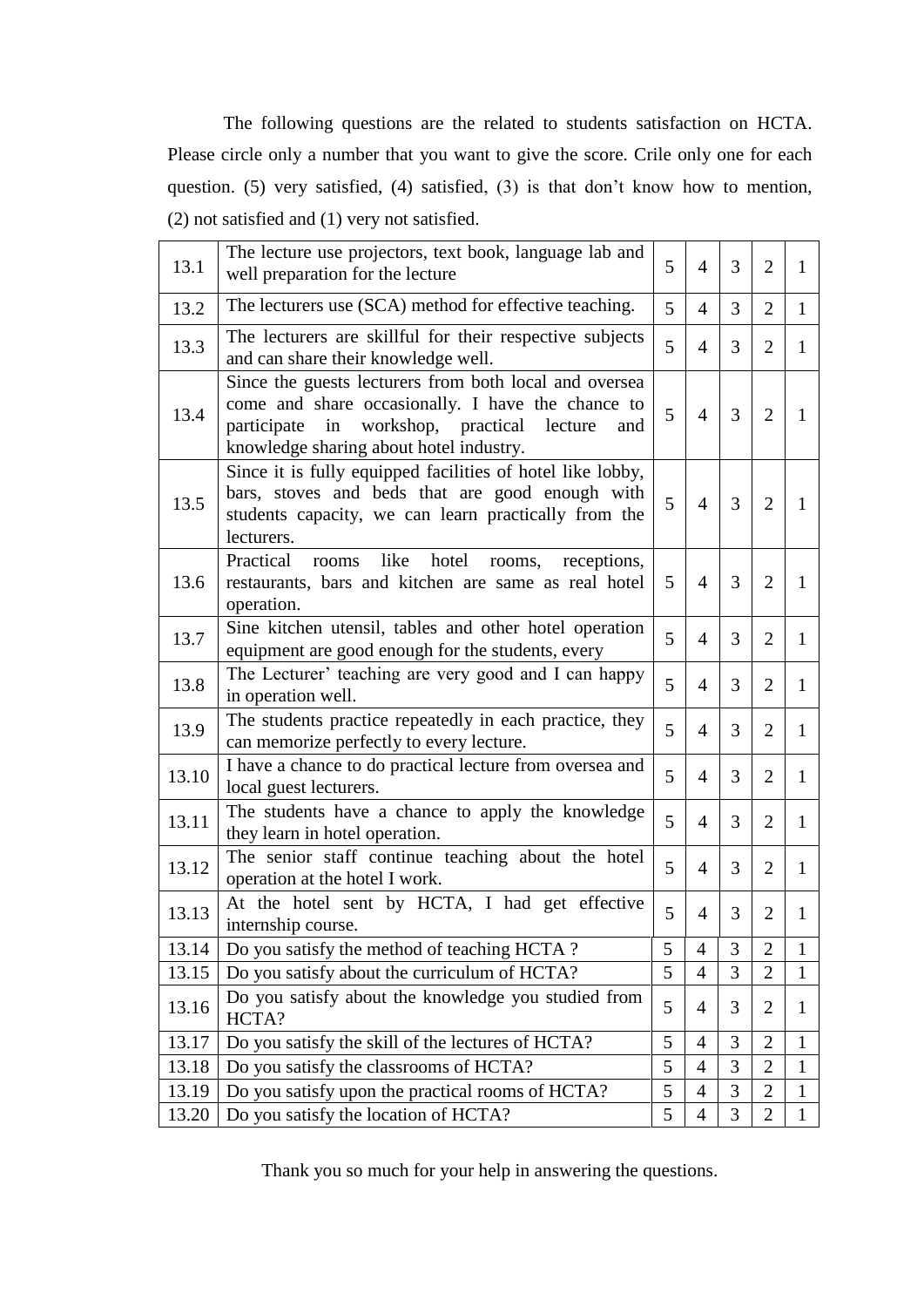The following questions are the related to students satisfaction on HCTA. Please circle only a number that you want to give the score. Crile only one for each question. (5) very satisfied, (4) satisfied, (3) is that don't know how to mention, (2) not satisfied and (1) very not satisfied.

| | | | | | | |
|---|---|---|---|---|---|---|
| 13.1 | The lecture use projectors, text book, language lab and well preparation for the lecture | 5 | 4 | 3 | 2 | 1 |
| 13.2 | The lecturers use (SCA) method for effective teaching. | 5 | 4 | 3 | 2 | 1 |
| 13.3 | The lecturers are skillful for their respective subjects and can share their knowledge well. | 5 | 4 | 3 | 2 | 1 |
| 13.4 | Since the guests lecturers from both local and oversea come and share occasionally. I have the chance to participate in workshop, practical lecture and knowledge sharing about hotel industry. | 5 | 4 | 3 | 2 | 1 |
| 13.5 | Since it is fully equipped facilities of hotel like lobby, bars, stoves and beds that are good enough with students capacity, we can learn practically from the lecturers. | 5 | 4 | 3 | 2 | 1 |
| 13.6 | Practical rooms like hotel rooms, receptions, restaurants, bars and kitchen are same as real hotel operation. | 5 | 4 | 3 | 2 | 1 |
| 13.7 | Sine kitchen utensil, tables and other hotel operation equipment are good enough for the students, every | 5 | 4 | 3 | 2 | 1 |
| 13.8 | The Lecturer' teaching are very good and I can happy in operation well. | 5 | 4 | 3 | 2 | 1 |
| 13.9 | The students practice repeatedly in each practice, they can memorize perfectly to every lecture. | 5 | 4 | 3 | 2 | 1 |
| 13.10 | I have a chance to do practical lecture from oversea and local guest lecturers. | 5 | 4 | 3 | 2 | 1 |
| 13.11 | The students have a chance to apply the knowledge they learn in hotel operation. | 5 | 4 | 3 | 2 | 1 |
| 13.12 | The senior staff continue teaching about the hotel operation at the hotel I work. | 5 | 4 | 3 | 2 | 1 |
| 13.13 | At the hotel sent by HCTA, I had get effective internship course. | 5 | 4 | 3 | 2 | 1 |
| 13.14 | Do you satisfy the method of teaching HCTA ? | 5 | 4 | 3 | 2 | 1 |
| 13.15 | Do you satisfy about the curriculum of HCTA? | 5 | 4 | 3 | 2 | 1 |
| 13.16 | Do you satisfy about the knowledge you studied from HCTA? | 5 | 4 | 3 | 2 | 1 |
| 13.17 | Do you satisfy the skill of the lectures of HCTA? | 5 | 4 | 3 | 2 | 1 |
| 13.18 | Do you satisfy the classrooms of HCTA? | 5 | 4 | 3 | 2 | 1 |
| 13.19 | Do you satisfy upon the practical rooms of HCTA? | 5 | 4 | 3 | 2 | 1 |
| 13.20 | Do you satisfy the location of HCTA? | 5 | 4 | 3 | 2 | 1 |

Thank you so much for your help in answering the questions.